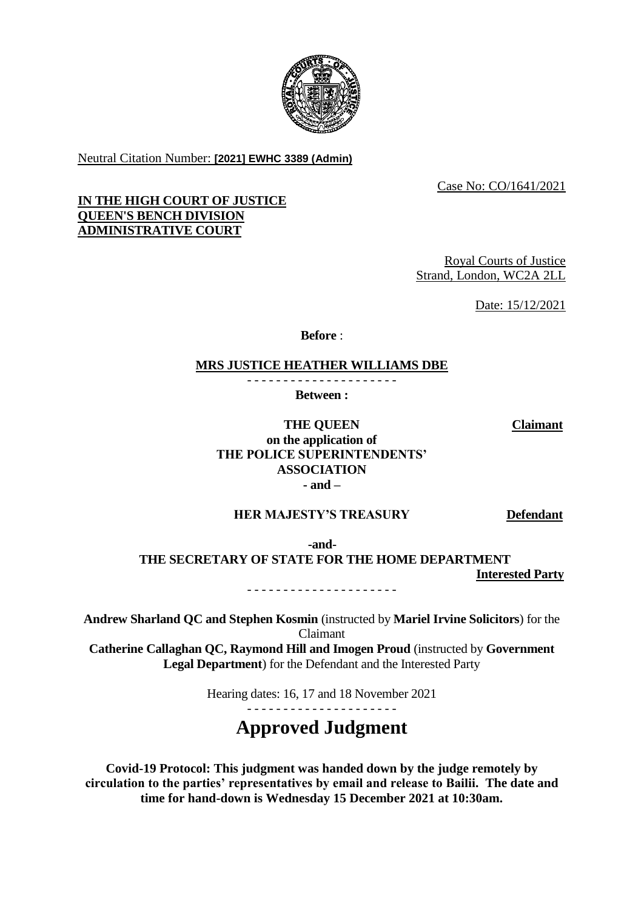Neutral Citation Number: **[2021] EWHC 3389 (Admin)**

Case No: CO/1641/2021

**IN THE HIGH COURT OF JUSTICE**
**QUEEN'S BENCH DIVISION**
**ADMINISTRATIVE COURT**

Royal Courts of Justice
Strand, London, WC2A 2LL

Date: 15/12/2021

**Before** :

**MRS JUSTICE HEATHER WILLIAMS DBE**

- - - - - - - - - - - - - - - - - - - - -

**Between :**

| | |
|---|---|
| **THE QUEEN on the application of THE POLICE SUPERINTENDENTS' ASSOCIATION** | **Claimant** |
| **- and –** | |
| **HER MAJESTY'S TREASURY** | **Defendant** |
| **-and-** | |
| **THE SECRETARY OF STATE FOR THE HOME DEPARTMENT** | **Interested Party** |

- - - - - - - - - - - - - - - - - - - - -

**Andrew Sharland QC and Stephen Kosmin** (instructed by **Mariel Irvine Solicitors**) for the Claimant

**Catherine Callaghan QC, Raymond Hill and Imogen Proud** (instructed by **Government Legal Department**) for the Defendant and the Interested Party

Hearing dates: 16, 17 and 18 November 2021

- - - - - - - - - - - - - - - - - - - - -

# Approved Judgment

**Covid-19 Protocol: This judgment was handed down by the judge remotely by circulation to the parties' representatives by email and release to Bailii. The date and time for hand-down is Wednesday 15 December 2021 at 10:30am.**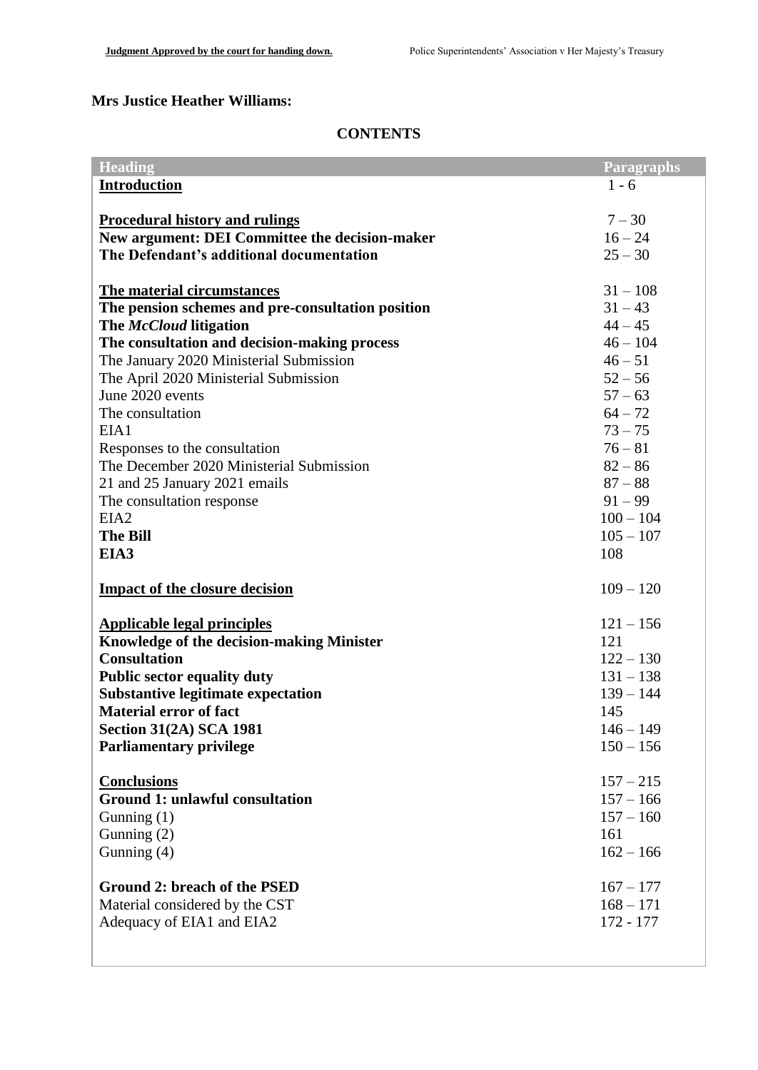**Mrs Justice Heather Williams:**

**CONTENTS**

| Heading | Paragraphs |
|---|---|
| **Introduction** | 1 - 6 |
| **Procedural history and rulings** | 7 – 30 |
| **New argument: DEI Committee the decision-maker** | 16 – 24 |
| **The Defendant's additional documentation** | 25 – 30 |
| **The material circumstances** | 31 – 108 |
| **The pension schemes and pre-consultation position** | 31 – 43 |
| **The *McCloud* litigation** | 44 – 45 |
| **The consultation and decision-making process** | 46 – 104 |
| The January 2020 Ministerial Submission | 46 – 51 |
| The April 2020 Ministerial Submission | 52 – 56 |
| June 2020 events | 57 – 63 |
| The consultation | 64 – 72 |
| EIA1 | 73 – 75 |
| Responses to the consultation | 76 – 81 |
| The December 2020 Ministerial Submission | 82 – 86 |
| 21 and 25 January 2021 emails | 87 – 88 |
| The consultation response | 91 – 99 |
| EIA2 | 100 – 104 |
| **The Bill** | 105 – 107 |
| **EIA3** | 108 |
| **Impact of the closure decision** | 109 – 120 |
| **Applicable legal principles** | 121 – 156 |
| **Knowledge of the decision-making Minister** | 121 |
| **Consultation** | 122 – 130 |
| **Public sector equality duty** | 131 – 138 |
| **Substantive legitimate expectation** | 139 – 144 |
| **Material error of fact** | 145 |
| **Section 31(2A) SCA 1981** | 146 – 149 |
| **Parliamentary privilege** | 150 – 156 |
| **Conclusions** | 157 – 215 |
| **Ground 1: unlawful consultation** | 157 – 166 |
| Gunning (1) | 157 – 160 |
| Gunning (2) | 161 |
| Gunning (4) | 162 – 166 |
| **Ground 2: breach of the PSED** | 167 – 177 |
| Material considered by the CST | 168 – 171 |
| Adequacy of EIA1 and EIA2 | 172 - 177 |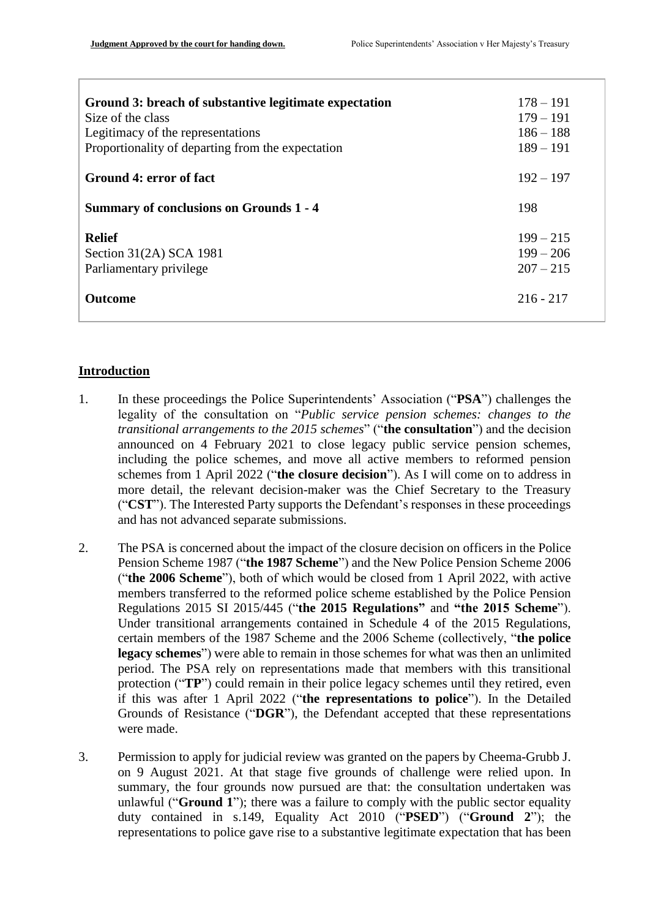| | |
|---|---|
| **Ground 3: breach of substantive legitimate expectation** | 178 – 191 |
| Size of the class | 179 – 191 |
| Legitimacy of the representations | 186 – 188 |
| Proportionality of departing from the expectation | 189 – 191 |
| **Ground 4: error of fact** | 192 – 197 |
| **Summary of conclusions on Grounds 1 - 4** | 198 |
| **Relief** | 199 – 215 |
| Section 31(2A) SCA 1981 | 199 – 206 |
| Parliamentary privilege | 207 – 215 |
| **Outcome** | 216 - 217 |

## Introduction

1. In these proceedings the Police Superintendents' Association ("**PSA**") challenges the legality of the consultation on "*Public service pension schemes: changes to the transitional arrangements to the 2015 schemes*" ("**the consultation**") and the decision announced on 4 February 2021 to close legacy public service pension schemes, including the police schemes, and move all active members to reformed pension schemes from 1 April 2022 ("**the closure decision**"). As I will come on to address in more detail, the relevant decision-maker was the Chief Secretary to the Treasury ("**CST**"). The Interested Party supports the Defendant's responses in these proceedings and has not advanced separate submissions.

2. The PSA is concerned about the impact of the closure decision on officers in the Police Pension Scheme 1987 ("**the 1987 Scheme**") and the New Police Pension Scheme 2006 ("**the 2006 Scheme**"), both of which would be closed from 1 April 2022, with active members transferred to the reformed police scheme established by the Police Pension Regulations 2015 SI 2015/445 ("**the 2015 Regulations"** and **"the 2015 Scheme**"). Under transitional arrangements contained in Schedule 4 of the 2015 Regulations, certain members of the 1987 Scheme and the 2006 Scheme (collectively, "**the police legacy schemes**") were able to remain in those schemes for what was then an unlimited period. The PSA rely on representations made that members with this transitional protection ("**TP**") could remain in their police legacy schemes until they retired, even if this was after 1 April 2022 ("**the representations to police**"). In the Detailed Grounds of Resistance ("**DGR**"), the Defendant accepted that these representations were made.

3. Permission to apply for judicial review was granted on the papers by Cheema-Grubb J. on 9 August 2021. At that stage five grounds of challenge were relied upon. In summary, the four grounds now pursued are that: the consultation undertaken was unlawful ("**Ground 1**"); there was a failure to comply with the public sector equality duty contained in s.149, Equality Act 2010 ("**PSED**") ("**Ground 2**"); the representations to police gave rise to a substantive legitimate expectation that has been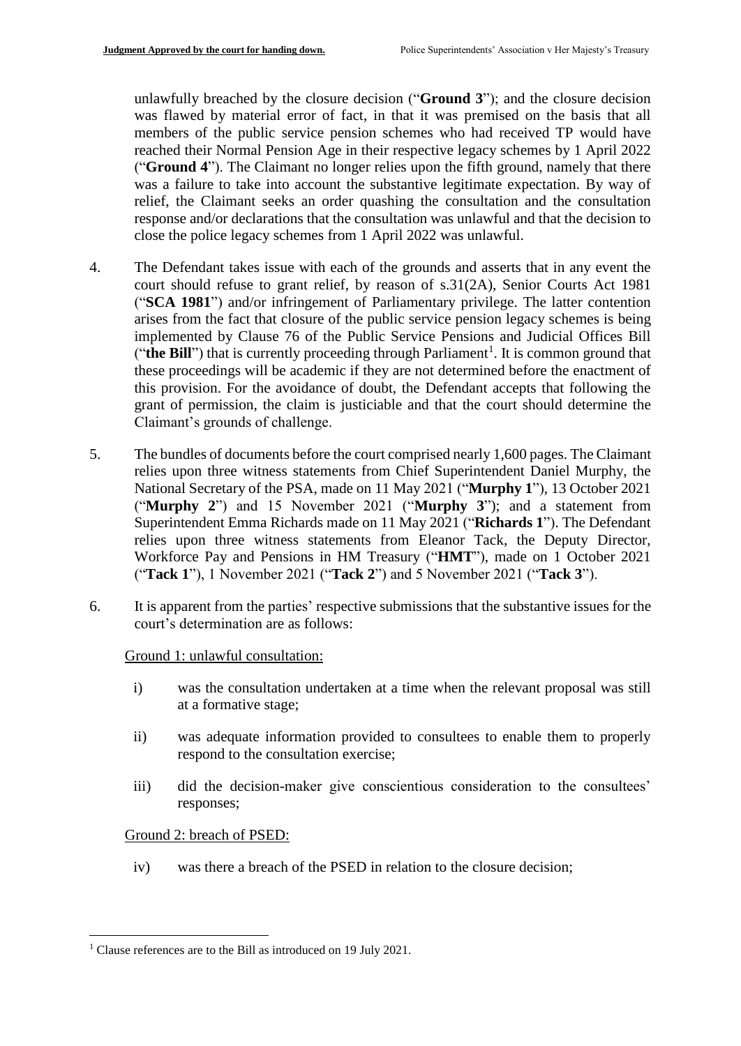unlawfully breached by the closure decision ("**Ground 3**"); and the closure decision was flawed by material error of fact, in that it was premised on the basis that all members of the public service pension schemes who had received TP would have reached their Normal Pension Age in their respective legacy schemes by 1 April 2022 ("**Ground 4**"). The Claimant no longer relies upon the fifth ground, namely that there was a failure to take into account the substantive legitimate expectation. By way of relief, the Claimant seeks an order quashing the consultation and the consultation response and/or declarations that the consultation was unlawful and that the decision to close the police legacy schemes from 1 April 2022 was unlawful.

4. The Defendant takes issue with each of the grounds and asserts that in any event the court should refuse to grant relief, by reason of s.31(2A), Senior Courts Act 1981 ("**SCA 1981**") and/or infringement of Parliamentary privilege. The latter contention arises from the fact that closure of the public service pension legacy schemes is being implemented by Clause 76 of the Public Service Pensions and Judicial Offices Bill ("**the Bill**") that is currently proceeding through Parliament[1]. It is common ground that these proceedings will be academic if they are not determined before the enactment of this provision. For the avoidance of doubt, the Defendant accepts that following the grant of permission, the claim is justiciable and that the court should determine the Claimant's grounds of challenge.

5. The bundles of documents before the court comprised nearly 1,600 pages. The Claimant relies upon three witness statements from Chief Superintendent Daniel Murphy, the National Secretary of the PSA, made on 11 May 2021 ("**Murphy 1**"), 13 October 2021 ("**Murphy 2**") and 15 November 2021 ("**Murphy 3**"); and a statement from Superintendent Emma Richards made on 11 May 2021 ("**Richards 1**"). The Defendant relies upon three witness statements from Eleanor Tack, the Deputy Director, Workforce Pay and Pensions in HM Treasury ("**HMT**"), made on 1 October 2021 ("**Tack 1**"), 1 November 2021 ("**Tack 2**") and 5 November 2021 ("**Tack 3**").

6. It is apparent from the parties' respective submissions that the substantive issues for the court's determination are as follows:

Ground 1: unlawful consultation:

i) was the consultation undertaken at a time when the relevant proposal was still at a formative stage;

ii) was adequate information provided to consultees to enable them to properly respond to the consultation exercise;

iii) did the decision-maker give conscientious consideration to the consultees' responses;

Ground 2: breach of PSED:

iv) was there a breach of the PSED in relation to the closure decision;

[1] Clause references are to the Bill as introduced on 19 July 2021.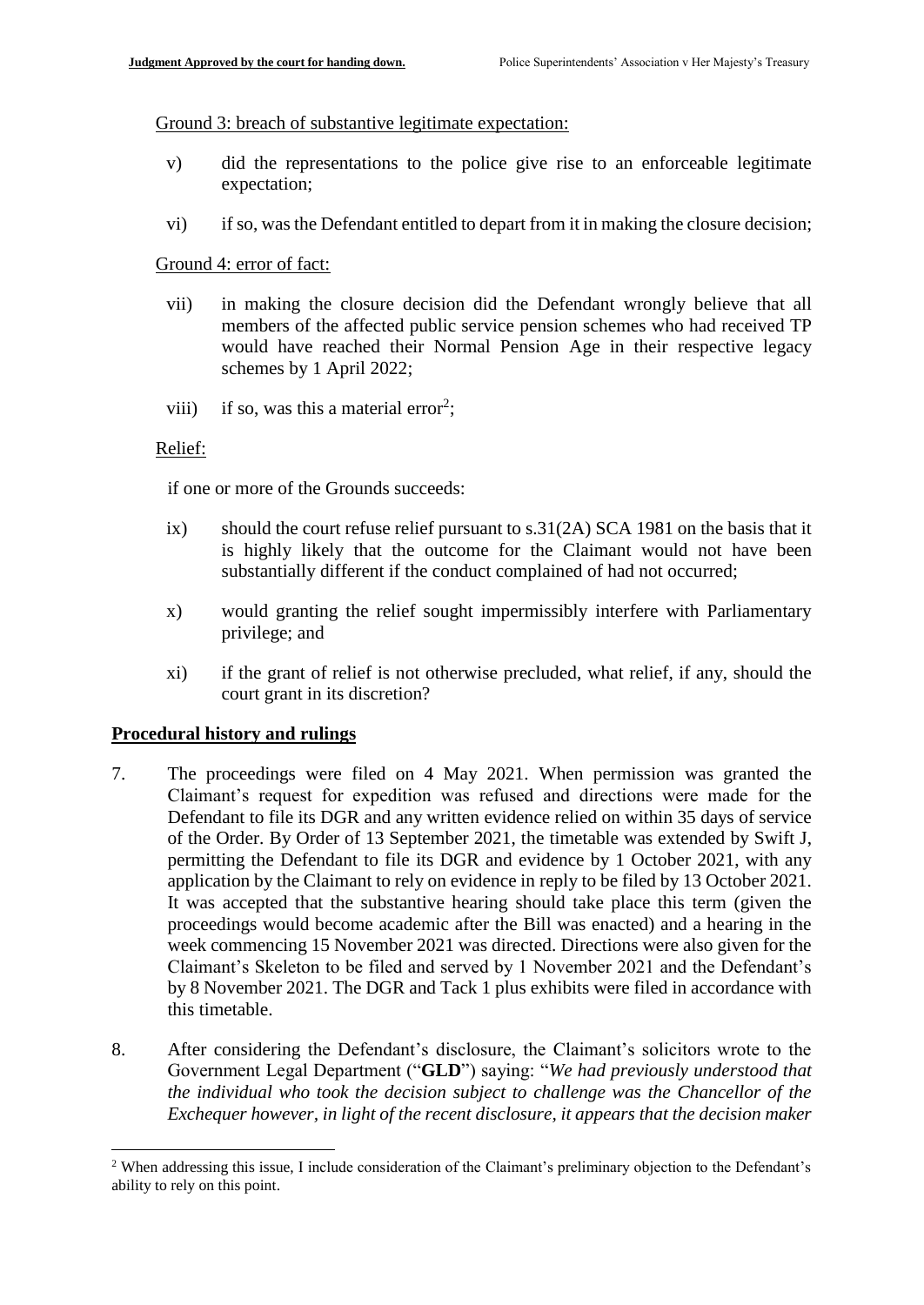Ground 3: breach of substantive legitimate expectation:

v) did the representations to the police give rise to an enforceable legitimate expectation;

vi) if so, was the Defendant entitled to depart from it in making the closure decision;

Ground 4: error of fact:

vii) in making the closure decision did the Defendant wrongly believe that all members of the affected public service pension schemes who had received TP would have reached their Normal Pension Age in their respective legacy schemes by 1 April 2022;

viii) if so, was this a material error[2];

Relief:

if one or more of the Grounds succeeds:

ix) should the court refuse relief pursuant to s.31(2A) SCA 1981 on the basis that it is highly likely that the outcome for the Claimant would not have been substantially different if the conduct complained of had not occurred;

x) would granting the relief sought impermissibly interfere with Parliamentary privilege; and

xi) if the grant of relief is not otherwise precluded, what relief, if any, should the court grant in its discretion?

## Procedural history and rulings

7. The proceedings were filed on 4 May 2021. When permission was granted the Claimant's request for expedition was refused and directions were made for the Defendant to file its DGR and any written evidence relied on within 35 days of service of the Order. By Order of 13 September 2021, the timetable was extended by Swift J, permitting the Defendant to file its DGR and evidence by 1 October 2021, with any application by the Claimant to rely on evidence in reply to be filed by 13 October 2021. It was accepted that the substantive hearing should take place this term (given the proceedings would become academic after the Bill was enacted) and a hearing in the week commencing 15 November 2021 was directed. Directions were also given for the Claimant's Skeleton to be filed and served by 1 November 2021 and the Defendant's by 8 November 2021. The DGR and Tack 1 plus exhibits were filed in accordance with this timetable.

8. After considering the Defendant's disclosure, the Claimant's solicitors wrote to the Government Legal Department ("**GLD**") saying: "*We had previously understood that the individual who took the decision subject to challenge was the Chancellor of the Exchequer however, in light of the recent disclosure, it appears that the decision maker*

[2] When addressing this issue, I include consideration of the Claimant's preliminary objection to the Defendant's ability to rely on this point.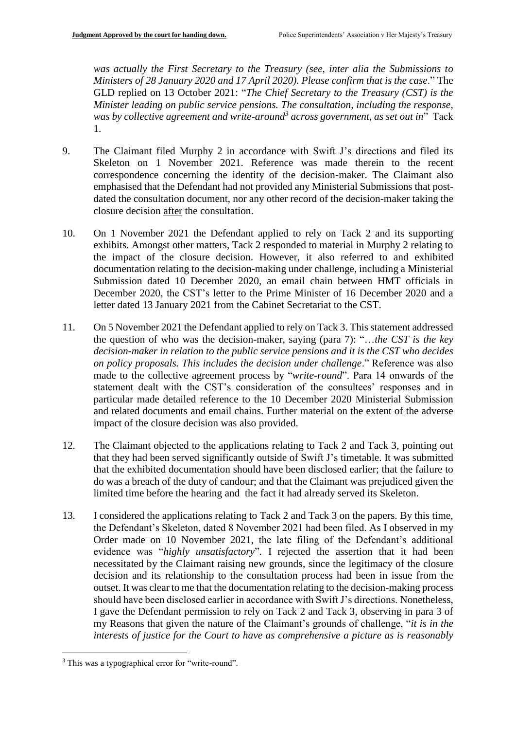*was actually the First Secretary to the Treasury (see, inter alia the Submissions to Ministers of 28 January 2020 and 17 April 2020). Please confirm that is the case*." The GLD replied on 13 October 2021: "*The Chief Secretary to the Treasury (CST) is the Minister leading on public service pensions. The consultation, including the response, was by collective agreement and write-around*[3] *across government, as set out in*" Tack 1.

9. The Claimant filed Murphy 2 in accordance with Swift J's directions and filed its Skeleton on 1 November 2021. Reference was made therein to the recent correspondence concerning the identity of the decision-maker. The Claimant also emphasised that the Defendant had not provided any Ministerial Submissions that post-dated the consultation document, nor any other record of the decision-maker taking the closure decision <u>after</u> the consultation.

10. On 1 November 2021 the Defendant applied to rely on Tack 2 and its supporting exhibits. Amongst other matters, Tack 2 responded to material in Murphy 2 relating to the impact of the closure decision. However, it also referred to and exhibited documentation relating to the decision-making under challenge, including a Ministerial Submission dated 10 December 2020, an email chain between HMT officials in December 2020, the CST's letter to the Prime Minister of 16 December 2020 and a letter dated 13 January 2021 from the Cabinet Secretariat to the CST.

11. On 5 November 2021 the Defendant applied to rely on Tack 3. This statement addressed the question of who was the decision-maker, saying (para 7): "…*the CST is the key decision-maker in relation to the public service pensions and it is the CST who decides on policy proposals. This includes the decision under challenge*." Reference was also made to the collective agreement process by "*write-round*". Para 14 onwards of the statement dealt with the CST's consideration of the consultees' responses and in particular made detailed reference to the 10 December 2020 Ministerial Submission and related documents and email chains. Further material on the extent of the adverse impact of the closure decision was also provided.

12. The Claimant objected to the applications relating to Tack 2 and Tack 3, pointing out that they had been served significantly outside of Swift J's timetable. It was submitted that the exhibited documentation should have been disclosed earlier; that the failure to do was a breach of the duty of candour; and that the Claimant was prejudiced given the limited time before the hearing and the fact it had already served its Skeleton.

13. I considered the applications relating to Tack 2 and Tack 3 on the papers. By this time, the Defendant's Skeleton, dated 8 November 2021 had been filed. As I observed in my Order made on 10 November 2021, the late filing of the Defendant's additional evidence was "*highly unsatisfactory*". I rejected the assertion that it had been necessitated by the Claimant raising new grounds, since the legitimacy of the closure decision and its relationship to the consultation process had been in issue from the outset. It was clear to me that the documentation relating to the decision-making process should have been disclosed earlier in accordance with Swift J's directions. Nonetheless, I gave the Defendant permission to rely on Tack 2 and Tack 3, observing in para 3 of my Reasons that given the nature of the Claimant's grounds of challenge, "*it is in the interests of justice for the Court to have as comprehensive a picture as is reasonably*

[3] This was a typographical error for "write-round".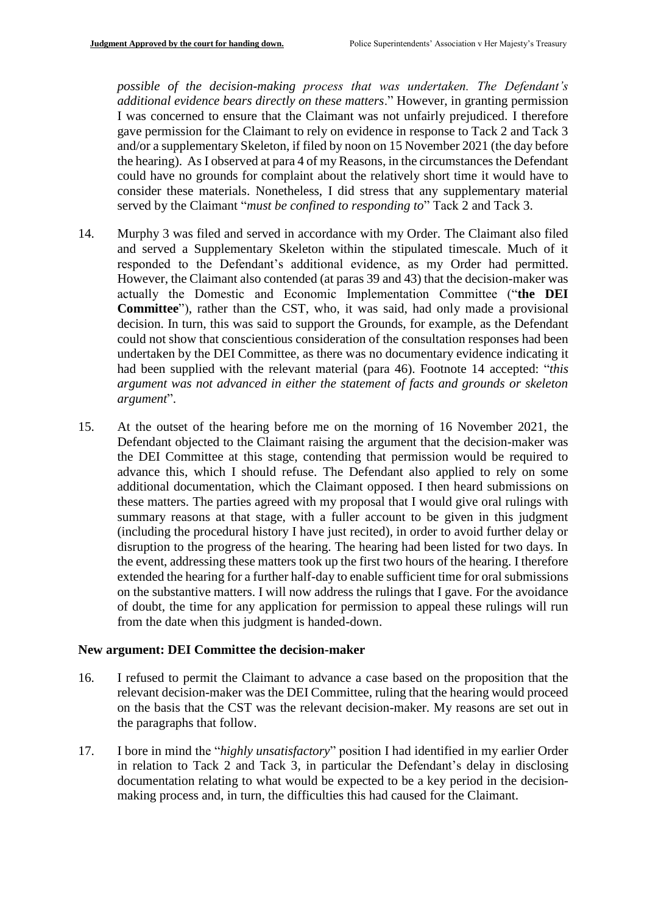*possible of the decision-making process that was undertaken. The Defendant's additional evidence bears directly on these matters*." However, in granting permission I was concerned to ensure that the Claimant was not unfairly prejudiced. I therefore gave permission for the Claimant to rely on evidence in response to Tack 2 and Tack 3 and/or a supplementary Skeleton, if filed by noon on 15 November 2021 (the day before the hearing). As I observed at para 4 of my Reasons, in the circumstances the Defendant could have no grounds for complaint about the relatively short time it would have to consider these materials. Nonetheless, I did stress that any supplementary material served by the Claimant "*must be confined to responding to*" Tack 2 and Tack 3.

14. Murphy 3 was filed and served in accordance with my Order. The Claimant also filed and served a Supplementary Skeleton within the stipulated timescale. Much of it responded to the Defendant's additional evidence, as my Order had permitted. However, the Claimant also contended (at paras 39 and 43) that the decision-maker was actually the Domestic and Economic Implementation Committee ("**the DEI Committee**"), rather than the CST, who, it was said, had only made a provisional decision. In turn, this was said to support the Grounds, for example, as the Defendant could not show that conscientious consideration of the consultation responses had been undertaken by the DEI Committee, as there was no documentary evidence indicating it had been supplied with the relevant material (para 46). Footnote 14 accepted: "*this argument was not advanced in either the statement of facts and grounds or skeleton argument*".

15. At the outset of the hearing before me on the morning of 16 November 2021, the Defendant objected to the Claimant raising the argument that the decision-maker was the DEI Committee at this stage, contending that permission would be required to advance this, which I should refuse. The Defendant also applied to rely on some additional documentation, which the Claimant opposed. I then heard submissions on these matters. The parties agreed with my proposal that I would give oral rulings with summary reasons at that stage, with a fuller account to be given in this judgment (including the procedural history I have just recited), in order to avoid further delay or disruption to the progress of the hearing. The hearing had been listed for two days. In the event, addressing these matters took up the first two hours of the hearing. I therefore extended the hearing for a further half-day to enable sufficient time for oral submissions on the substantive matters. I will now address the rulings that I gave. For the avoidance of doubt, the time for any application for permission to appeal these rulings will run from the date when this judgment is handed-down.

## New argument: DEI Committee the decision-maker

16. I refused to permit the Claimant to advance a case based on the proposition that the relevant decision-maker was the DEI Committee, ruling that the hearing would proceed on the basis that the CST was the relevant decision-maker. My reasons are set out in the paragraphs that follow.

17. I bore in mind the "*highly unsatisfactory*" position I had identified in my earlier Order in relation to Tack 2 and Tack 3, in particular the Defendant's delay in disclosing documentation relating to what would be expected to be a key period in the decision-making process and, in turn, the difficulties this had caused for the Claimant.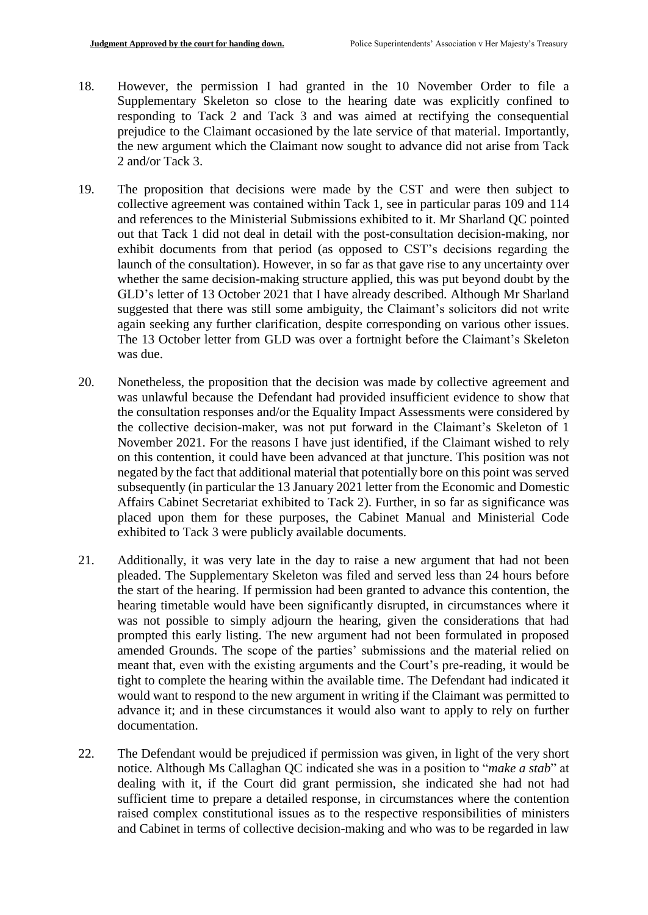18. However, the permission I had granted in the 10 November Order to file a Supplementary Skeleton so close to the hearing date was explicitly confined to responding to Tack 2 and Tack 3 and was aimed at rectifying the consequential prejudice to the Claimant occasioned by the late service of that material. Importantly, the new argument which the Claimant now sought to advance did not arise from Tack 2 and/or Tack 3.

19. The proposition that decisions were made by the CST and were then subject to collective agreement was contained within Tack 1, see in particular paras 109 and 114 and references to the Ministerial Submissions exhibited to it. Mr Sharland QC pointed out that Tack 1 did not deal in detail with the post-consultation decision-making, nor exhibit documents from that period (as opposed to CST's decisions regarding the launch of the consultation). However, in so far as that gave rise to any uncertainty over whether the same decision-making structure applied, this was put beyond doubt by the GLD's letter of 13 October 2021 that I have already described. Although Mr Sharland suggested that there was still some ambiguity, the Claimant's solicitors did not write again seeking any further clarification, despite corresponding on various other issues. The 13 October letter from GLD was over a fortnight before the Claimant's Skeleton was due.

20. Nonetheless, the proposition that the decision was made by collective agreement and was unlawful because the Defendant had provided insufficient evidence to show that the consultation responses and/or the Equality Impact Assessments were considered by the collective decision-maker, was not put forward in the Claimant's Skeleton of 1 November 2021. For the reasons I have just identified, if the Claimant wished to rely on this contention, it could have been advanced at that juncture. This position was not negated by the fact that additional material that potentially bore on this point was served subsequently (in particular the 13 January 2021 letter from the Economic and Domestic Affairs Cabinet Secretariat exhibited to Tack 2). Further, in so far as significance was placed upon them for these purposes, the Cabinet Manual and Ministerial Code exhibited to Tack 3 were publicly available documents.

21. Additionally, it was very late in the day to raise a new argument that had not been pleaded. The Supplementary Skeleton was filed and served less than 24 hours before the start of the hearing. If permission had been granted to advance this contention, the hearing timetable would have been significantly disrupted, in circumstances where it was not possible to simply adjourn the hearing, given the considerations that had prompted this early listing. The new argument had not been formulated in proposed amended Grounds. The scope of the parties' submissions and the material relied on meant that, even with the existing arguments and the Court's pre-reading, it would be tight to complete the hearing within the available time. The Defendant had indicated it would want to respond to the new argument in writing if the Claimant was permitted to advance it; and in these circumstances it would also want to apply to rely on further documentation.

22. The Defendant would be prejudiced if permission was given, in light of the very short notice. Although Ms Callaghan QC indicated she was in a position to "*make a stab*" at dealing with it, if the Court did grant permission, she indicated she had not had sufficient time to prepare a detailed response, in circumstances where the contention raised complex constitutional issues as to the respective responsibilities of ministers and Cabinet in terms of collective decision-making and who was to be regarded in law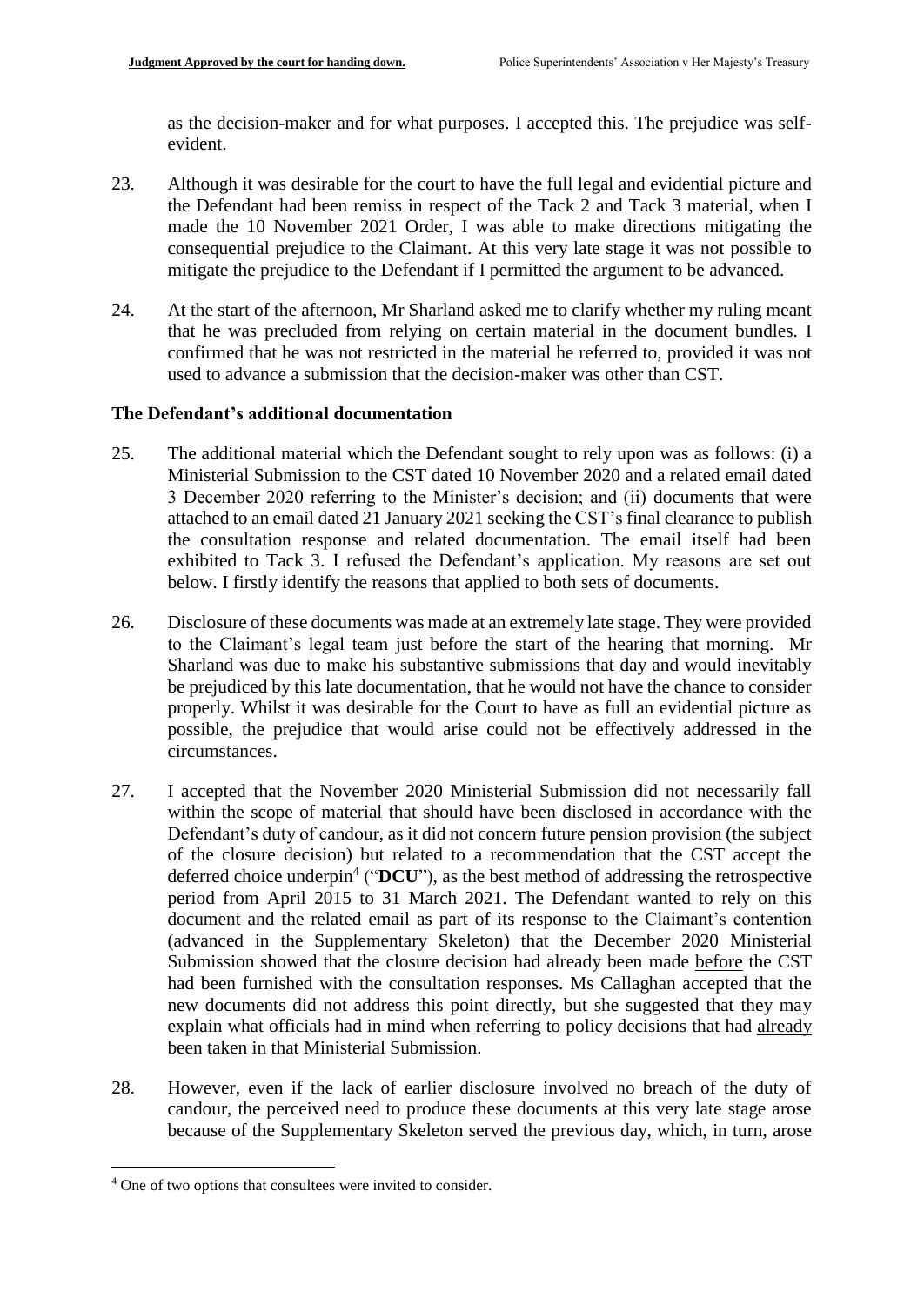as the decision-maker and for what purposes. I accepted this. The prejudice was self-evident.

23. Although it was desirable for the court to have the full legal and evidential picture and the Defendant had been remiss in respect of the Tack 2 and Tack 3 material, when I made the 10 November 2021 Order, I was able to make directions mitigating the consequential prejudice to the Claimant. At this very late stage it was not possible to mitigate the prejudice to the Defendant if I permitted the argument to be advanced.

24. At the start of the afternoon, Mr Sharland asked me to clarify whether my ruling meant that he was precluded from relying on certain material in the document bundles. I confirmed that he was not restricted in the material he referred to, provided it was not used to advance a submission that the decision-maker was other than CST.

### The Defendant's additional documentation

25. The additional material which the Defendant sought to rely upon was as follows: (i) a Ministerial Submission to the CST dated 10 November 2020 and a related email dated 3 December 2020 referring to the Minister's decision; and (ii) documents that were attached to an email dated 21 January 2021 seeking the CST's final clearance to publish the consultation response and related documentation. The email itself had been exhibited to Tack 3. I refused the Defendant's application. My reasons are set out below. I firstly identify the reasons that applied to both sets of documents.

26. Disclosure of these documents was made at an extremely late stage. They were provided to the Claimant's legal team just before the start of the hearing that morning. Mr Sharland was due to make his substantive submissions that day and would inevitably be prejudiced by this late documentation, that he would not have the chance to consider properly. Whilst it was desirable for the Court to have as full an evidential picture as possible, the prejudice that would arise could not be effectively addressed in the circumstances.

27. I accepted that the November 2020 Ministerial Submission did not necessarily fall within the scope of material that should have been disclosed in accordance with the Defendant's duty of candour, as it did not concern future pension provision (the subject of the closure decision) but related to a recommendation that the CST accept the deferred choice underpin[4] ("**DCU**"), as the best method of addressing the retrospective period from April 2015 to 31 March 2021. The Defendant wanted to rely on this document and the related email as part of its response to the Claimant's contention (advanced in the Supplementary Skeleton) that the December 2020 Ministerial Submission showed that the closure decision had already been made <u>before</u> the CST had been furnished with the consultation responses. Ms Callaghan accepted that the new documents did not address this point directly, but she suggested that they may explain what officials had in mind when referring to policy decisions that had <u>already</u> been taken in that Ministerial Submission.

28. However, even if the lack of earlier disclosure involved no breach of the duty of candour, the perceived need to produce these documents at this very late stage arose because of the Supplementary Skeleton served the previous day, which, in turn, arose

[4] One of two options that consultees were invited to consider.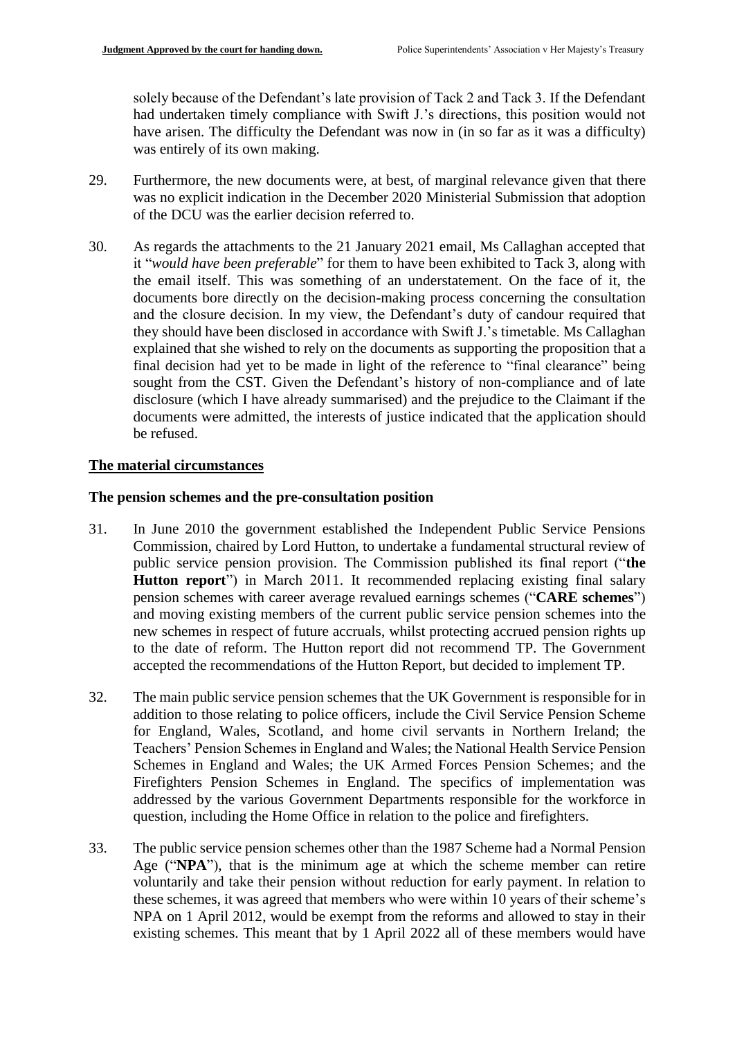solely because of the Defendant's late provision of Tack 2 and Tack 3. If the Defendant had undertaken timely compliance with Swift J.'s directions, this position would not have arisen. The difficulty the Defendant was now in (in so far as it was a difficulty) was entirely of its own making.

29. Furthermore, the new documents were, at best, of marginal relevance given that there was no explicit indication in the December 2020 Ministerial Submission that adoption of the DCU was the earlier decision referred to.

30. As regards the attachments to the 21 January 2021 email, Ms Callaghan accepted that it "*would have been preferable*" for them to have been exhibited to Tack 3, along with the email itself. This was something of an understatement. On the face of it, the documents bore directly on the decision-making process concerning the consultation and the closure decision. In my view, the Defendant's duty of candour required that they should have been disclosed in accordance with Swift J.'s timetable. Ms Callaghan explained that she wished to rely on the documents as supporting the proposition that a final decision had yet to be made in light of the reference to "final clearance" being sought from the CST. Given the Defendant's history of non-compliance and of late disclosure (which I have already summarised) and the prejudice to the Claimant if the documents were admitted, the interests of justice indicated that the application should be refused.

## The material circumstances

### The pension schemes and the pre-consultation position

31. In June 2010 the government established the Independent Public Service Pensions Commission, chaired by Lord Hutton, to undertake a fundamental structural review of public service pension provision. The Commission published its final report ("**the Hutton report**") in March 2011. It recommended replacing existing final salary pension schemes with career average revalued earnings schemes ("**CARE schemes**") and moving existing members of the current public service pension schemes into the new schemes in respect of future accruals, whilst protecting accrued pension rights up to the date of reform. The Hutton report did not recommend TP. The Government accepted the recommendations of the Hutton Report, but decided to implement TP.

32. The main public service pension schemes that the UK Government is responsible for in addition to those relating to police officers, include the Civil Service Pension Scheme for England, Wales, Scotland, and home civil servants in Northern Ireland; the Teachers' Pension Schemes in England and Wales; the National Health Service Pension Schemes in England and Wales; the UK Armed Forces Pension Schemes; and the Firefighters Pension Schemes in England. The specifics of implementation was addressed by the various Government Departments responsible for the workforce in question, including the Home Office in relation to the police and firefighters.

33. The public service pension schemes other than the 1987 Scheme had a Normal Pension Age ("**NPA**"), that is the minimum age at which the scheme member can retire voluntarily and take their pension without reduction for early payment. In relation to these schemes, it was agreed that members who were within 10 years of their scheme's NPA on 1 April 2012, would be exempt from the reforms and allowed to stay in their existing schemes. This meant that by 1 April 2022 all of these members would have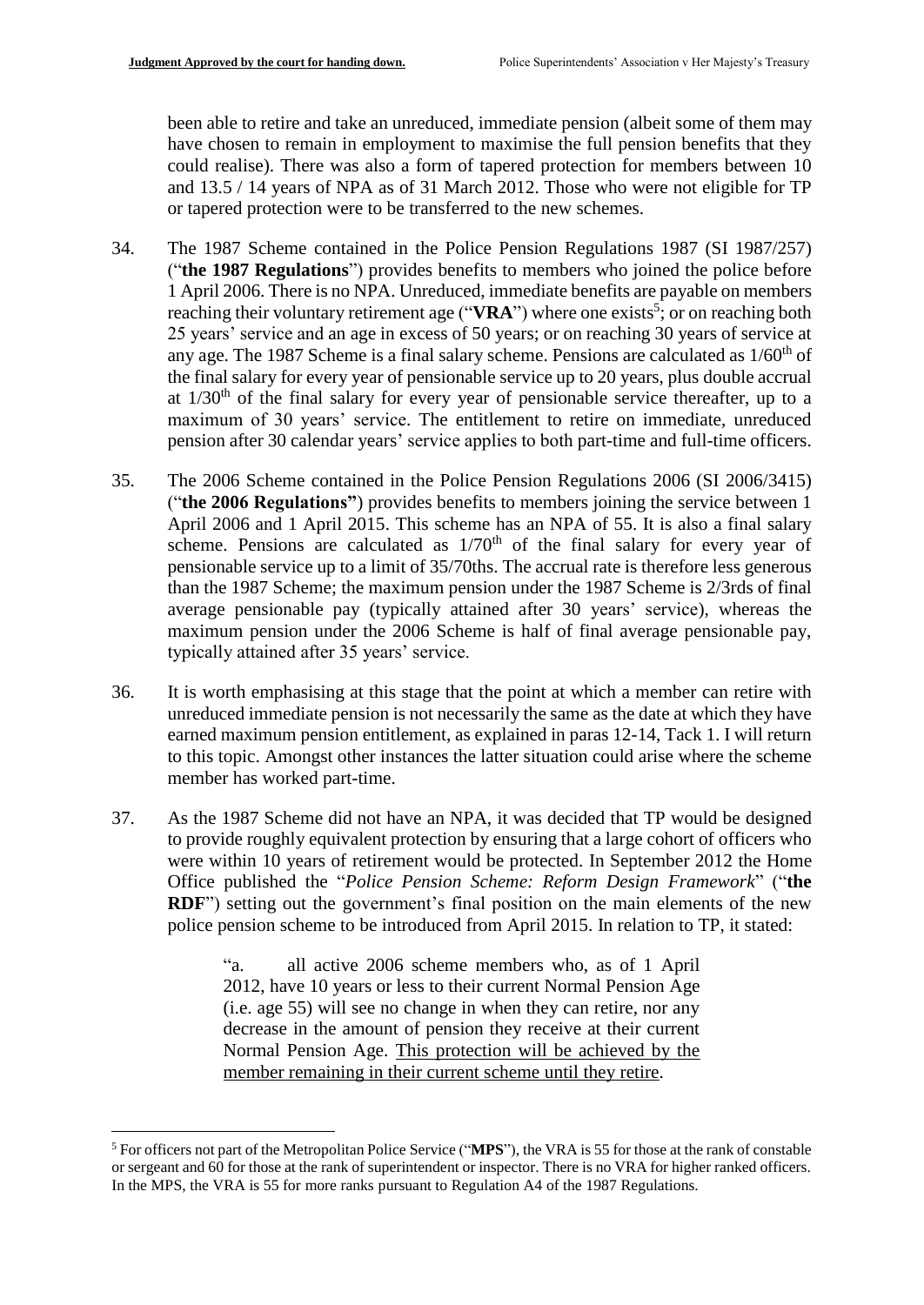been able to retire and take an unreduced, immediate pension (albeit some of them may have chosen to remain in employment to maximise the full pension benefits that they could realise). There was also a form of tapered protection for members between 10 and 13.5 / 14 years of NPA as of 31 March 2012. Those who were not eligible for TP or tapered protection were to be transferred to the new schemes.

34. The 1987 Scheme contained in the Police Pension Regulations 1987 (SI 1987/257) ("**the 1987 Regulations**") provides benefits to members who joined the police before 1 April 2006. There is no NPA. Unreduced, immediate benefits are payable on members reaching their voluntary retirement age ("**VRA**") where one exists[5]; or on reaching both 25 years' service and an age in excess of 50 years; or on reaching 30 years of service at any age. The 1987 Scheme is a final salary scheme. Pensions are calculated as 1/60th of the final salary for every year of pensionable service up to 20 years, plus double accrual at 1/30th of the final salary for every year of pensionable service thereafter, up to a maximum of 30 years' service. The entitlement to retire on immediate, unreduced pension after 30 calendar years' service applies to both part-time and full-time officers.

35. The 2006 Scheme contained in the Police Pension Regulations 2006 (SI 2006/3415) ("**the 2006 Regulations**") provides benefits to members joining the service between 1 April 2006 and 1 April 2015. This scheme has an NPA of 55. It is also a final salary scheme. Pensions are calculated as 1/70th of the final salary for every year of pensionable service up to a limit of 35/70ths. The accrual rate is therefore less generous than the 1987 Scheme; the maximum pension under the 1987 Scheme is 2/3rds of final average pensionable pay (typically attained after 30 years' service), whereas the maximum pension under the 2006 Scheme is half of final average pensionable pay, typically attained after 35 years' service.

36. It is worth emphasising at this stage that the point at which a member can retire with unreduced immediate pension is not necessarily the same as the date at which they have earned maximum pension entitlement, as explained in paras 12-14, Tack 1. I will return to this topic. Amongst other instances the latter situation could arise where the scheme member has worked part-time.

37. As the 1987 Scheme did not have an NPA, it was decided that TP would be designed to provide roughly equivalent protection by ensuring that a large cohort of officers who were within 10 years of retirement would be protected. In September 2012 the Home Office published the "*Police Pension Scheme: Reform Design Framework*" ("**the RDF**") setting out the government's final position on the main elements of the new police pension scheme to be introduced from April 2015. In relation to TP, it stated:

> "a. all active 2006 scheme members who, as of 1 April 2012, have 10 years or less to their current Normal Pension Age (i.e. age 55) will see no change in when they can retire, nor any decrease in the amount of pension they receive at their current Normal Pension Age. <u>This protection will be achieved by the member remaining in their current scheme until they retire</u>.

[5] For officers not part of the Metropolitan Police Service ("**MPS**"), the VRA is 55 for those at the rank of constable or sergeant and 60 for those at the rank of superintendent or inspector. There is no VRA for higher ranked officers. In the MPS, the VRA is 55 for more ranks pursuant to Regulation A4 of the 1987 Regulations.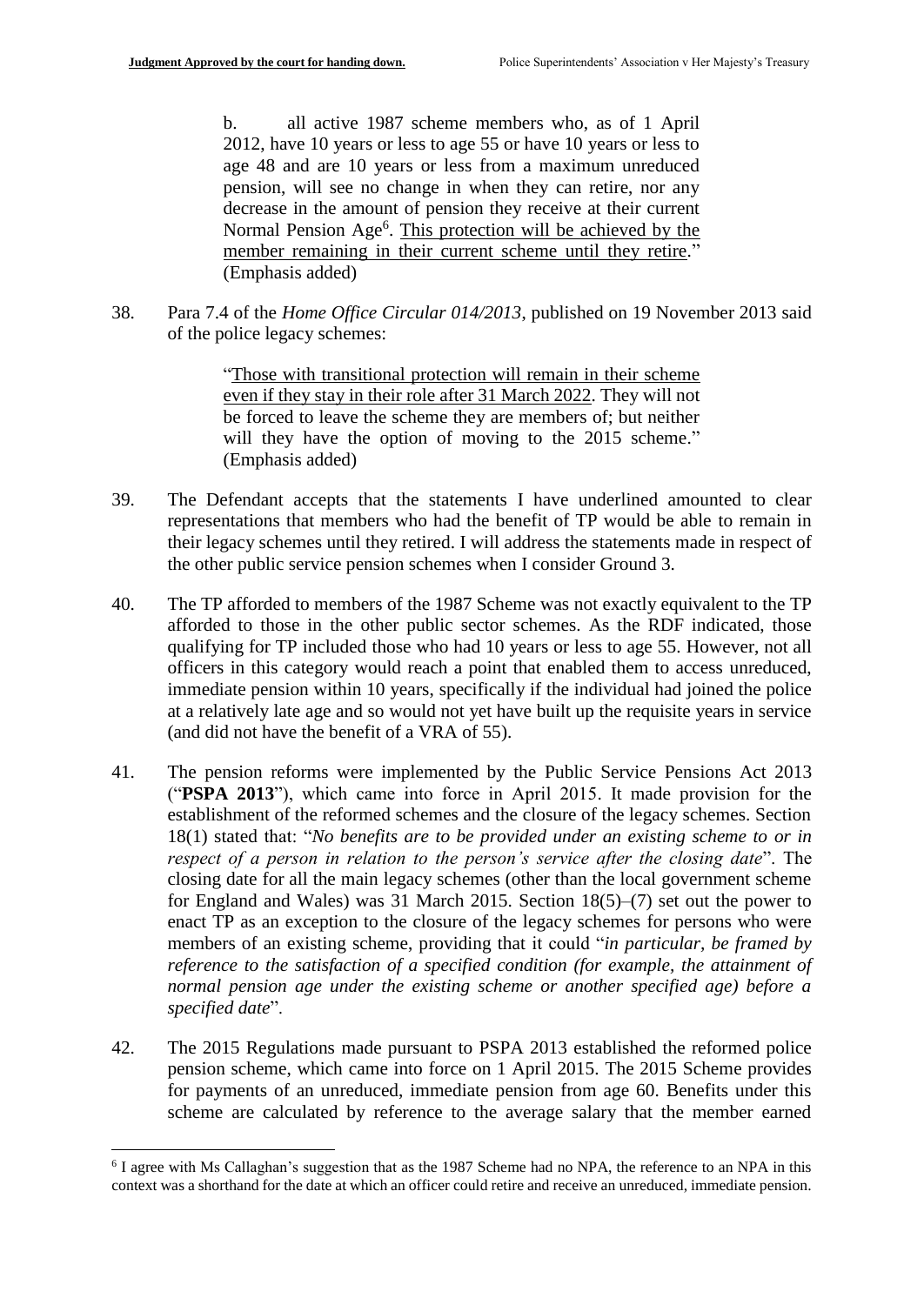> b. all active 1987 scheme members who, as of 1 April 2012, have 10 years or less to age 55 or have 10 years or less to age 48 and are 10 years or less from a maximum unreduced pension, will see no change in when they can retire, nor any decrease in the amount of pension they receive at their current Normal Pension Age[6]. This protection will be achieved by the member remaining in their current scheme until they retire." (Emphasis added)

38. Para 7.4 of the *Home Office Circular 014/2013*, published on 19 November 2013 said of the police legacy schemes:

> "Those with transitional protection will remain in their scheme even if they stay in their role after 31 March 2022. They will not be forced to leave the scheme they are members of; but neither will they have the option of moving to the 2015 scheme." (Emphasis added)

39. The Defendant accepts that the statements I have underlined amounted to clear representations that members who had the benefit of TP would be able to remain in their legacy schemes until they retired. I will address the statements made in respect of the other public service pension schemes when I consider Ground 3.

40. The TP afforded to members of the 1987 Scheme was not exactly equivalent to the TP afforded to those in the other public sector schemes. As the RDF indicated, those qualifying for TP included those who had 10 years or less to age 55. However, not all officers in this category would reach a point that enabled them to access unreduced, immediate pension within 10 years, specifically if the individual had joined the police at a relatively late age and so would not yet have built up the requisite years in service (and did not have the benefit of a VRA of 55).

41. The pension reforms were implemented by the Public Service Pensions Act 2013 ("**PSPA 2013**"), which came into force in April 2015. It made provision for the establishment of the reformed schemes and the closure of the legacy schemes. Section 18(1) stated that: "*No benefits are to be provided under an existing scheme to or in respect of a person in relation to the person's service after the closing date*". The closing date for all the main legacy schemes (other than the local government scheme for England and Wales) was 31 March 2015. Section 18(5)–(7) set out the power to enact TP as an exception to the closure of the legacy schemes for persons who were members of an existing scheme, providing that it could "*in particular, be framed by reference to the satisfaction of a specified condition (for example, the attainment of normal pension age under the existing scheme or another specified age) before a specified date*".

42. The 2015 Regulations made pursuant to PSPA 2013 established the reformed police pension scheme, which came into force on 1 April 2015. The 2015 Scheme provides for payments of an unreduced, immediate pension from age 60. Benefits under this scheme are calculated by reference to the average salary that the member earned

---

[6] I agree with Ms Callaghan's suggestion that as the 1987 Scheme had no NPA, the reference to an NPA in this context was a shorthand for the date at which an officer could retire and receive an unreduced, immediate pension.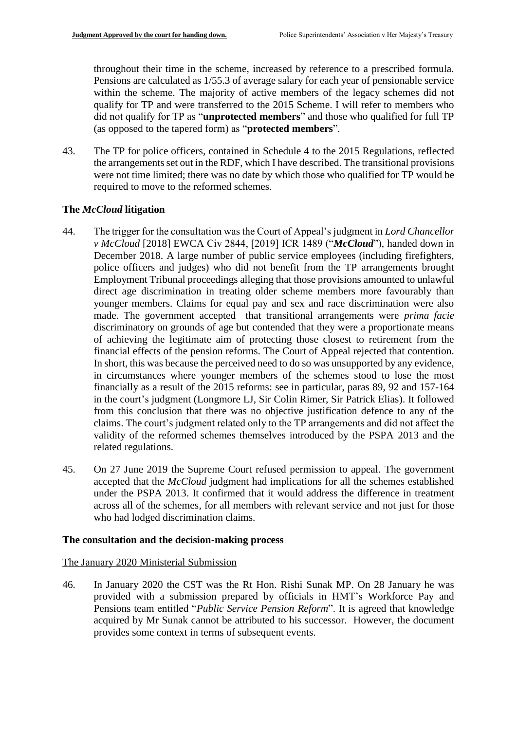throughout their time in the scheme, increased by reference to a prescribed formula. Pensions are calculated as 1/55.3 of average salary for each year of pensionable service within the scheme. The majority of active members of the legacy schemes did not qualify for TP and were transferred to the 2015 Scheme. I will refer to members who did not qualify for TP as "**unprotected members**" and those who qualified for full TP (as opposed to the tapered form) as "**protected members**".

43. The TP for police officers, contained in Schedule 4 to the 2015 Regulations, reflected the arrangements set out in the RDF, which I have described. The transitional provisions were not time limited; there was no date by which those who qualified for TP would be required to move to the reformed schemes.

## The *McCloud* litigation

44. The trigger for the consultation was the Court of Appeal's judgment in *Lord Chancellor v McCloud* [2018] EWCA Civ 2844, [2019] ICR 1489 ("***McCloud***"), handed down in December 2018. A large number of public service employees (including firefighters, police officers and judges) who did not benefit from the TP arrangements brought Employment Tribunal proceedings alleging that those provisions amounted to unlawful direct age discrimination in treating older scheme members more favourably than younger members. Claims for equal pay and sex and race discrimination were also made. The government accepted that transitional arrangements were *prima facie* discriminatory on grounds of age but contended that they were a proportionate means of achieving the legitimate aim of protecting those closest to retirement from the financial effects of the pension reforms. The Court of Appeal rejected that contention. In short, this was because the perceived need to do so was unsupported by any evidence, in circumstances where younger members of the schemes stood to lose the most financially as a result of the 2015 reforms: see in particular, paras 89, 92 and 157-164 in the court's judgment (Longmore LJ, Sir Colin Rimer, Sir Patrick Elias). It followed from this conclusion that there was no objective justification defence to any of the claims. The court's judgment related only to the TP arrangements and did not affect the validity of the reformed schemes themselves introduced by the PSPA 2013 and the related regulations.

45. On 27 June 2019 the Supreme Court refused permission to appeal. The government accepted that the *McCloud* judgment had implications for all the schemes established under the PSPA 2013. It confirmed that it would address the difference in treatment across all of the schemes, for all members with relevant service and not just for those who had lodged discrimination claims.

## The consultation and the decision-making process

### The January 2020 Ministerial Submission

46. In January 2020 the CST was the Rt Hon. Rishi Sunak MP. On 28 January he was provided with a submission prepared by officials in HMT's Workforce Pay and Pensions team entitled "*Public Service Pension Reform*". It is agreed that knowledge acquired by Mr Sunak cannot be attributed to his successor. However, the document provides some context in terms of subsequent events.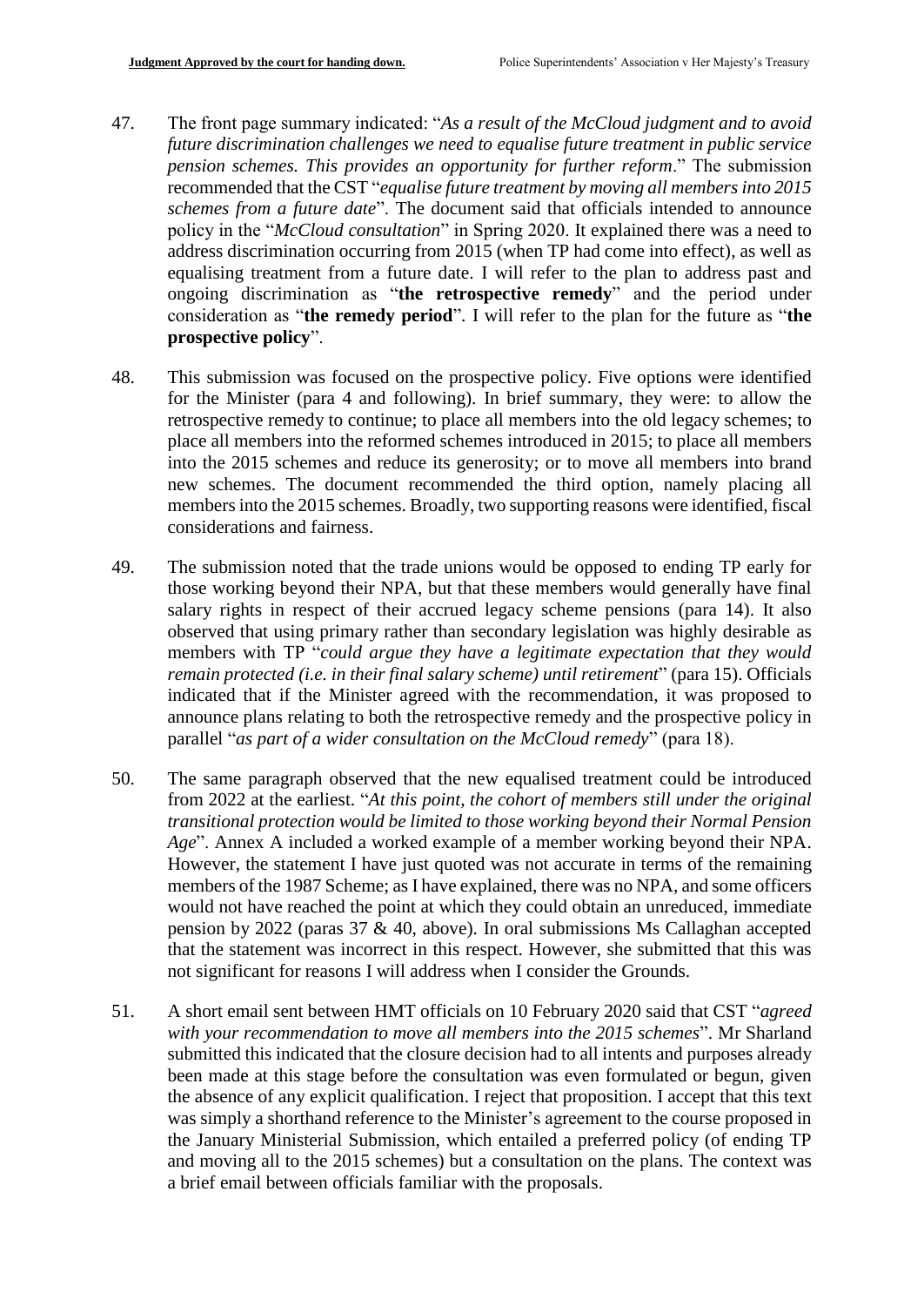47. The front page summary indicated: "*As a result of the McCloud judgment and to avoid future discrimination challenges we need to equalise future treatment in public service pension schemes. This provides an opportunity for further reform*." The submission recommended that the CST "*equalise future treatment by moving all members into 2015 schemes from a future date*". The document said that officials intended to announce policy in the "*McCloud consultation*" in Spring 2020. It explained there was a need to address discrimination occurring from 2015 (when TP had come into effect), as well as equalising treatment from a future date. I will refer to the plan to address past and ongoing discrimination as "**the retrospective remedy**" and the period under consideration as "**the remedy period**". I will refer to the plan for the future as "**the prospective policy**".

48. This submission was focused on the prospective policy. Five options were identified for the Minister (para 4 and following). In brief summary, they were: to allow the retrospective remedy to continue; to place all members into the old legacy schemes; to place all members into the reformed schemes introduced in 2015; to place all members into the 2015 schemes and reduce its generosity; or to move all members into brand new schemes. The document recommended the third option, namely placing all members into the 2015 schemes. Broadly, two supporting reasons were identified, fiscal considerations and fairness.

49. The submission noted that the trade unions would be opposed to ending TP early for those working beyond their NPA, but that these members would generally have final salary rights in respect of their accrued legacy scheme pensions (para 14). It also observed that using primary rather than secondary legislation was highly desirable as members with TP "*could argue they have a legitimate expectation that they would remain protected (i.e. in their final salary scheme) until retirement*" (para 15). Officials indicated that if the Minister agreed with the recommendation, it was proposed to announce plans relating to both the retrospective remedy and the prospective policy in parallel "*as part of a wider consultation on the McCloud remedy*" (para 18).

50. The same paragraph observed that the new equalised treatment could be introduced from 2022 at the earliest. "*At this point, the cohort of members still under the original transitional protection would be limited to those working beyond their Normal Pension Age*". Annex A included a worked example of a member working beyond their NPA. However, the statement I have just quoted was not accurate in terms of the remaining members of the 1987 Scheme; as I have explained, there was no NPA, and some officers would not have reached the point at which they could obtain an unreduced, immediate pension by 2022 (paras 37 & 40, above). In oral submissions Ms Callaghan accepted that the statement was incorrect in this respect. However, she submitted that this was not significant for reasons I will address when I consider the Grounds.

51. A short email sent between HMT officials on 10 February 2020 said that CST "*agreed with your recommendation to move all members into the 2015 schemes*". Mr Sharland submitted this indicated that the closure decision had to all intents and purposes already been made at this stage before the consultation was even formulated or begun, given the absence of any explicit qualification. I reject that proposition. I accept that this text was simply a shorthand reference to the Minister's agreement to the course proposed in the January Ministerial Submission, which entailed a preferred policy (of ending TP and moving all to the 2015 schemes) but a consultation on the plans. The context was a brief email between officials familiar with the proposals.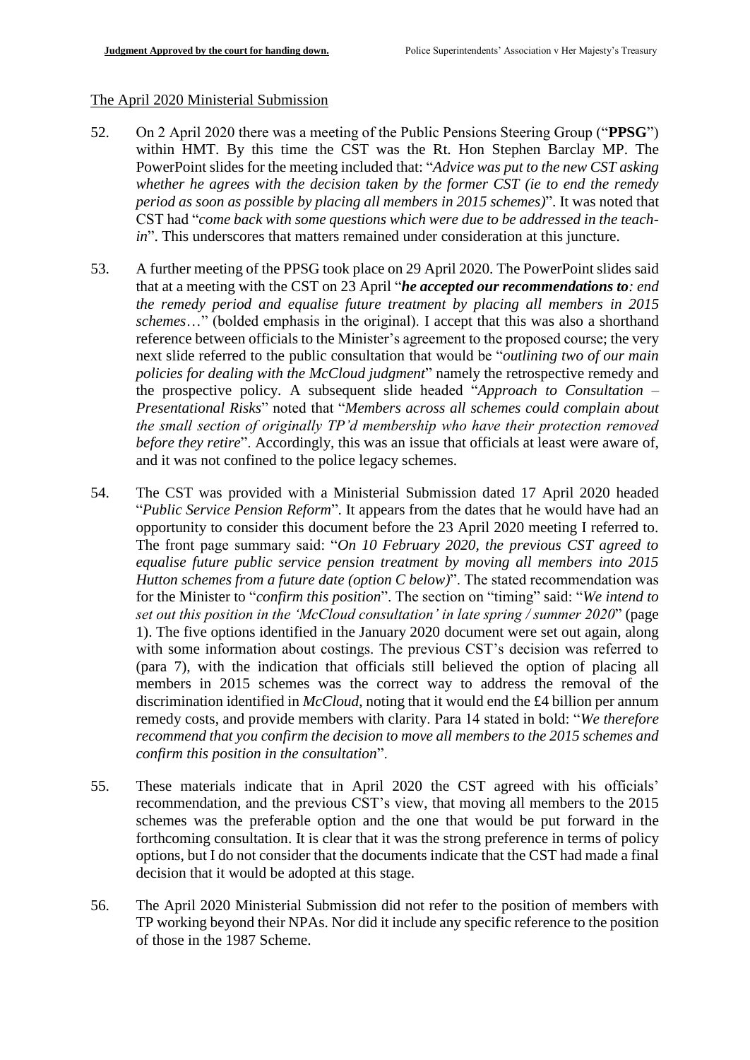## The April 2020 Ministerial Submission

52. On 2 April 2020 there was a meeting of the Public Pensions Steering Group ("**PPSG**") within HMT. By this time the CST was the Rt. Hon Stephen Barclay MP. The PowerPoint slides for the meeting included that: "*Advice was put to the new CST asking whether he agrees with the decision taken by the former CST (ie to end the remedy period as soon as possible by placing all members in 2015 schemes)*". It was noted that CST had "*come back with some questions which were due to be addressed in the teach-in*". This underscores that matters remained under consideration at this juncture.

53. A further meeting of the PPSG took place on 29 April 2020. The PowerPoint slides said that at a meeting with the CST on 23 April "***he accepted our recommendations to****: end the remedy period and equalise future treatment by placing all members in 2015 schemes*…" (bolded emphasis in the original). I accept that this was also a shorthand reference between officials to the Minister's agreement to the proposed course; the very next slide referred to the public consultation that would be "*outlining two of our main policies for dealing with the McCloud judgment*" namely the retrospective remedy and the prospective policy. A subsequent slide headed "*Approach to Consultation – Presentational Risks*" noted that "*Members across all schemes could complain about the small section of originally TP'd membership who have their protection removed before they retire*". Accordingly, this was an issue that officials at least were aware of, and it was not confined to the police legacy schemes.

54. The CST was provided with a Ministerial Submission dated 17 April 2020 headed "*Public Service Pension Reform*". It appears from the dates that he would have had an opportunity to consider this document before the 23 April 2020 meeting I referred to. The front page summary said: "*On 10 February 2020, the previous CST agreed to equalise future public service pension treatment by moving all members into 2015 Hutton schemes from a future date (option C below)*". The stated recommendation was for the Minister to "*confirm this position*". The section on "timing" said: "*We intend to set out this position in the 'McCloud consultation' in late spring / summer 2020*" (page 1). The five options identified in the January 2020 document were set out again, along with some information about costings. The previous CST's decision was referred to (para 7), with the indication that officials still believed the option of placing all members in 2015 schemes was the correct way to address the removal of the discrimination identified in *McCloud*, noting that it would end the £4 billion per annum remedy costs, and provide members with clarity. Para 14 stated in bold: "***We therefore recommend that you confirm the decision to move all members to the 2015 schemes and confirm this position in the consultation***".

55. These materials indicate that in April 2020 the CST agreed with his officials' recommendation, and the previous CST's view, that moving all members to the 2015 schemes was the preferable option and the one that would be put forward in the forthcoming consultation. It is clear that it was the strong preference in terms of policy options, but I do not consider that the documents indicate that the CST had made a final decision that it would be adopted at this stage.

56. The April 2020 Ministerial Submission did not refer to the position of members with TP working beyond their NPAs. Nor did it include any specific reference to the position of those in the 1987 Scheme.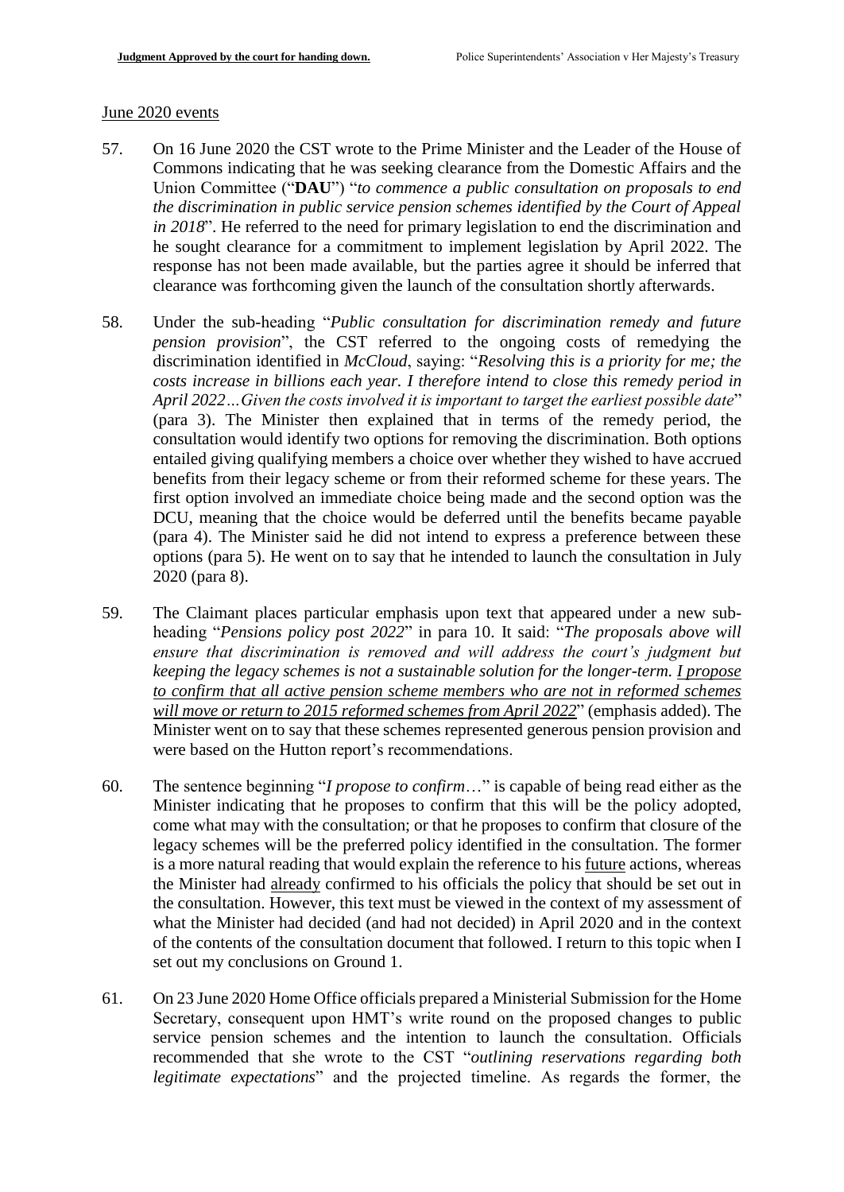June 2020 events

57. On 16 June 2020 the CST wrote to the Prime Minister and the Leader of the House of Commons indicating that he was seeking clearance from the Domestic Affairs and the Union Committee ("**DAU**") "*to commence a public consultation on proposals to end the discrimination in public service pension schemes identified by the Court of Appeal in 2018*". He referred to the need for primary legislation to end the discrimination and he sought clearance for a commitment to implement legislation by April 2022. The response has not been made available, but the parties agree it should be inferred that clearance was forthcoming given the launch of the consultation shortly afterwards.

58. Under the sub-heading "*Public consultation for discrimination remedy and future pension provision*", the CST referred to the ongoing costs of remedying the discrimination identified in *McCloud*, saying: "*Resolving this is a priority for me; the costs increase in billions each year. I therefore intend to close this remedy period in April 2022…Given the costs involved it is important to target the earliest possible date*" (para 3). The Minister then explained that in terms of the remedy period, the consultation would identify two options for removing the discrimination. Both options entailed giving qualifying members a choice over whether they wished to have accrued benefits from their legacy scheme or from their reformed scheme for these years. The first option involved an immediate choice being made and the second option was the DCU, meaning that the choice would be deferred until the benefits became payable (para 4). The Minister said he did not intend to express a preference between these options (para 5). He went on to say that he intended to launch the consultation in July 2020 (para 8).

59. The Claimant places particular emphasis upon text that appeared under a new sub-heading "*Pensions policy post 2022*" in para 10. It said: "*The proposals above will ensure that discrimination is removed and will address the court's judgment but keeping the legacy schemes is not a sustainable solution for the longer-term. <u>I propose to confirm that all active pension scheme members who are not in reformed schemes will move or return to 2015 reformed schemes from April 2022</u>*" (emphasis added). The Minister went on to say that these schemes represented generous pension provision and were based on the Hutton report's recommendations.

60. The sentence beginning "*I propose to confirm*…" is capable of being read either as the Minister indicating that he proposes to confirm that this will be the policy adopted, come what may with the consultation; or that he proposes to confirm that closure of the legacy schemes will be the preferred policy identified in the consultation. The former is a more natural reading that would explain the reference to his <u>future</u> actions, whereas the Minister had <u>already</u> confirmed to his officials the policy that should be set out in the consultation. However, this text must be viewed in the context of my assessment of what the Minister had decided (and had not decided) in April 2020 and in the context of the contents of the consultation document that followed. I return to this topic when I set out my conclusions on Ground 1.

61. On 23 June 2020 Home Office officials prepared a Ministerial Submission for the Home Secretary, consequent upon HMT's write round on the proposed changes to public service pension schemes and the intention to launch the consultation. Officials recommended that she wrote to the CST "*outlining reservations regarding both legitimate expectations*" and the projected timeline. As regards the former, the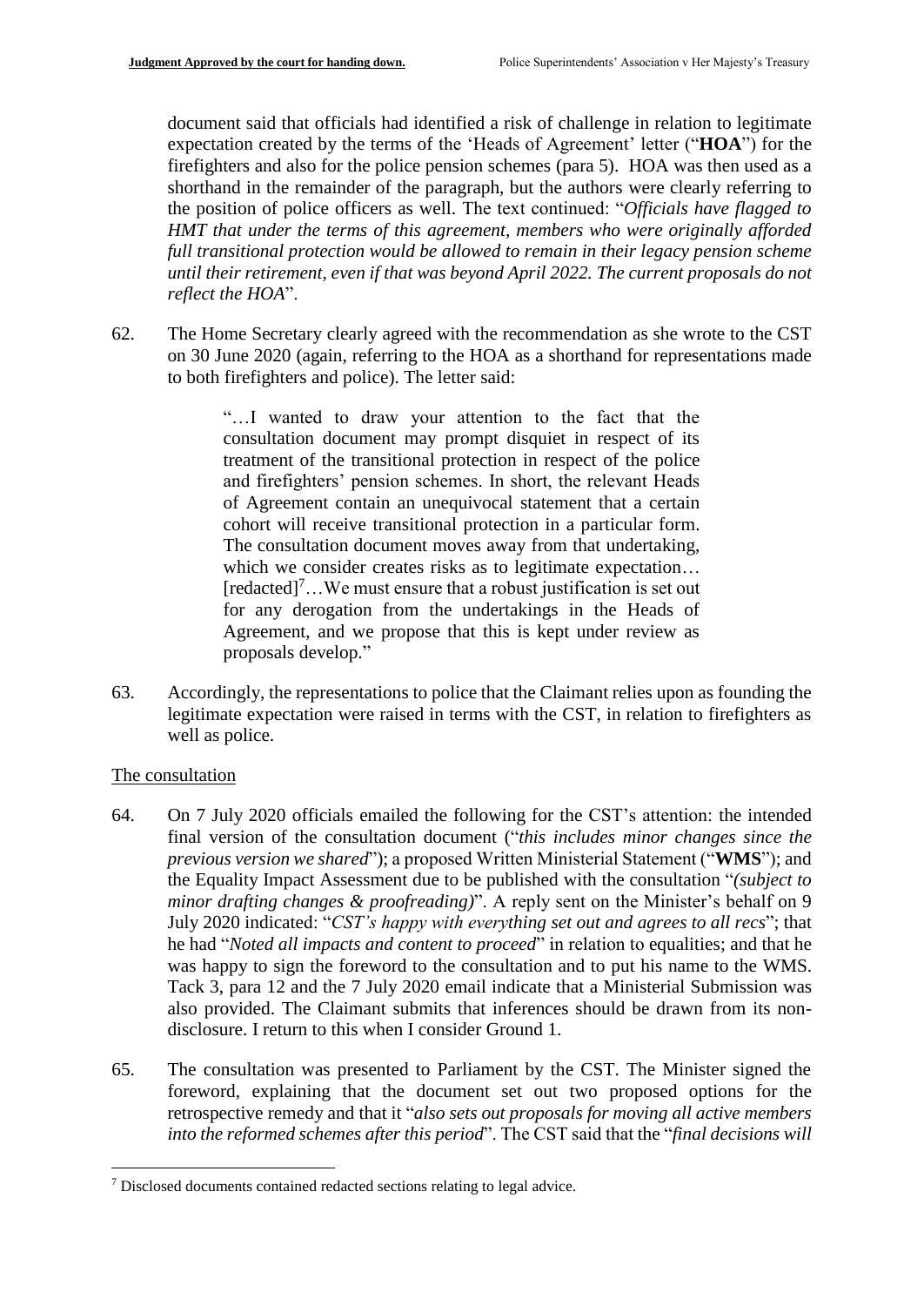document said that officials had identified a risk of challenge in relation to legitimate expectation created by the terms of the 'Heads of Agreement' letter ("**HOA**") for the firefighters and also for the police pension schemes (para 5). HOA was then used as a shorthand in the remainder of the paragraph, but the authors were clearly referring to the position of police officers as well. The text continued: "*Officials have flagged to HMT that under the terms of this agreement, members who were originally afforded full transitional protection would be allowed to remain in their legacy pension scheme until their retirement, even if that was beyond April 2022. The current proposals do not reflect the HOA*".

62. The Home Secretary clearly agreed with the recommendation as she wrote to the CST on 30 June 2020 (again, referring to the HOA as a shorthand for representations made to both firefighters and police). The letter said:

> "…I wanted to draw your attention to the fact that the consultation document may prompt disquiet in respect of its treatment of the transitional protection in respect of the police and firefighters' pension schemes. In short, the relevant Heads of Agreement contain an unequivocal statement that a certain cohort will receive transitional protection in a particular form. The consultation document moves away from that undertaking, which we consider creates risks as to legitimate expectation… [redacted][7]…We must ensure that a robust justification is set out for any derogation from the undertakings in the Heads of Agreement, and we propose that this is kept under review as proposals develop."

63. Accordingly, the representations to police that the Claimant relies upon as founding the legitimate expectation were raised in terms with the CST, in relation to firefighters as well as police.

The consultation

64. On 7 July 2020 officials emailed the following for the CST's attention: the intended final version of the consultation document ("*this includes minor changes since the previous version we shared*"); a proposed Written Ministerial Statement ("**WMS**"); and the Equality Impact Assessment due to be published with the consultation "*(subject to minor drafting changes & proofreading)*". A reply sent on the Minister's behalf on 9 July 2020 indicated: "*CST's happy with everything set out and agrees to all recs*"; that he had "*Noted all impacts and content to proceed*" in relation to equalities; and that he was happy to sign the foreword to the consultation and to put his name to the WMS. Tack 3, para 12 and the 7 July 2020 email indicate that a Ministerial Submission was also provided. The Claimant submits that inferences should be drawn from its non-disclosure. I return to this when I consider Ground 1.

65. The consultation was presented to Parliament by the CST. The Minister signed the foreword, explaining that the document set out two proposed options for the retrospective remedy and that it "*also sets out proposals for moving all active members into the reformed schemes after this period*". The CST said that the "*final decisions will*

[7] Disclosed documents contained redacted sections relating to legal advice.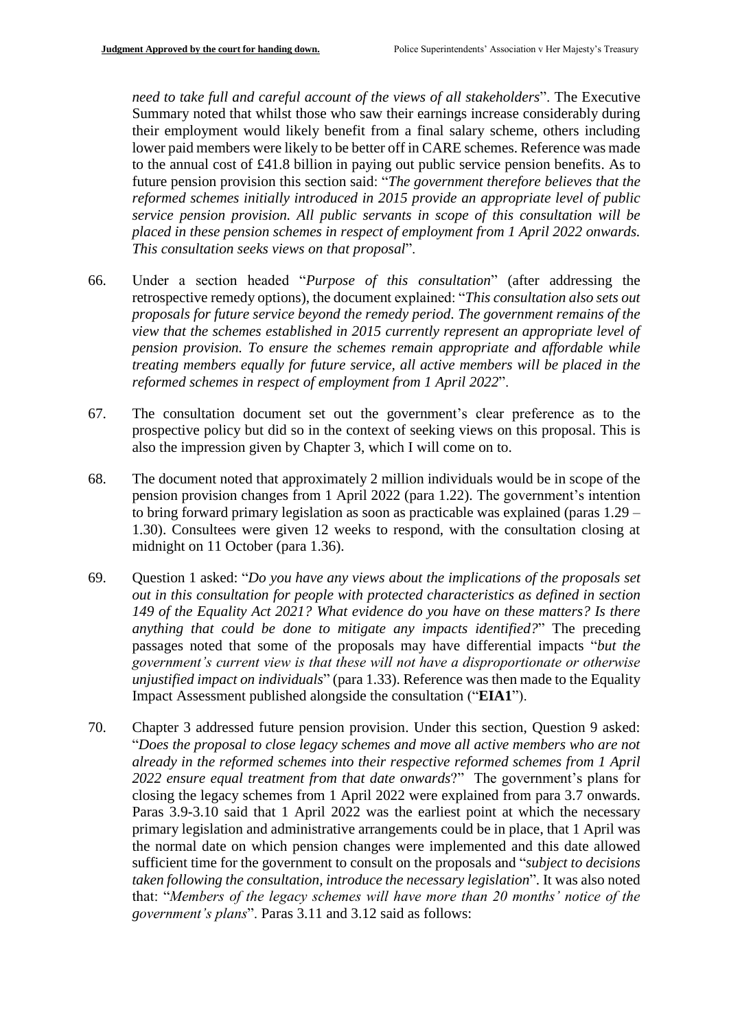*need to take full and careful account of the views of all stakeholders*". The Executive Summary noted that whilst those who saw their earnings increase considerably during their employment would likely benefit from a final salary scheme, others including lower paid members were likely to be better off in CARE schemes. Reference was made to the annual cost of £41.8 billion in paying out public service pension benefits. As to future pension provision this section said: "*The government therefore believes that the reformed schemes initially introduced in 2015 provide an appropriate level of public service pension provision. All public servants in scope of this consultation will be placed in these pension schemes in respect of employment from 1 April 2022 onwards. This consultation seeks views on that proposal*".

66. Under a section headed "*Purpose of this consultation*" (after addressing the retrospective remedy options), the document explained: "*This consultation also sets out proposals for future service beyond the remedy period. The government remains of the view that the schemes established in 2015 currently represent an appropriate level of pension provision. To ensure the schemes remain appropriate and affordable while treating members equally for future service, all active members will be placed in the reformed schemes in respect of employment from 1 April 2022*".

67. The consultation document set out the government's clear preference as to the prospective policy but did so in the context of seeking views on this proposal. This is also the impression given by Chapter 3, which I will come on to.

68. The document noted that approximately 2 million individuals would be in scope of the pension provision changes from 1 April 2022 (para 1.22). The government's intention to bring forward primary legislation as soon as practicable was explained (paras 1.29 – 1.30). Consultees were given 12 weeks to respond, with the consultation closing at midnight on 11 October (para 1.36).

69. Question 1 asked: "*Do you have any views about the implications of the proposals set out in this consultation for people with protected characteristics as defined in section 149 of the Equality Act 2021? What evidence do you have on these matters? Is there anything that could be done to mitigate any impacts identified?*" The preceding passages noted that some of the proposals may have differential impacts "*but the government's current view is that these will not have a disproportionate or otherwise unjustified impact on individuals*" (para 1.33). Reference was then made to the Equality Impact Assessment published alongside the consultation ("**EIA1**").

70. Chapter 3 addressed future pension provision. Under this section, Question 9 asked: "*Does the proposal to close legacy schemes and move all active members who are not already in the reformed schemes into their respective reformed schemes from 1 April 2022 ensure equal treatment from that date onwards*?" The government's plans for closing the legacy schemes from 1 April 2022 were explained from para 3.7 onwards. Paras 3.9-3.10 said that 1 April 2022 was the earliest point at which the necessary primary legislation and administrative arrangements could be in place, that 1 April was the normal date on which pension changes were implemented and this date allowed sufficient time for the government to consult on the proposals and "*subject to decisions taken following the consultation, introduce the necessary legislation*". It was also noted that: "*Members of the legacy schemes will have more than 20 months' notice of the government's plans*". Paras 3.11 and 3.12 said as follows: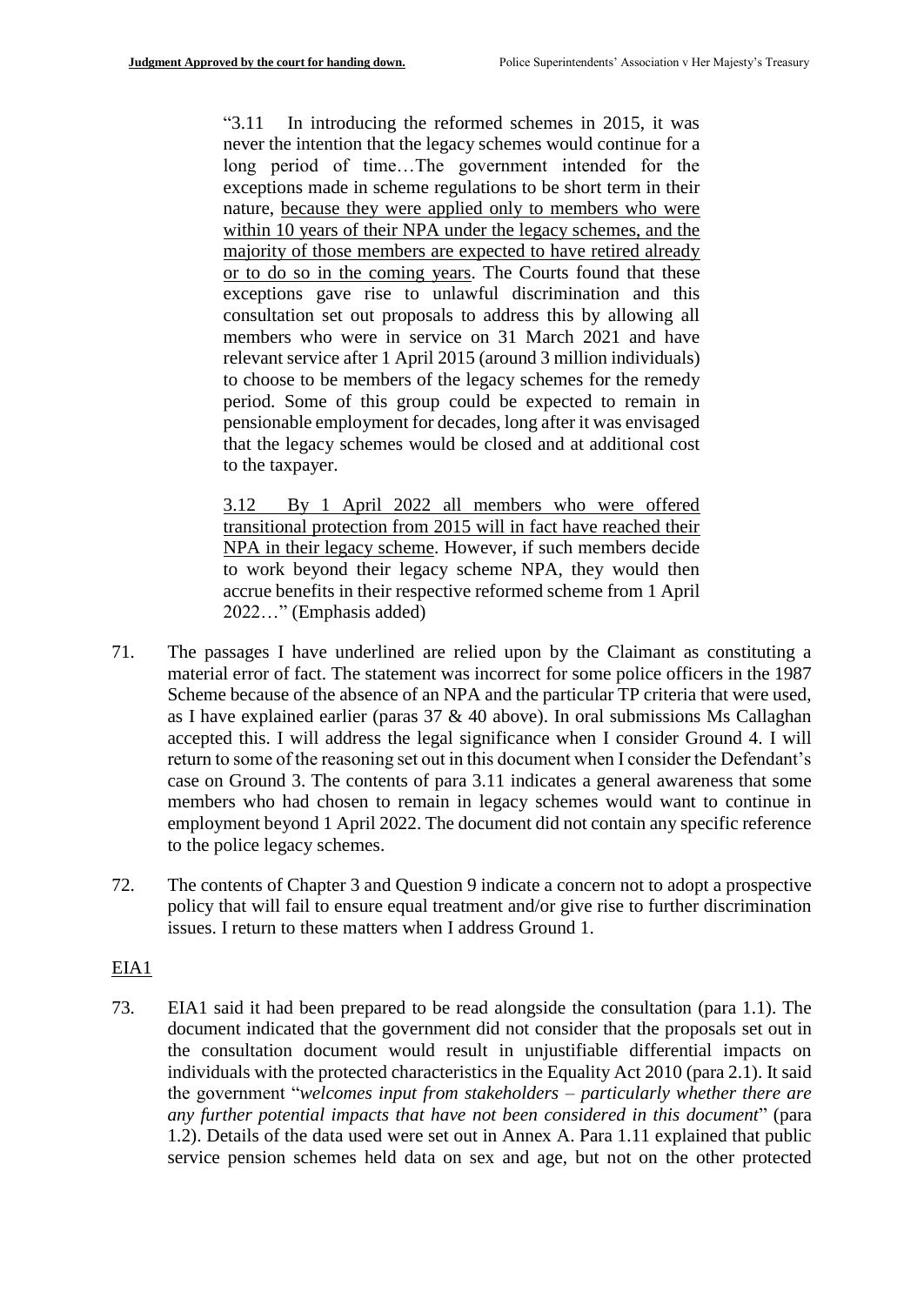> "3.11 In introducing the reformed schemes in 2015, it was never the intention that the legacy schemes would continue for a long period of time…The government intended for the exceptions made in scheme regulations to be short term in their nature, <u>because they were applied only to members who were within 10 years of their NPA under the legacy schemes, and the majority of those members are expected to have retired already or to do so in the coming years</u>. The Courts found that these exceptions gave rise to unlawful discrimination and this consultation set out proposals to address this by allowing all members who were in service on 31 March 2021 and have relevant service after 1 April 2015 (around 3 million individuals) to choose to be members of the legacy schemes for the remedy period. Some of this group could be expected to remain in pensionable employment for decades, long after it was envisaged that the legacy schemes would be closed and at additional cost to the taxpayer.
>
> <u>3.12 By 1 April 2022 all members who were offered transitional protection from 2015 will in fact have reached their NPA in their legacy scheme</u>. However, if such members decide to work beyond their legacy scheme NPA, they would then accrue benefits in their respective reformed scheme from 1 April 2022…" (Emphasis added)

71. The passages I have underlined are relied upon by the Claimant as constituting a material error of fact. The statement was incorrect for some police officers in the 1987 Scheme because of the absence of an NPA and the particular TP criteria that were used, as I have explained earlier (paras 37 & 40 above). In oral submissions Ms Callaghan accepted this. I will address the legal significance when I consider Ground 4. I will return to some of the reasoning set out in this document when I consider the Defendant's case on Ground 3. The contents of para 3.11 indicates a general awareness that some members who had chosen to remain in legacy schemes would want to continue in employment beyond 1 April 2022. The document did not contain any specific reference to the police legacy schemes.

72. The contents of Chapter 3 and Question 9 indicate a concern not to adopt a prospective policy that will fail to ensure equal treatment and/or give rise to further discrimination issues. I return to these matters when I address Ground 1.

<u>EIA1</u>

73. EIA1 said it had been prepared to be read alongside the consultation (para 1.1). The document indicated that the government did not consider that the proposals set out in the consultation document would result in unjustifiable differential impacts on individuals with the protected characteristics in the Equality Act 2010 (para 2.1). It said the government "*welcomes input from stakeholders – particularly whether there are any further potential impacts that have not been considered in this document*" (para 1.2). Details of the data used were set out in Annex A. Para 1.11 explained that public service pension schemes held data on sex and age, but not on the other protected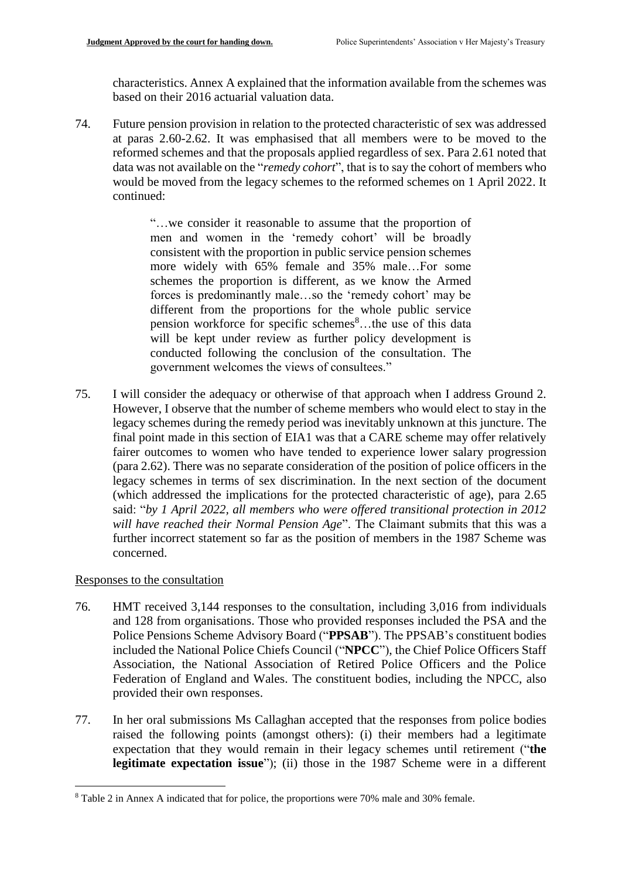characteristics. Annex A explained that the information available from the schemes was based on their 2016 actuarial valuation data.

74. Future pension provision in relation to the protected characteristic of sex was addressed at paras 2.60-2.62. It was emphasised that all members were to be moved to the reformed schemes and that the proposals applied regardless of sex. Para 2.61 noted that data was not available on the "*remedy cohort*", that is to say the cohort of members who would be moved from the legacy schemes to the reformed schemes on 1 April 2022. It continued:

> "…we consider it reasonable to assume that the proportion of men and women in the 'remedy cohort' will be broadly consistent with the proportion in public service pension schemes more widely with 65% female and 35% male…For some schemes the proportion is different, as we know the Armed forces is predominantly male…so the 'remedy cohort' may be different from the proportions for the whole public service pension workforce for specific schemes[8]…the use of this data will be kept under review as further policy development is conducted following the conclusion of the consultation. The government welcomes the views of consultees."

75. I will consider the adequacy or otherwise of that approach when I address Ground 2. However, I observe that the number of scheme members who would elect to stay in the legacy schemes during the remedy period was inevitably unknown at this juncture. The final point made in this section of EIA1 was that a CARE scheme may offer relatively fairer outcomes to women who have tended to experience lower salary progression (para 2.62). There was no separate consideration of the position of police officers in the legacy schemes in terms of sex discrimination. In the next section of the document (which addressed the implications for the protected characteristic of age), para 2.65 said: "*by 1 April 2022, all members who were offered transitional protection in 2012 will have reached their Normal Pension Age*". The Claimant submits that this was a further incorrect statement so far as the position of members in the 1987 Scheme was concerned.

Responses to the consultation

76. HMT received 3,144 responses to the consultation, including 3,016 from individuals and 128 from organisations. Those who provided responses included the PSA and the Police Pensions Scheme Advisory Board ("**PPSAB**"). The PPSAB's constituent bodies included the National Police Chiefs Council ("**NPCC**"), the Chief Police Officers Staff Association, the National Association of Retired Police Officers and the Police Federation of England and Wales. The constituent bodies, including the NPCC, also provided their own responses.

77. In her oral submissions Ms Callaghan accepted that the responses from police bodies raised the following points (amongst others): (i) their members had a legitimate expectation that they would remain in their legacy schemes until retirement ("**the legitimate expectation issue**"); (ii) those in the 1987 Scheme were in a different

[8] Table 2 in Annex A indicated that for police, the proportions were 70% male and 30% female.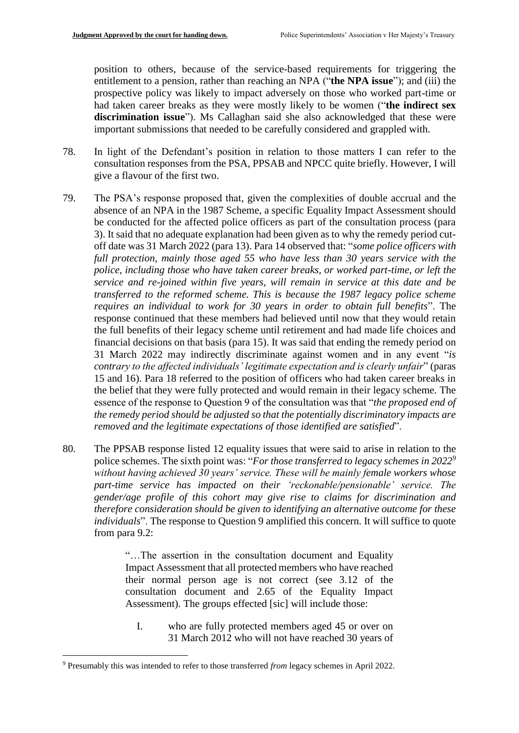position to others, because of the service-based requirements for triggering the entitlement to a pension, rather than reaching an NPA ("**the NPA issue**"); and (iii) the prospective policy was likely to impact adversely on those who worked part-time or had taken career breaks as they were mostly likely to be women ("**the indirect sex discrimination issue**"). Ms Callaghan said she also acknowledged that these were important submissions that needed to be carefully considered and grappled with.

78. In light of the Defendant's position in relation to those matters I can refer to the consultation responses from the PSA, PPSAB and NPCC quite briefly. However, I will give a flavour of the first two.

79. The PSA's response proposed that, given the complexities of double accrual and the absence of an NPA in the 1987 Scheme, a specific Equality Impact Assessment should be conducted for the affected police officers as part of the consultation process (para 3). It said that no adequate explanation had been given as to why the remedy period cut-off date was 31 March 2022 (para 13). Para 14 observed that: "*some police officers with full protection, mainly those aged 55 who have less than 30 years service with the police, including those who have taken career breaks, or worked part-time, or left the service and re-joined within five years, will remain in service at this date and be transferred to the reformed scheme. This is because the 1987 legacy police scheme requires an individual to work for 30 years in order to obtain full benefits*". The response continued that these members had believed until now that they would retain the full benefits of their legacy scheme until retirement and had made life choices and financial decisions on that basis (para 15). It was said that ending the remedy period on 31 March 2022 may indirectly discriminate against women and in any event "*is contrary to the affected individuals' legitimate expectation and is clearly unfair*" (paras 15 and 16). Para 18 referred to the position of officers who had taken career breaks in the belief that they were fully protected and would remain in their legacy scheme. The essence of the response to Question 9 of the consultation was that "*the proposed end of the remedy period should be adjusted so that the potentially discriminatory impacts are removed and the legitimate expectations of those identified are satisfied*".

80. The PPSAB response listed 12 equality issues that were said to arise in relation to the police schemes. The sixth point was: "*For those transferred to legacy schemes in 2022*[9] *without having achieved 30 years' service. These will be mainly female workers whose part-time service has impacted on their 'reckonable/pensionable' service. The gender/age profile of this cohort may give rise to claims for discrimination and therefore consideration should be given to identifying an alternative outcome for these individuals*". The response to Question 9 amplified this concern. It will suffice to quote from para 9.2:

> "…The assertion in the consultation document and Equality Impact Assessment that all protected members who have reached their normal person age is not correct (see 3.12 of the consultation document and 2.65 of the Equality Impact Assessment). The groups effected [sic] will include those:
>
> I. who are fully protected members aged 45 or over on 31 March 2012 who will not have reached 30 years of

[9] Presumably this was intended to refer to those transferred *from* legacy schemes in April 2022.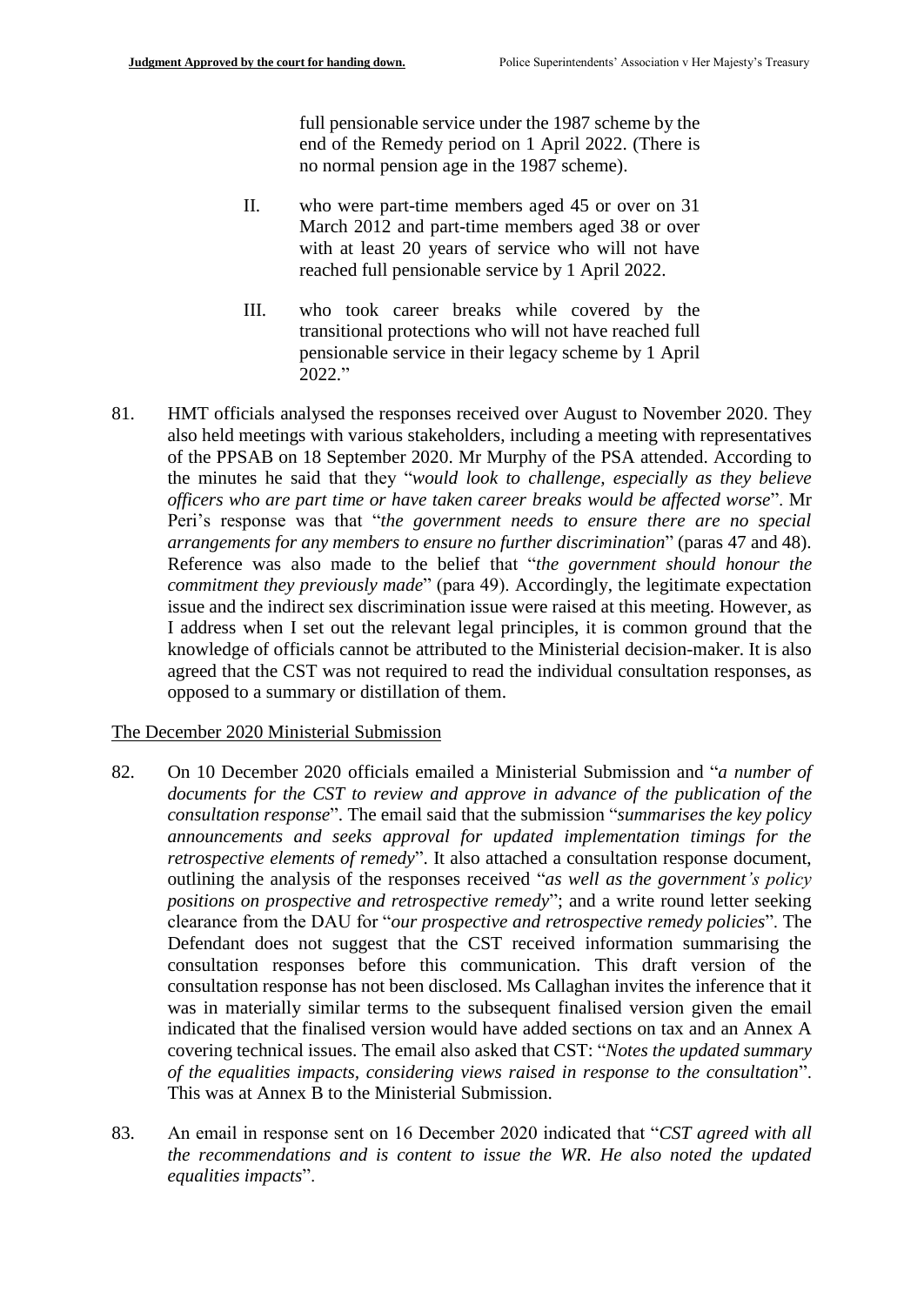full pensionable service under the 1987 scheme by the end of the Remedy period on 1 April 2022. (There is no normal pension age in the 1987 scheme).

II. who were part-time members aged 45 or over on 31 March 2012 and part-time members aged 38 or over with at least 20 years of service who will not have reached full pensionable service by 1 April 2022.

III. who took career breaks while covered by the transitional protections who will not have reached full pensionable service in their legacy scheme by 1 April 2022."

81. HMT officials analysed the responses received over August to November 2020. They also held meetings with various stakeholders, including a meeting with representatives of the PPSAB on 18 September 2020. Mr Murphy of the PSA attended. According to the minutes he said that they "*would look to challenge, especially as they believe officers who are part time or have taken career breaks would be affected worse*". Mr Peri's response was that "*the government needs to ensure there are no special arrangements for any members to ensure no further discrimination*" (paras 47 and 48). Reference was also made to the belief that "*the government should honour the commitment they previously made*" (para 49). Accordingly, the legitimate expectation issue and the indirect sex discrimination issue were raised at this meeting. However, as I address when I set out the relevant legal principles, it is common ground that the knowledge of officials cannot be attributed to the Ministerial decision-maker. It is also agreed that the CST was not required to read the individual consultation responses, as opposed to a summary or distillation of them.

The December 2020 Ministerial Submission

82. On 10 December 2020 officials emailed a Ministerial Submission and "*a number of documents for the CST to review and approve in advance of the publication of the consultation response*". The email said that the submission "*summarises the key policy announcements and seeks approval for updated implementation timings for the retrospective elements of remedy*". It also attached a consultation response document, outlining the analysis of the responses received "*as well as the government's policy positions on prospective and retrospective remedy*"; and a write round letter seeking clearance from the DAU for "*our prospective and retrospective remedy policies*". The Defendant does not suggest that the CST received information summarising the consultation responses before this communication. This draft version of the consultation response has not been disclosed. Ms Callaghan invites the inference that it was in materially similar terms to the subsequent finalised version given the email indicated that the finalised version would have added sections on tax and an Annex A covering technical issues. The email also asked that CST: "*Notes the updated summary of the equalities impacts, considering views raised in response to the consultation*". This was at Annex B to the Ministerial Submission.

83. An email in response sent on 16 December 2020 indicated that "*CST agreed with all the recommendations and is content to issue the WR. He also noted the updated equalities impacts*".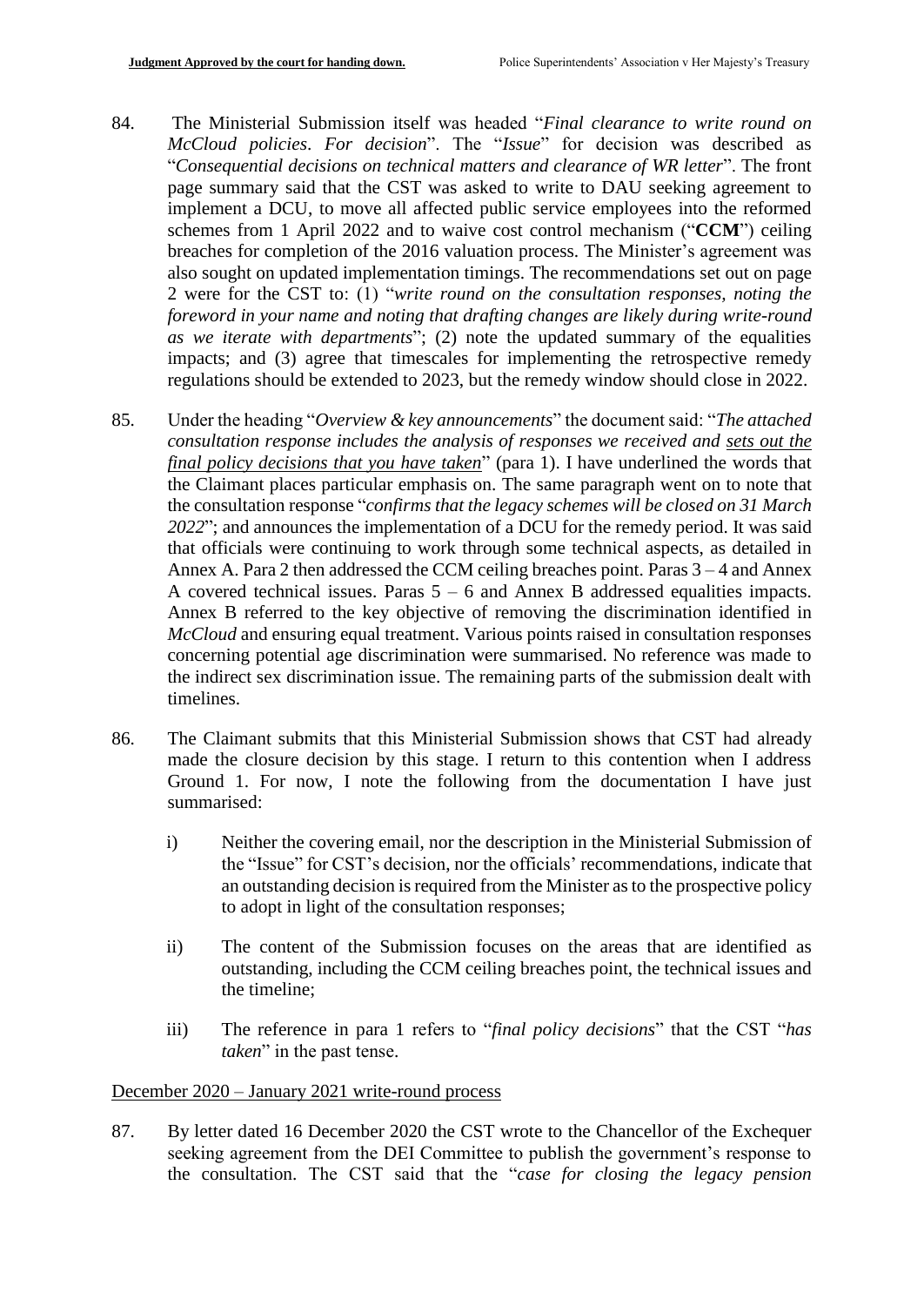84. The Ministerial Submission itself was headed "*Final clearance to write round on McCloud policies*. *For decision*". The "*Issue*" for decision was described as "*Consequential decisions on technical matters and clearance of WR letter*". The front page summary said that the CST was asked to write to DAU seeking agreement to implement a DCU, to move all affected public service employees into the reformed schemes from 1 April 2022 and to waive cost control mechanism ("**CCM**") ceiling breaches for completion of the 2016 valuation process. The Minister's agreement was also sought on updated implementation timings. The recommendations set out on page 2 were for the CST to: (1) "*write round on the consultation responses, noting the foreword in your name and noting that drafting changes are likely during write-round as we iterate with departments*"; (2) note the updated summary of the equalities impacts; and (3) agree that timescales for implementing the retrospective remedy regulations should be extended to 2023, but the remedy window should close in 2022.

85. Under the heading "*Overview & key announcements*" the document said: "*The attached consultation response includes the analysis of responses we received and <u>sets out the final policy decisions that you have taken</u>*" (para 1). I have underlined the words that the Claimant places particular emphasis on. The same paragraph went on to note that the consultation response "*confirms that the legacy schemes will be closed on 31 March 2022*"; and announces the implementation of a DCU for the remedy period. It was said that officials were continuing to work through some technical aspects, as detailed in Annex A. Para 2 then addressed the CCM ceiling breaches point. Paras 3 – 4 and Annex A covered technical issues. Paras 5 – 6 and Annex B addressed equalities impacts. Annex B referred to the key objective of removing the discrimination identified in *McCloud* and ensuring equal treatment. Various points raised in consultation responses concerning potential age discrimination were summarised. No reference was made to the indirect sex discrimination issue. The remaining parts of the submission dealt with timelines.

86. The Claimant submits that this Ministerial Submission shows that CST had already made the closure decision by this stage. I return to this contention when I address Ground 1. For now, I note the following from the documentation I have just summarised:

    i) Neither the covering email, nor the description in the Ministerial Submission of the "Issue" for CST's decision, nor the officials' recommendations, indicate that an outstanding decision is required from the Minister as to the prospective policy to adopt in light of the consultation responses;

    ii) The content of the Submission focuses on the areas that are identified as outstanding, including the CCM ceiling breaches point, the technical issues and the timeline;

    iii) The reference in para 1 refers to "*final policy decisions*" that the CST "*has taken*" in the past tense.

<u>December 2020 – January 2021 write-round process</u>

87. By letter dated 16 December 2020 the CST wrote to the Chancellor of the Exchequer seeking agreement from the DEI Committee to publish the government's response to the consultation. The CST said that the "*case for closing the legacy pension*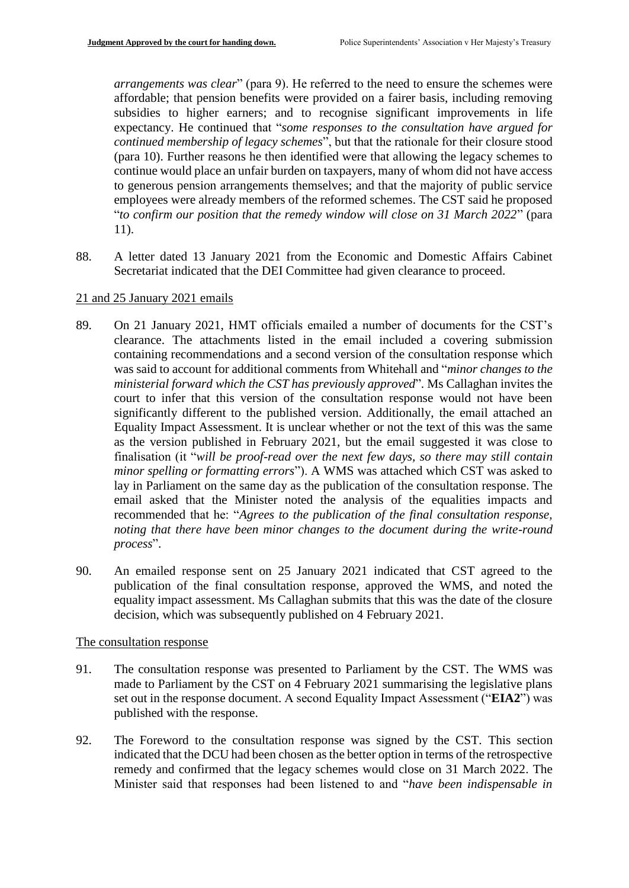*arrangements was clear*" (para 9). He referred to the need to ensure the schemes were affordable; that pension benefits were provided on a fairer basis, including removing subsidies to higher earners; and to recognise significant improvements in life expectancy. He continued that "*some responses to the consultation have argued for continued membership of legacy schemes*", but that the rationale for their closure stood (para 10). Further reasons he then identified were that allowing the legacy schemes to continue would place an unfair burden on taxpayers, many of whom did not have access to generous pension arrangements themselves; and that the majority of public service employees were already members of the reformed schemes. The CST said he proposed "*to confirm our position that the remedy window will close on 31 March 2022*" (para 11).

88. A letter dated 13 January 2021 from the Economic and Domestic Affairs Cabinet Secretariat indicated that the DEI Committee had given clearance to proceed.

<u>21 and 25 January 2021 emails</u>

89. On 21 January 2021, HMT officials emailed a number of documents for the CST's clearance. The attachments listed in the email included a covering submission containing recommendations and a second version of the consultation response which was said to account for additional comments from Whitehall and "*minor changes to the ministerial forward which the CST has previously approved*". Ms Callaghan invites the court to infer that this version of the consultation response would not have been significantly different to the published version. Additionally, the email attached an Equality Impact Assessment. It is unclear whether or not the text of this was the same as the version published in February 2021, but the email suggested it was close to finalisation (it "*will be proof-read over the next few days, so there may still contain minor spelling or formatting errors*"). A WMS was attached which CST was asked to lay in Parliament on the same day as the publication of the consultation response. The email asked that the Minister noted the analysis of the equalities impacts and recommended that he: "*Agrees to the publication of the final consultation response, noting that there have been minor changes to the document during the write-round process*".

90. An emailed response sent on 25 January 2021 indicated that CST agreed to the publication of the final consultation response, approved the WMS, and noted the equality impact assessment. Ms Callaghan submits that this was the date of the closure decision, which was subsequently published on 4 February 2021.

<u>The consultation response</u>

91. The consultation response was presented to Parliament by the CST. The WMS was made to Parliament by the CST on 4 February 2021 summarising the legislative plans set out in the response document. A second Equality Impact Assessment ("**EIA2**") was published with the response.

92. The Foreword to the consultation response was signed by the CST. This section indicated that the DCU had been chosen as the better option in terms of the retrospective remedy and confirmed that the legacy schemes would close on 31 March 2022. The Minister said that responses had been listened to and "*have been indispensable in*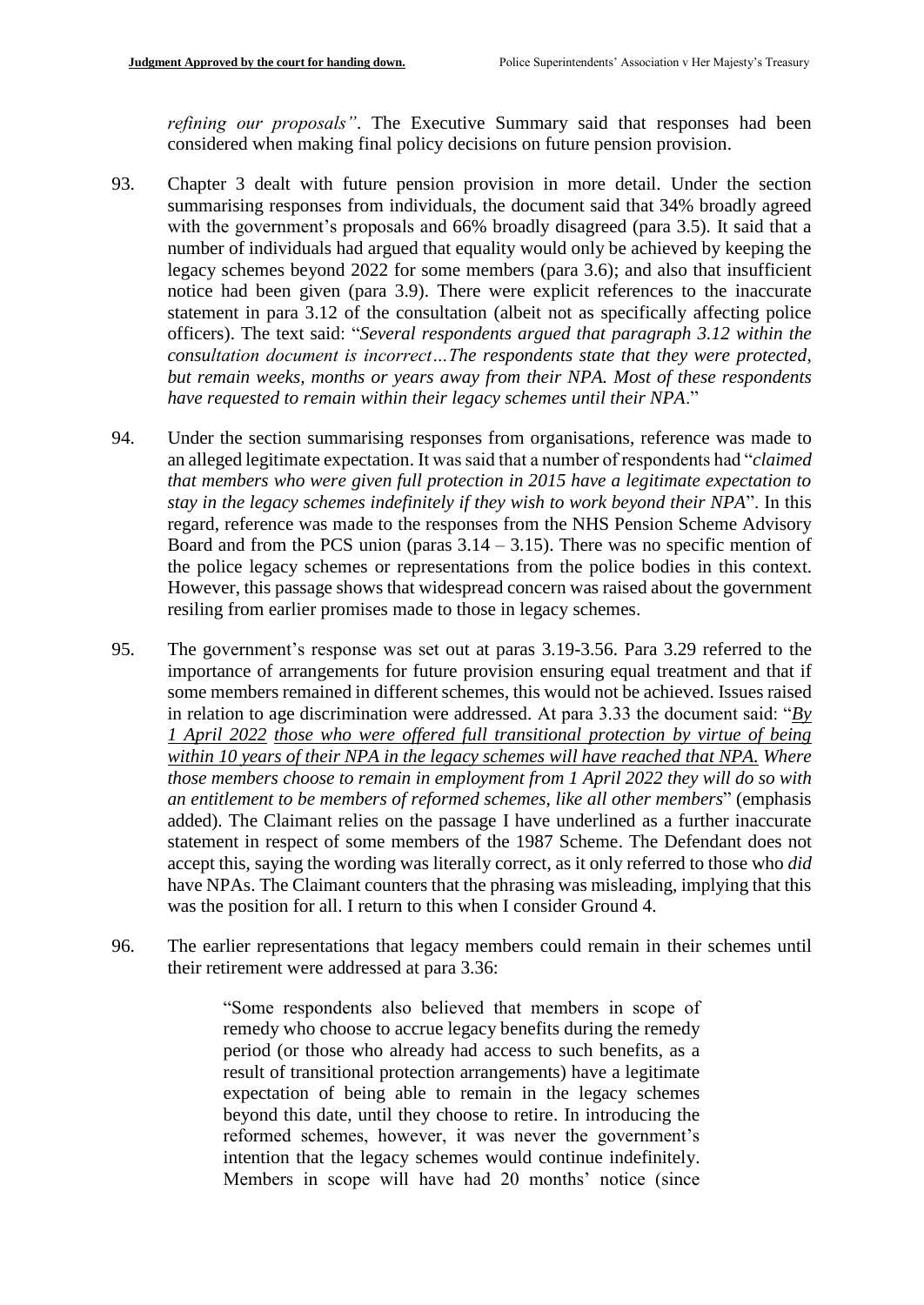*refining our proposals"*. The Executive Summary said that responses had been considered when making final policy decisions on future pension provision.

93. Chapter 3 dealt with future pension provision in more detail. Under the section summarising responses from individuals, the document said that 34% broadly agreed with the government's proposals and 66% broadly disagreed (para 3.5). It said that a number of individuals had argued that equality would only be achieved by keeping the legacy schemes beyond 2022 for some members (para 3.6); and also that insufficient notice had been given (para 3.9). There were explicit references to the inaccurate statement in para 3.12 of the consultation (albeit not as specifically affecting police officers). The text said: "*Several respondents argued that paragraph 3.12 within the consultation document is incorrect…The respondents state that they were protected, but remain weeks, months or years away from their NPA. Most of these respondents have requested to remain within their legacy schemes until their NPA*."

94. Under the section summarising responses from organisations, reference was made to an alleged legitimate expectation. It was said that a number of respondents had "*claimed that members who were given full protection in 2015 have a legitimate expectation to stay in the legacy schemes indefinitely if they wish to work beyond their NPA*". In this regard, reference was made to the responses from the NHS Pension Scheme Advisory Board and from the PCS union (paras 3.14 – 3.15). There was no specific mention of the police legacy schemes or representations from the police bodies in this context. However, this passage shows that widespread concern was raised about the government resiling from earlier promises made to those in legacy schemes.

95. The government's response was set out at paras 3.19-3.56. Para 3.29 referred to the importance of arrangements for future provision ensuring equal treatment and that if some members remained in different schemes, this would not be achieved. Issues raised in relation to age discrimination were addressed. At para 3.33 the document said: "*<u>By 1 April 2022</u> <u>those who were offered full transitional protection by virtue of being within 10 years of their NPA in the legacy schemes will have reached that NPA.</u> Where those members choose to remain in employment from 1 April 2022 they will do so with an entitlement to be members of reformed schemes, like all other members*" (emphasis added). The Claimant relies on the passage I have underlined as a further inaccurate statement in respect of some members of the 1987 Scheme. The Defendant does not accept this, saying the wording was literally correct, as it only referred to those who *did* have NPAs. The Claimant counters that the phrasing was misleading, implying that this was the position for all. I return to this when I consider Ground 4.

96. The earlier representations that legacy members could remain in their schemes until their retirement were addressed at para 3.36:

> "Some respondents also believed that members in scope of remedy who choose to accrue legacy benefits during the remedy period (or those who already had access to such benefits, as a result of transitional protection arrangements) have a legitimate expectation of being able to remain in the legacy schemes beyond this date, until they choose to retire. In introducing the reformed schemes, however, it was never the government's intention that the legacy schemes would continue indefinitely. Members in scope will have had 20 months' notice (since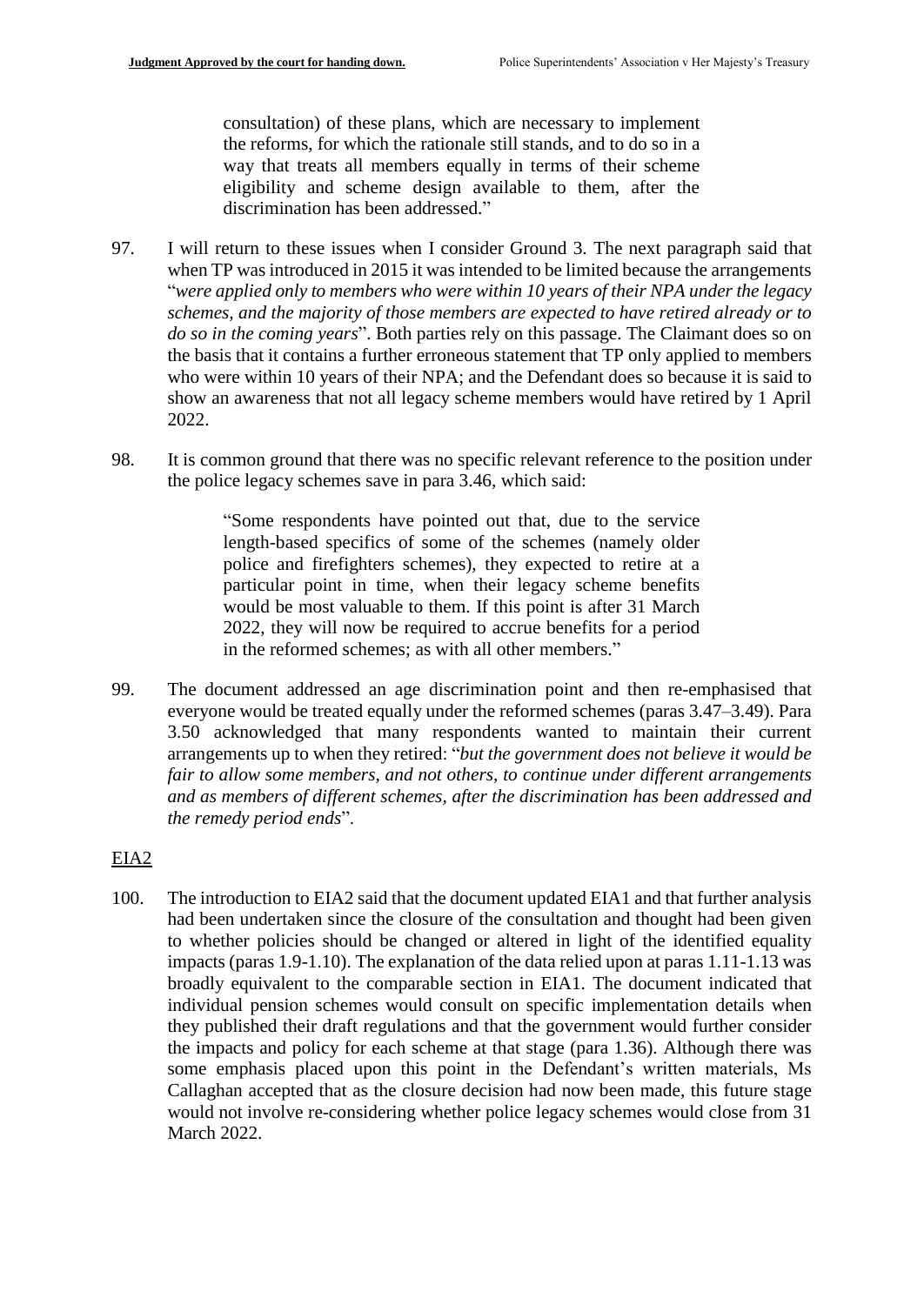> consultation) of these plans, which are necessary to implement the reforms, for which the rationale still stands, and to do so in a way that treats all members equally in terms of their scheme eligibility and scheme design available to them, after the discrimination has been addressed."

97. I will return to these issues when I consider Ground 3. The next paragraph said that when TP was introduced in 2015 it was intended to be limited because the arrangements "*were applied only to members who were within 10 years of their NPA under the legacy schemes, and the majority of those members are expected to have retired already or to do so in the coming years*". Both parties rely on this passage. The Claimant does so on the basis that it contains a further erroneous statement that TP only applied to members who were within 10 years of their NPA; and the Defendant does so because it is said to show an awareness that not all legacy scheme members would have retired by 1 April 2022.

98. It is common ground that there was no specific relevant reference to the position under the police legacy schemes save in para 3.46, which said:

> "Some respondents have pointed out that, due to the service length-based specifics of some of the schemes (namely older police and firefighters schemes), they expected to retire at a particular point in time, when their legacy scheme benefits would be most valuable to them. If this point is after 31 March 2022, they will now be required to accrue benefits for a period in the reformed schemes; as with all other members."

99. The document addressed an age discrimination point and then re-emphasised that everyone would be treated equally under the reformed schemes (paras 3.47–3.49). Para 3.50 acknowledged that many respondents wanted to maintain their current arrangements up to when they retired: "*but the government does not believe it would be fair to allow some members, and not others, to continue under different arrangements and as members of different schemes, after the discrimination has been addressed and the remedy period ends*".

## EIA2

100. The introduction to EIA2 said that the document updated EIA1 and that further analysis had been undertaken since the closure of the consultation and thought had been given to whether policies should be changed or altered in light of the identified equality impacts (paras 1.9-1.10). The explanation of the data relied upon at paras 1.11-1.13 was broadly equivalent to the comparable section in EIA1. The document indicated that individual pension schemes would consult on specific implementation details when they published their draft regulations and that the government would further consider the impacts and policy for each scheme at that stage (para 1.36). Although there was some emphasis placed upon this point in the Defendant's written materials, Ms Callaghan accepted that as the closure decision had now been made, this future stage would not involve re-considering whether police legacy schemes would close from 31 March 2022.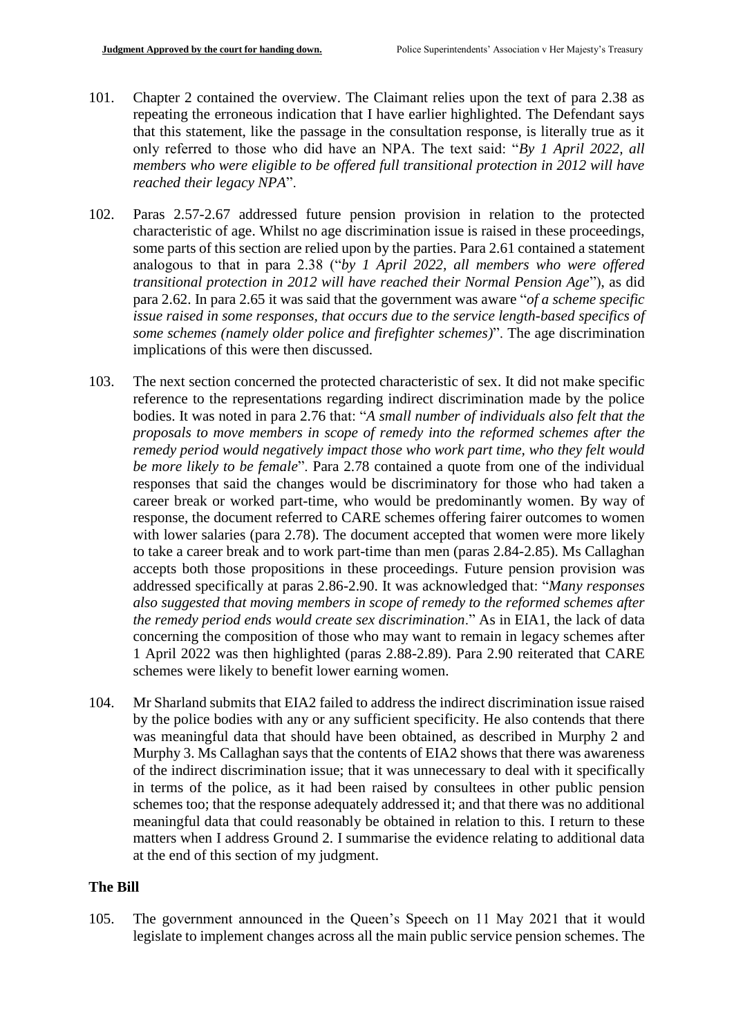101. Chapter 2 contained the overview. The Claimant relies upon the text of para 2.38 as repeating the erroneous indication that I have earlier highlighted. The Defendant says that this statement, like the passage in the consultation response, is literally true as it only referred to those who did have an NPA. The text said: "*By 1 April 2022, all members who were eligible to be offered full transitional protection in 2012 will have reached their legacy NPA*".

102. Paras 2.57-2.67 addressed future pension provision in relation to the protected characteristic of age. Whilst no age discrimination issue is raised in these proceedings, some parts of this section are relied upon by the parties. Para 2.61 contained a statement analogous to that in para 2.38 ("*by 1 April 2022, all members who were offered transitional protection in 2012 will have reached their Normal Pension Age*"), as did para 2.62. In para 2.65 it was said that the government was aware "*of a scheme specific issue raised in some responses, that occurs due to the service length-based specifics of some schemes (namely older police and firefighter schemes)*". The age discrimination implications of this were then discussed.

103. The next section concerned the protected characteristic of sex. It did not make specific reference to the representations regarding indirect discrimination made by the police bodies. It was noted in para 2.76 that: "*A small number of individuals also felt that the proposals to move members in scope of remedy into the reformed schemes after the remedy period would negatively impact those who work part time, who they felt would be more likely to be female*". Para 2.78 contained a quote from one of the individual responses that said the changes would be discriminatory for those who had taken a career break or worked part-time, who would be predominantly women. By way of response, the document referred to CARE schemes offering fairer outcomes to women with lower salaries (para 2.78). The document accepted that women were more likely to take a career break and to work part-time than men (paras 2.84-2.85). Ms Callaghan accepts both those propositions in these proceedings. Future pension provision was addressed specifically at paras 2.86-2.90. It was acknowledged that: "*Many responses also suggested that moving members in scope of remedy to the reformed schemes after the remedy period ends would create sex discrimination*." As in EIA1, the lack of data concerning the composition of those who may want to remain in legacy schemes after 1 April 2022 was then highlighted (paras 2.88-2.89). Para 2.90 reiterated that CARE schemes were likely to benefit lower earning women.

104. Mr Sharland submits that EIA2 failed to address the indirect discrimination issue raised by the police bodies with any or any sufficient specificity. He also contends that there was meaningful data that should have been obtained, as described in Murphy 2 and Murphy 3. Ms Callaghan says that the contents of EIA2 shows that there was awareness of the indirect discrimination issue; that it was unnecessary to deal with it specifically in terms of the police, as it had been raised by consultees in other public pension schemes too; that the response adequately addressed it; and that there was no additional meaningful data that could reasonably be obtained in relation to this. I return to these matters when I address Ground 2. I summarise the evidence relating to additional data at the end of this section of my judgment.

## The Bill

105. The government announced in the Queen's Speech on 11 May 2021 that it would legislate to implement changes across all the main public service pension schemes. The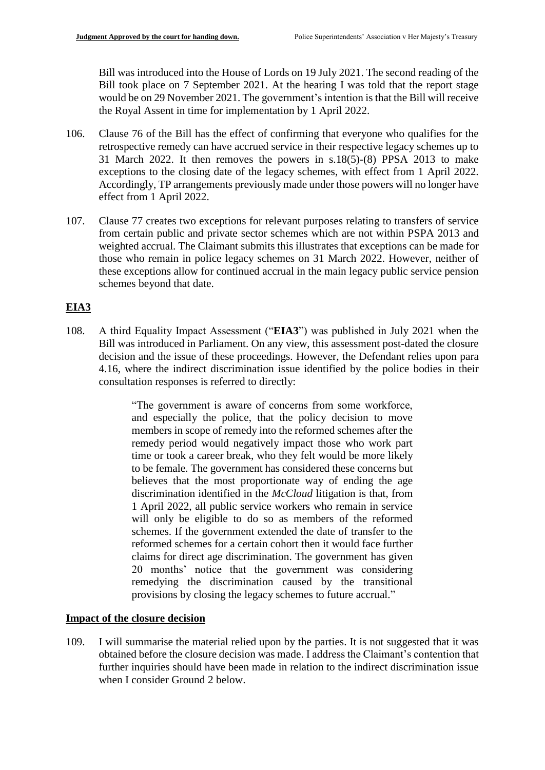Bill was introduced into the House of Lords on 19 July 2021. The second reading of the Bill took place on 7 September 2021. At the hearing I was told that the report stage would be on 29 November 2021. The government's intention is that the Bill will receive the Royal Assent in time for implementation by 1 April 2022.

106. Clause 76 of the Bill has the effect of confirming that everyone who qualifies for the retrospective remedy can have accrued service in their respective legacy schemes up to 31 March 2022. It then removes the powers in s.18(5)-(8) PPSA 2013 to make exceptions to the closing date of the legacy schemes, with effect from 1 April 2022. Accordingly, TP arrangements previously made under those powers will no longer have effect from 1 April 2022.

107. Clause 77 creates two exceptions for relevant purposes relating to transfers of service from certain public and private sector schemes which are not within PSPA 2013 and weighted accrual. The Claimant submits this illustrates that exceptions can be made for those who remain in police legacy schemes on 31 March 2022. However, neither of these exceptions allow for continued accrual in the main legacy public service pension schemes beyond that date.

## EIA3

108. A third Equality Impact Assessment ("**EIA3**") was published in July 2021 when the Bill was introduced in Parliament. On any view, this assessment post-dated the closure decision and the issue of these proceedings. However, the Defendant relies upon para 4.16, where the indirect discrimination issue identified by the police bodies in their consultation responses is referred to directly:

> "The government is aware of concerns from some workforce, and especially the police, that the policy decision to move members in scope of remedy into the reformed schemes after the remedy period would negatively impact those who work part time or took a career break, who they felt would be more likely to be female. The government has considered these concerns but believes that the most proportionate way of ending the age discrimination identified in the *McCloud* litigation is that, from 1 April 2022, all public service workers who remain in service will only be eligible to do so as members of the reformed schemes. If the government extended the date of transfer to the reformed schemes for a certain cohort then it would face further claims for direct age discrimination. The government has given 20 months' notice that the government was considering remedying the discrimination caused by the transitional provisions by closing the legacy schemes to future accrual."

## Impact of the closure decision

109. I will summarise the material relied upon by the parties. It is not suggested that it was obtained before the closure decision was made. I address the Claimant's contention that further inquiries should have been made in relation to the indirect discrimination issue when I consider Ground 2 below.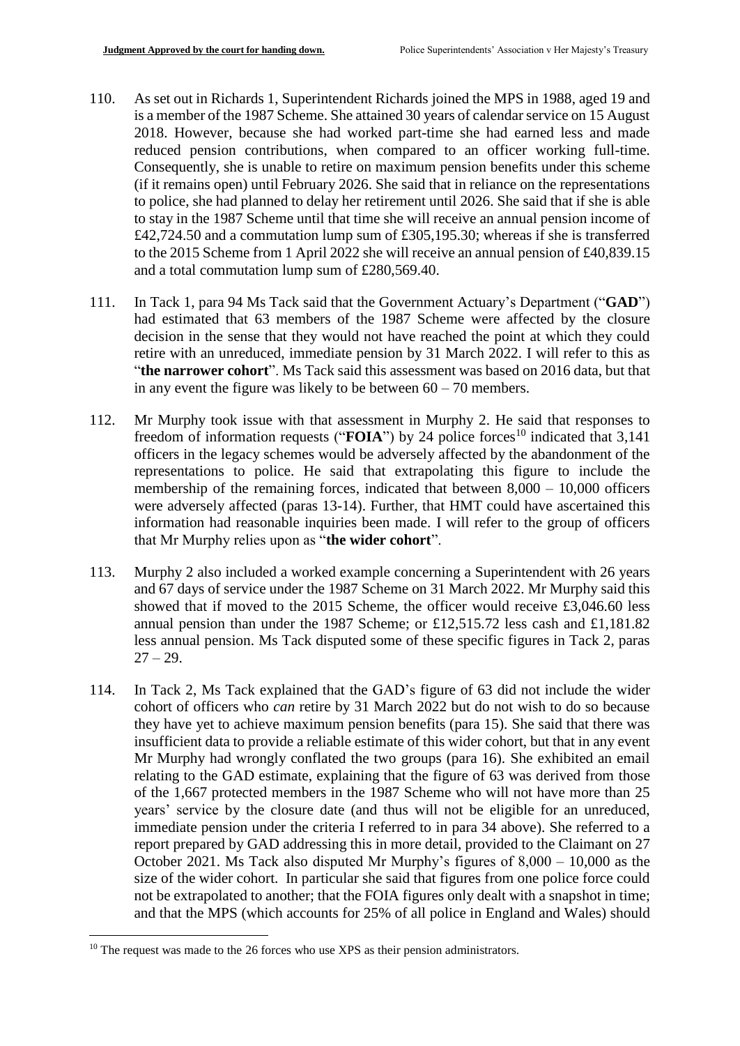110. As set out in Richards 1, Superintendent Richards joined the MPS in 1988, aged 19 and is a member of the 1987 Scheme. She attained 30 years of calendar service on 15 August 2018. However, because she had worked part-time she had earned less and made reduced pension contributions, when compared to an officer working full-time. Consequently, she is unable to retire on maximum pension benefits under this scheme (if it remains open) until February 2026. She said that in reliance on the representations to police, she had planned to delay her retirement until 2026. She said that if she is able to stay in the 1987 Scheme until that time she will receive an annual pension income of £42,724.50 and a commutation lump sum of £305,195.30; whereas if she is transferred to the 2015 Scheme from 1 April 2022 she will receive an annual pension of £40,839.15 and a total commutation lump sum of £280,569.40.

111. In Tack 1, para 94 Ms Tack said that the Government Actuary's Department ("**GAD**") had estimated that 63 members of the 1987 Scheme were affected by the closure decision in the sense that they would not have reached the point at which they could retire with an unreduced, immediate pension by 31 March 2022. I will refer to this as "**the narrower cohort**". Ms Tack said this assessment was based on 2016 data, but that in any event the figure was likely to be between 60 – 70 members.

112. Mr Murphy took issue with that assessment in Murphy 2. He said that responses to freedom of information requests ("**FOIA**") by 24 police forces[10] indicated that 3,141 officers in the legacy schemes would be adversely affected by the abandonment of the representations to police. He said that extrapolating this figure to include the membership of the remaining forces, indicated that between 8,000 – 10,000 officers were adversely affected (paras 13-14). Further, that HMT could have ascertained this information had reasonable inquiries been made. I will refer to the group of officers that Mr Murphy relies upon as "**the wider cohort**".

113. Murphy 2 also included a worked example concerning a Superintendent with 26 years and 67 days of service under the 1987 Scheme on 31 March 2022. Mr Murphy said this showed that if moved to the 2015 Scheme, the officer would receive £3,046.60 less annual pension than under the 1987 Scheme; or £12,515.72 less cash and £1,181.82 less annual pension. Ms Tack disputed some of these specific figures in Tack 2, paras 27 – 29.

114. In Tack 2, Ms Tack explained that the GAD's figure of 63 did not include the wider cohort of officers who *can* retire by 31 March 2022 but do not wish to do so because they have yet to achieve maximum pension benefits (para 15). She said that there was insufficient data to provide a reliable estimate of this wider cohort, but that in any event Mr Murphy had wrongly conflated the two groups (para 16). She exhibited an email relating to the GAD estimate, explaining that the figure of 63 was derived from those of the 1,667 protected members in the 1987 Scheme who will not have more than 25 years' service by the closure date (and thus will not be eligible for an unreduced, immediate pension under the criteria I referred to in para 34 above). She referred to a report prepared by GAD addressing this in more detail, provided to the Claimant on 27 October 2021. Ms Tack also disputed Mr Murphy's figures of 8,000 – 10,000 as the size of the wider cohort. In particular she said that figures from one police force could not be extrapolated to another; that the FOIA figures only dealt with a snapshot in time; and that the MPS (which accounts for 25% of all police in England and Wales) should

[10] The request was made to the 26 forces who use XPS as their pension administrators.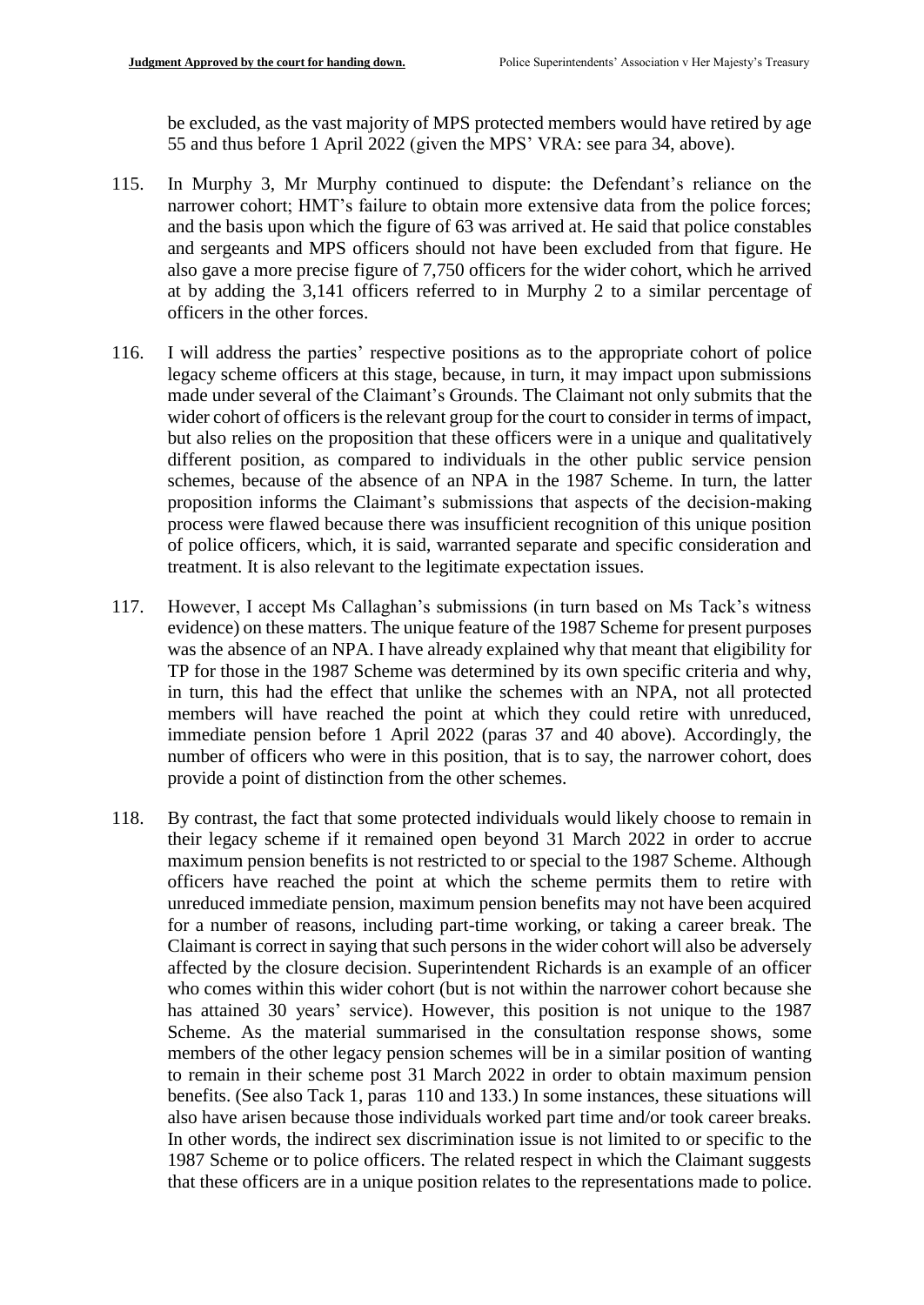be excluded, as the vast majority of MPS protected members would have retired by age 55 and thus before 1 April 2022 (given the MPS' VRA: see para 34, above).

115. In Murphy 3, Mr Murphy continued to dispute: the Defendant's reliance on the narrower cohort; HMT's failure to obtain more extensive data from the police forces; and the basis upon which the figure of 63 was arrived at. He said that police constables and sergeants and MPS officers should not have been excluded from that figure. He also gave a more precise figure of 7,750 officers for the wider cohort, which he arrived at by adding the 3,141 officers referred to in Murphy 2 to a similar percentage of officers in the other forces.

116. I will address the parties' respective positions as to the appropriate cohort of police legacy scheme officers at this stage, because, in turn, it may impact upon submissions made under several of the Claimant's Grounds. The Claimant not only submits that the wider cohort of officers is the relevant group for the court to consider in terms of impact, but also relies on the proposition that these officers were in a unique and qualitatively different position, as compared to individuals in the other public service pension schemes, because of the absence of an NPA in the 1987 Scheme. In turn, the latter proposition informs the Claimant's submissions that aspects of the decision-making process were flawed because there was insufficient recognition of this unique position of police officers, which, it is said, warranted separate and specific consideration and treatment. It is also relevant to the legitimate expectation issues.

117. However, I accept Ms Callaghan's submissions (in turn based on Ms Tack's witness evidence) on these matters. The unique feature of the 1987 Scheme for present purposes was the absence of an NPA. I have already explained why that meant that eligibility for TP for those in the 1987 Scheme was determined by its own specific criteria and why, in turn, this had the effect that unlike the schemes with an NPA, not all protected members will have reached the point at which they could retire with unreduced, immediate pension before 1 April 2022 (paras 37 and 40 above). Accordingly, the number of officers who were in this position, that is to say, the narrower cohort, does provide a point of distinction from the other schemes.

118. By contrast, the fact that some protected individuals would likely choose to remain in their legacy scheme if it remained open beyond 31 March 2022 in order to accrue maximum pension benefits is not restricted to or special to the 1987 Scheme. Although officers have reached the point at which the scheme permits them to retire with unreduced immediate pension, maximum pension benefits may not have been acquired for a number of reasons, including part-time working, or taking a career break. The Claimant is correct in saying that such persons in the wider cohort will also be adversely affected by the closure decision. Superintendent Richards is an example of an officer who comes within this wider cohort (but is not within the narrower cohort because she has attained 30 years' service). However, this position is not unique to the 1987 Scheme. As the material summarised in the consultation response shows, some members of the other legacy pension schemes will be in a similar position of wanting to remain in their scheme post 31 March 2022 in order to obtain maximum pension benefits. (See also Tack 1, paras 110 and 133.) In some instances, these situations will also have arisen because those individuals worked part time and/or took career breaks. In other words, the indirect sex discrimination issue is not limited to or specific to the 1987 Scheme or to police officers. The related respect in which the Claimant suggests that these officers are in a unique position relates to the representations made to police.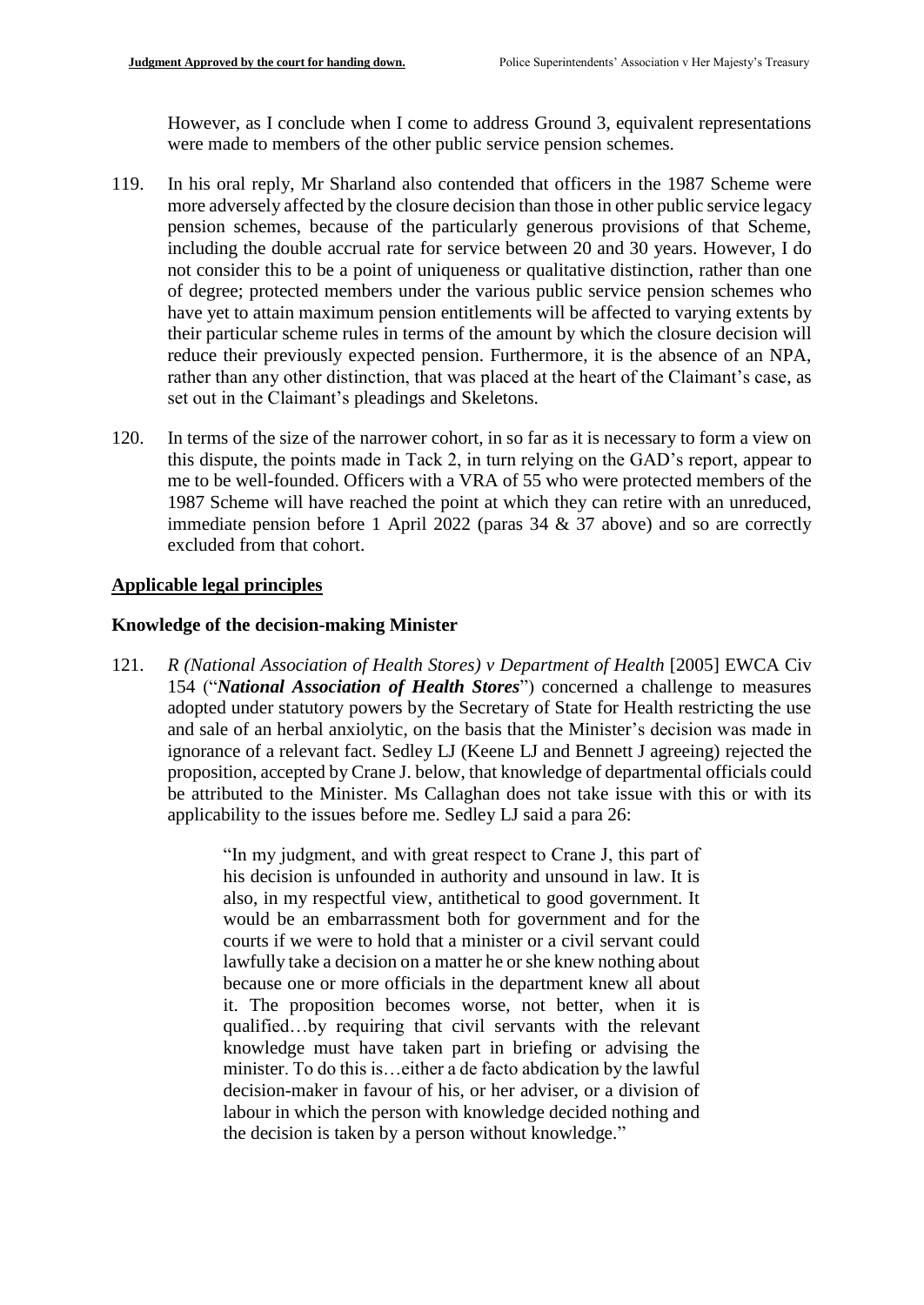However, as I conclude when I come to address Ground 3, equivalent representations were made to members of the other public service pension schemes.

119. In his oral reply, Mr Sharland also contended that officers in the 1987 Scheme were more adversely affected by the closure decision than those in other public service legacy pension schemes, because of the particularly generous provisions of that Scheme, including the double accrual rate for service between 20 and 30 years. However, I do not consider this to be a point of uniqueness or qualitative distinction, rather than one of degree; protected members under the various public service pension schemes who have yet to attain maximum pension entitlements will be affected to varying extents by their particular scheme rules in terms of the amount by which the closure decision will reduce their previously expected pension. Furthermore, it is the absence of an NPA, rather than any other distinction, that was placed at the heart of the Claimant's case, as set out in the Claimant's pleadings and Skeletons.

120. In terms of the size of the narrower cohort, in so far as it is necessary to form a view on this dispute, the points made in Tack 2, in turn relying on the GAD's report, appear to me to be well-founded. Officers with a VRA of 55 who were protected members of the 1987 Scheme will have reached the point at which they can retire with an unreduced, immediate pension before 1 April 2022 (paras 34 & 37 above) and so are correctly excluded from that cohort.

## Applicable legal principles

### Knowledge of the decision-making Minister

121. *R (National Association of Health Stores) v Department of Health* [2005] EWCA Civ 154 ("***National Association of Health Stores***") concerned a challenge to measures adopted under statutory powers by the Secretary of State for Health restricting the use and sale of an herbal anxiolytic, on the basis that the Minister's decision was made in ignorance of a relevant fact. Sedley LJ (Keene LJ and Bennett J agreeing) rejected the proposition, accepted by Crane J. below, that knowledge of departmental officials could be attributed to the Minister. Ms Callaghan does not take issue with this or with its applicability to the issues before me. Sedley LJ said a para 26:

> "In my judgment, and with great respect to Crane J, this part of his decision is unfounded in authority and unsound in law. It is also, in my respectful view, antithetical to good government. It would be an embarrassment both for government and for the courts if we were to hold that a minister or a civil servant could lawfully take a decision on a matter he or she knew nothing about because one or more officials in the department knew all about it. The proposition becomes worse, not better, when it is qualified…by requiring that civil servants with the relevant knowledge must have taken part in briefing or advising the minister. To do this is…either a de facto abdication by the lawful decision-maker in favour of his, or her adviser, or a division of labour in which the person with knowledge decided nothing and the decision is taken by a person without knowledge."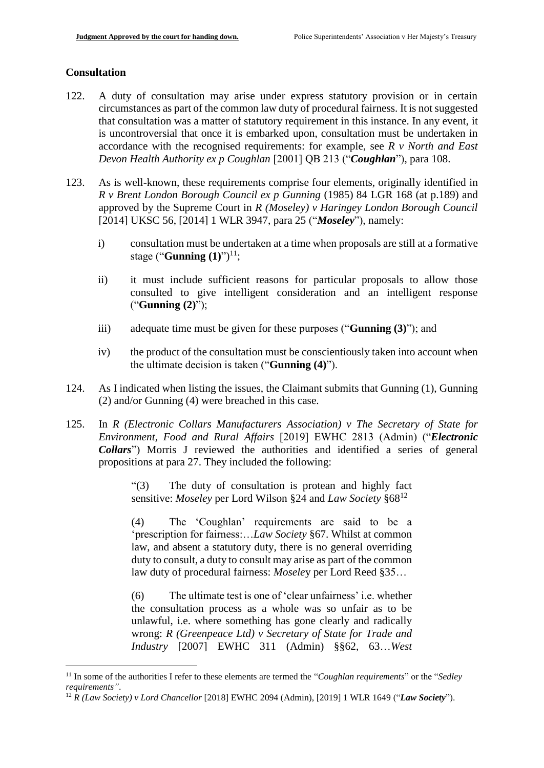## Consultation

122. A duty of consultation may arise under express statutory provision or in certain circumstances as part of the common law duty of procedural fairness. It is not suggested that consultation was a matter of statutory requirement in this instance. In any event, it is uncontroversial that once it is embarked upon, consultation must be undertaken in accordance with the recognised requirements: for example, see *R v North and East Devon Health Authority ex p Coughlan* [2001] QB 213 ("***Coughlan***"), para 108.

123. As is well-known, these requirements comprise four elements, originally identified in *R v Brent London Borough Council ex p Gunning* (1985) 84 LGR 168 (at p.189) and approved by the Supreme Court in *R (Moseley) v Haringey London Borough Council* [2014] UKSC 56, [2014] 1 WLR 3947, para 25 ("***Moseley***"), namely:

    i) consultation must be undertaken at a time when proposals are still at a formative stage ("**Gunning (1)**")[11];

    ii) it must include sufficient reasons for particular proposals to allow those consulted to give intelligent consideration and an intelligent response ("**Gunning (2)**");

    iii) adequate time must be given for these purposes ("**Gunning (3)**"); and

    iv) the product of the consultation must be conscientiously taken into account when the ultimate decision is taken ("**Gunning (4)**").

124. As I indicated when listing the issues, the Claimant submits that Gunning (1), Gunning (2) and/or Gunning (4) were breached in this case.

125. In *R (Electronic Collars Manufacturers Association) v The Secretary of State for Environment, Food and Rural Affairs* [2019] EWHC 2813 (Admin) ("***Electronic Collars***") Morris J reviewed the authorities and identified a series of general propositions at para 27. They included the following:

> "(3) The duty of consultation is protean and highly fact sensitive: *Moseley* per Lord Wilson §24 and *Law Society* §68[12]
>
> (4) The 'Coughlan' requirements are said to be a 'prescription for fairness:…*Law Society* §67. Whilst at common law, and absent a statutory duty, there is no general overriding duty to consult, a duty to consult may arise as part of the common law duty of procedural fairness: *Moseley* per Lord Reed §35…
>
> (6) The ultimate test is one of 'clear unfairness' i.e. whether the consultation process as a whole was so unfair as to be unlawful, i.e. where something has gone clearly and radically wrong: *R (Greenpeace Ltd) v Secretary of State for Trade and Industry* [2007] EWHC 311 (Admin) §§62, 63…*West*

---

[11] In some of the authorities I refer to these elements are termed the "*Coughlan requirements*" or the "*Sedley requirements"*.

[12] *R (Law Society) v Lord Chancellor* [2018] EWHC 2094 (Admin), [2019] 1 WLR 1649 ("***Law Society***").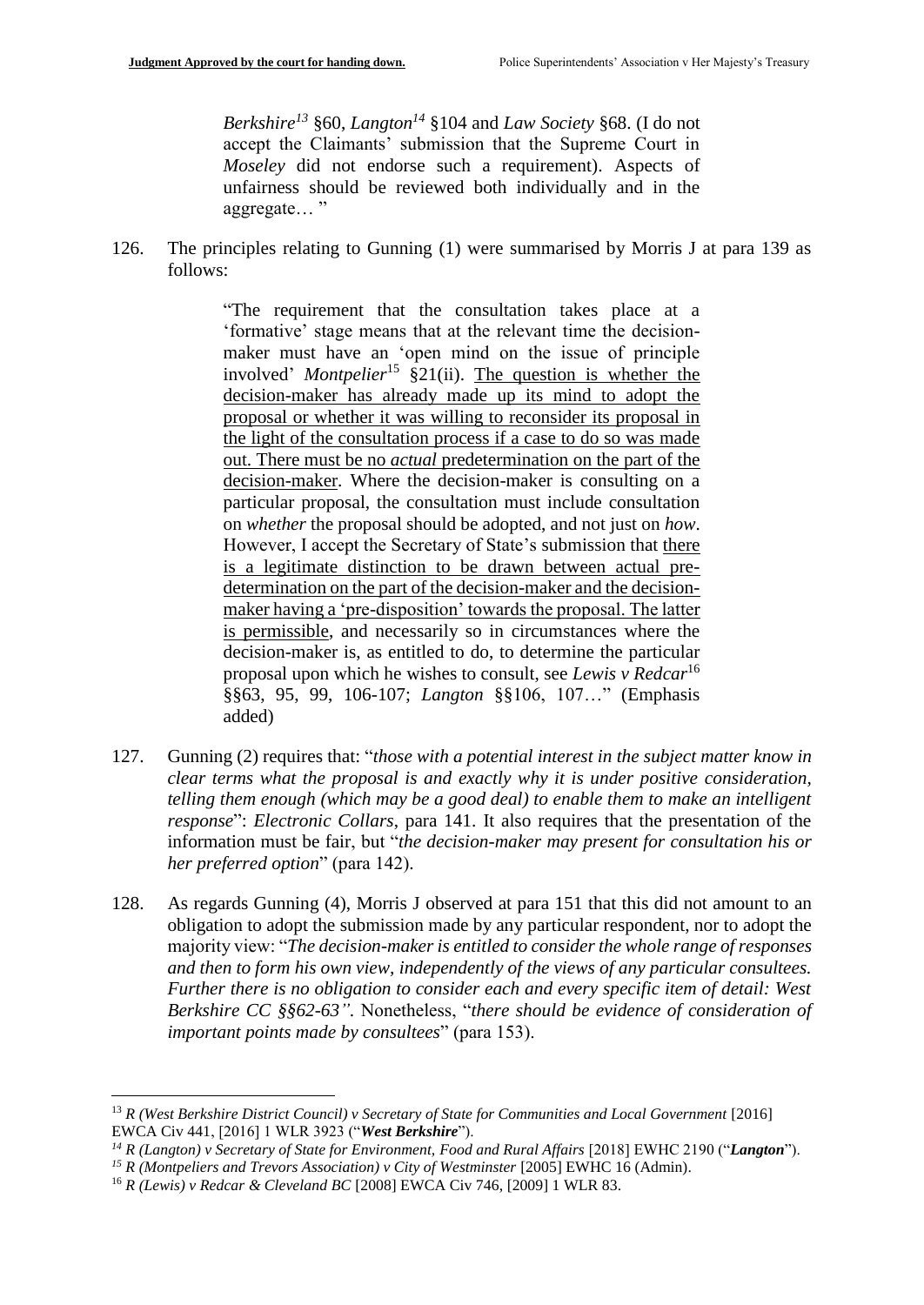*Berkshire*[13] §60, *Langton*[14] §104 and *Law Society* §68. (I do not accept the Claimants' submission that the Supreme Court in *Moseley* did not endorse such a requirement). Aspects of unfairness should be reviewed both individually and in the aggregate… "

126. The principles relating to Gunning (1) were summarised by Morris J at para 139 as follows:

> "The requirement that the consultation takes place at a 'formative' stage means that at the relevant time the decision-maker must have an 'open mind on the issue of principle involved' *Montpelier*[15] §21(ii). <u>The question is whether the decision-maker has already made up its mind to adopt the proposal or whether it was willing to reconsider its proposal in the light of the consultation process if a case to do so was made out. There must be no *actual* predetermination on the part of the decision-maker</u>. Where the decision-maker is consulting on a particular proposal, the consultation must include consultation on *whether* the proposal should be adopted, and not just on *how*. However, I accept the Secretary of State's submission that <u>there is a legitimate distinction to be drawn between actual pre-determination on the part of the decision-maker and the decision-maker having a 'pre-disposition' towards the proposal. The latter is permissible</u>, and necessarily so in circumstances where the decision-maker is, as entitled to do, to determine the particular proposal upon which he wishes to consult, see *Lewis v Redcar*[16] §§63, 95, 99, 106-107; *Langton* §§106, 107…" (Emphasis added)

127. Gunning (2) requires that: "*those with a potential interest in the subject matter know in clear terms what the proposal is and exactly why it is under positive consideration, telling them enough (which may be a good deal) to enable them to make an intelligent response*": *Electronic Collars*, para 141. It also requires that the presentation of the information must be fair, but "*the decision-maker may present for consultation his or her preferred option*" (para 142).

128. As regards Gunning (4), Morris J observed at para 151 that this did not amount to an obligation to adopt the submission made by any particular respondent, nor to adopt the majority view: "*The decision-maker is entitled to consider the whole range of responses and then to form his own view, independently of the views of any particular consultees. Further there is no obligation to consider each and every specific item of detail: West Berkshire CC §§62-63".* Nonetheless, "*there should be evidence of consideration of important points made by consultees*" (para 153).

---

[13] *R (West Berkshire District Council) v Secretary of State for Communities and Local Government* [2016] EWCA Civ 441, [2016] 1 WLR 3923 ("***West Berkshire***").

[14] *R (Langton) v Secretary of State for Environment, Food and Rural Affairs* [2018] EWHC 2190 ("***Langton***").

[15] *R (Montpeliers and Trevors Association) v City of Westminster* [2005] EWHC 16 (Admin).

[16] *R (Lewis) v Redcar & Cleveland BC* [2008] EWCA Civ 746, [2009] 1 WLR 83.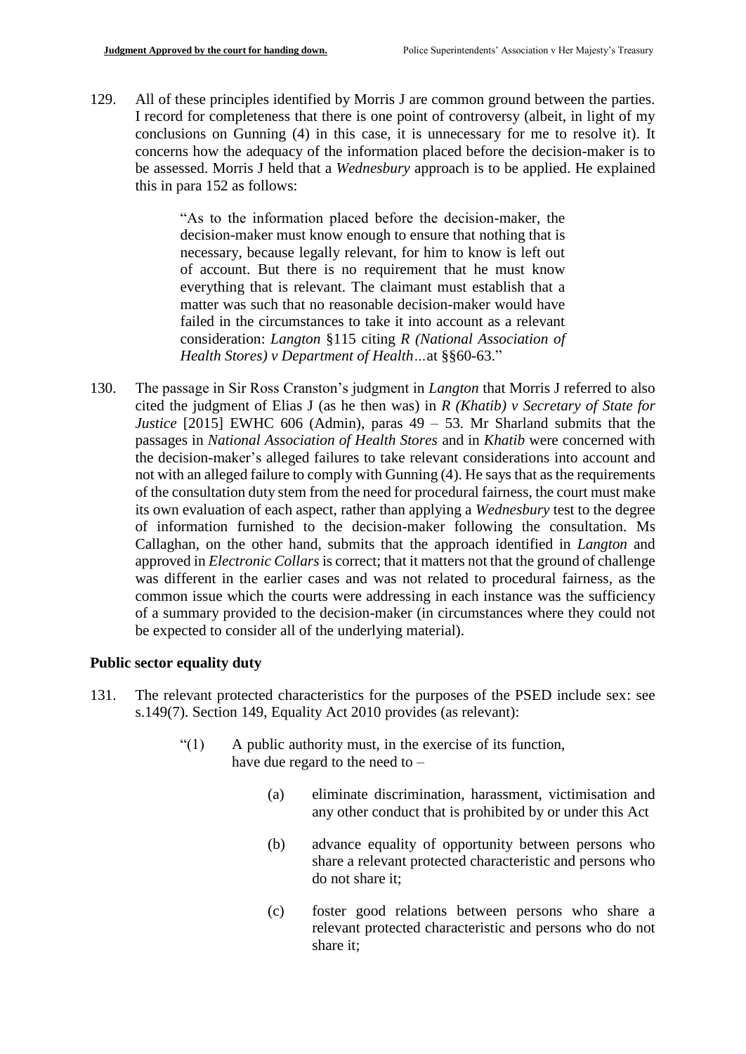129. All of these principles identified by Morris J are common ground between the parties. I record for completeness that there is one point of controversy (albeit, in light of my conclusions on Gunning (4) in this case, it is unnecessary for me to resolve it). It concerns how the adequacy of the information placed before the decision-maker is to be assessed. Morris J held that a *Wednesbury* approach is to be applied. He explained this in para 152 as follows:

> "As to the information placed before the decision-maker, the decision-maker must know enough to ensure that nothing that is necessary, because legally relevant, for him to know is left out of account. But there is no requirement that he must know everything that is relevant. The claimant must establish that a matter was such that no reasonable decision-maker would have failed in the circumstances to take it into account as a relevant consideration: *Langton* §115 citing *R (National Association of Health Stores) v Department of Health*…at §§60-63."

130. The passage in Sir Ross Cranston's judgment in *Langton* that Morris J referred to also cited the judgment of Elias J (as he then was) in *R (Khatib) v Secretary of State for Justice* [2015] EWHC 606 (Admin), paras 49 – 53. Mr Sharland submits that the passages in *National Association of Health Stores* and in *Khatib* were concerned with the decision-maker's alleged failures to take relevant considerations into account and not with an alleged failure to comply with Gunning (4). He says that as the requirements of the consultation duty stem from the need for procedural fairness, the court must make its own evaluation of each aspect, rather than applying a *Wednesbury* test to the degree of information furnished to the decision-maker following the consultation. Ms Callaghan, on the other hand, submits that the approach identified in *Langton* and approved in *Electronic Collars* is correct; that it matters not that the ground of challenge was different in the earlier cases and was not related to procedural fairness, as the common issue which the courts were addressing in each instance was the sufficiency of a summary provided to the decision-maker (in circumstances where they could not be expected to consider all of the underlying material).

### Public sector equality duty

131. The relevant protected characteristics for the purposes of the PSED include sex: see s.149(7). Section 149, Equality Act 2010 provides (as relevant):

> "(1) A public authority must, in the exercise of its function, have due regard to the need to –
>
> (a) eliminate discrimination, harassment, victimisation and any other conduct that is prohibited by or under this Act
>
> (b) advance equality of opportunity between persons who share a relevant protected characteristic and persons who do not share it;
>
> (c) foster good relations between persons who share a relevant protected characteristic and persons who do not share it;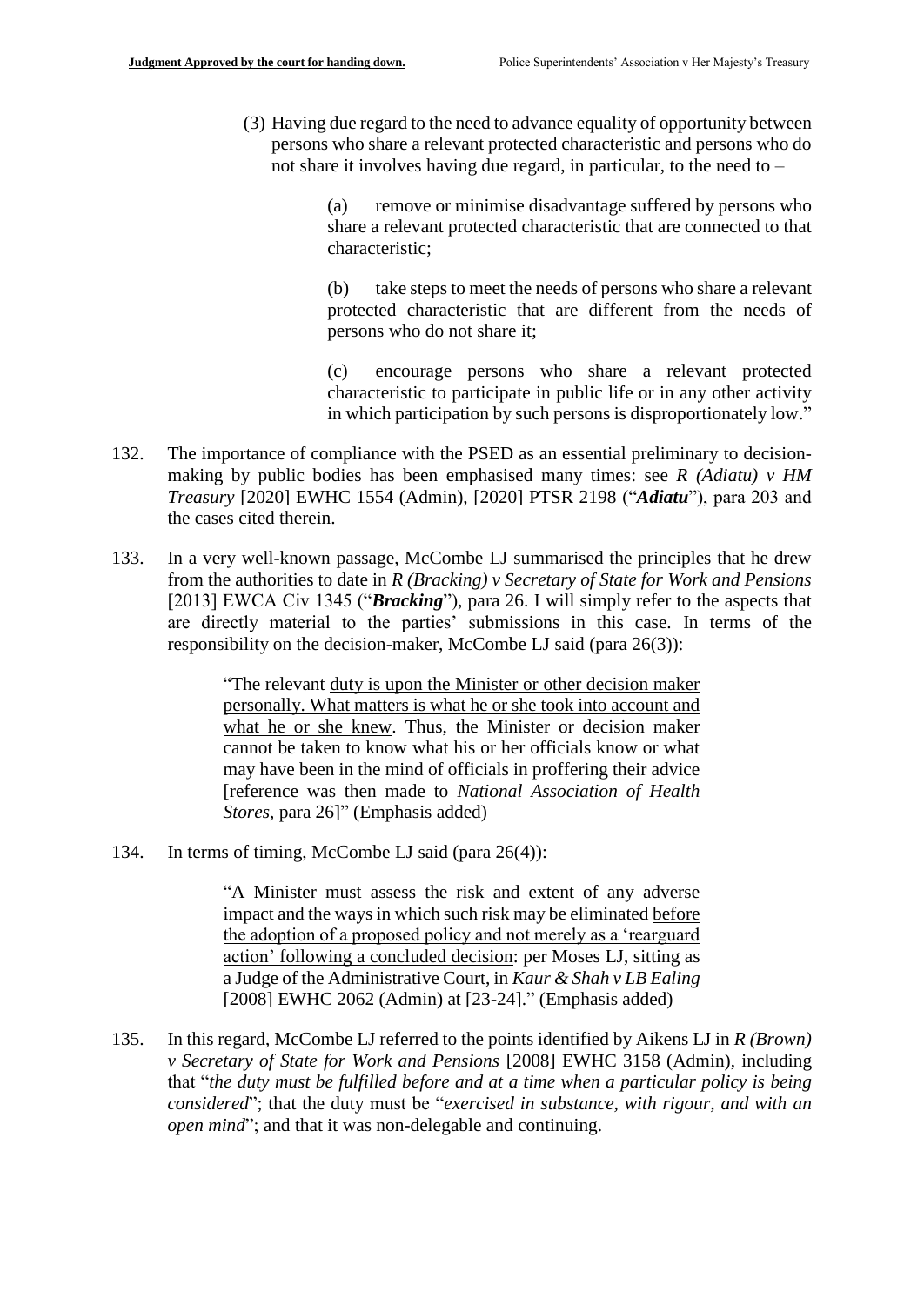(3) Having due regard to the need to advance equality of opportunity between persons who share a relevant protected characteristic and persons who do not share it involves having due regard, in particular, to the need to –

> (a) remove or minimise disadvantage suffered by persons who share a relevant protected characteristic that are connected to that characteristic;
>
> (b) take steps to meet the needs of persons who share a relevant protected characteristic that are different from the needs of persons who do not share it;
>
> (c) encourage persons who share a relevant protected characteristic to participate in public life or in any other activity in which participation by such persons is disproportionately low."

132. The importance of compliance with the PSED as an essential preliminary to decision-making by public bodies has been emphasised many times: see *R (Adiatu) v HM Treasury* [2020] EWHC 1554 (Admin), [2020] PTSR 2198 ("***Adiatu***"), para 203 and the cases cited therein.

133. In a very well-known passage, McCombe LJ summarised the principles that he drew from the authorities to date in *R (Bracking) v Secretary of State for Work and Pensions* [2013] EWCA Civ 1345 ("***Bracking***"), para 26. I will simply refer to the aspects that are directly material to the parties' submissions in this case. In terms of the responsibility on the decision-maker, McCombe LJ said (para 26(3)):

> "The relevant <u>duty is upon the Minister or other decision maker personally. What matters is what he or she took into account and what he or she knew</u>. Thus, the Minister or decision maker cannot be taken to know what his or her officials know or what may have been in the mind of officials in proffering their advice [reference was then made to *National Association of Health Stores*, para 26]" (Emphasis added)

134. In terms of timing, McCombe LJ said (para 26(4)):

> "A Minister must assess the risk and extent of any adverse impact and the ways in which such risk may be eliminated <u>before the adoption of a proposed policy and not merely as a 'rearguard action' following a concluded decision</u>: per Moses LJ, sitting as a Judge of the Administrative Court, in *Kaur & Shah v LB Ealing* [2008] EWHC 2062 (Admin) at [23-24]." (Emphasis added)

135. In this regard, McCombe LJ referred to the points identified by Aikens LJ in *R (Brown) v Secretary of State for Work and Pensions* [2008] EWHC 3158 (Admin), including that "*the duty must be fulfilled before and at a time when a particular policy is being considered*"; that the duty must be "*exercised in substance, with rigour, and with an open mind*"; and that it was non-delegable and continuing.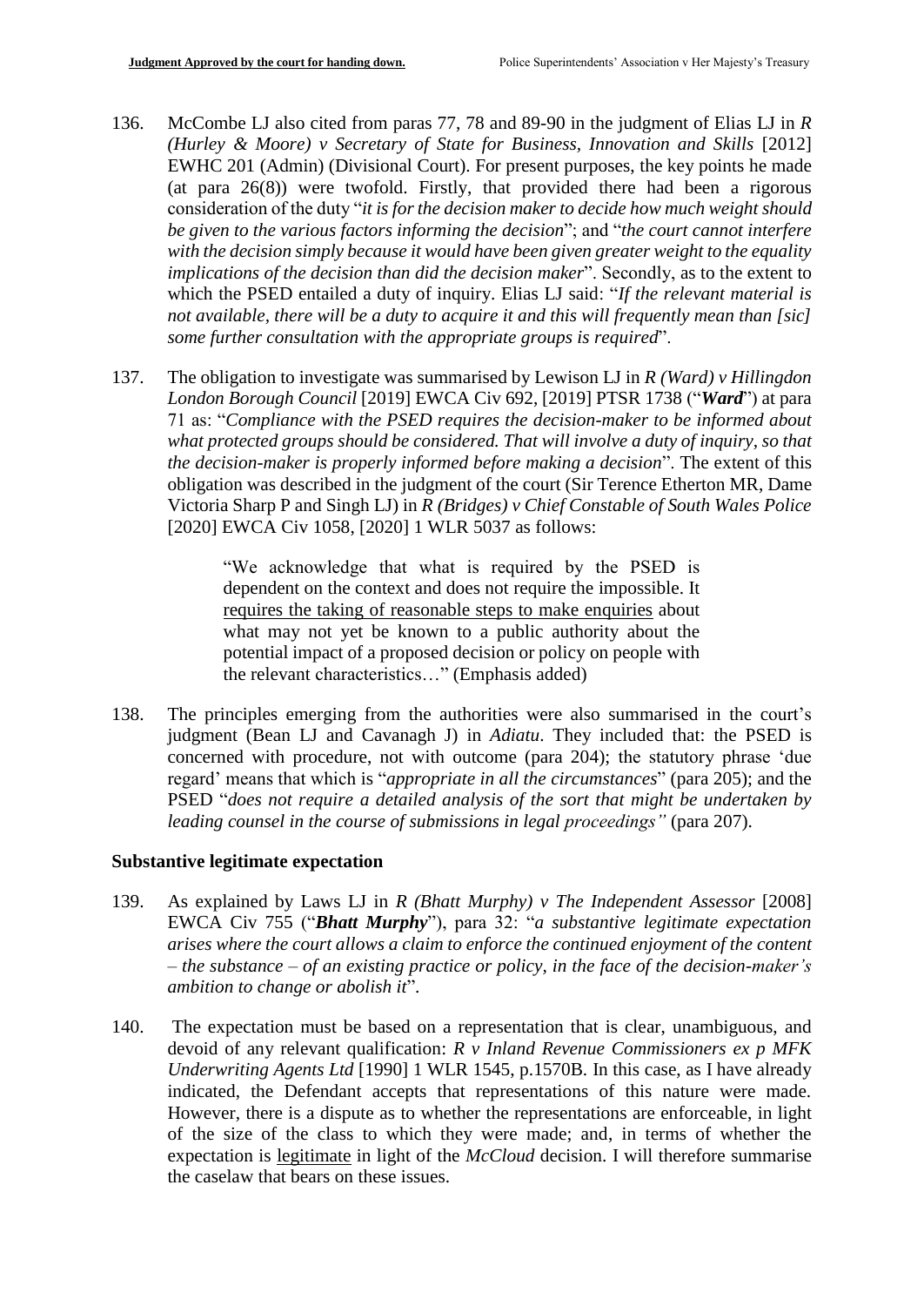136. McCombe LJ also cited from paras 77, 78 and 89-90 in the judgment of Elias LJ in *R (Hurley & Moore) v Secretary of State for Business, Innovation and Skills* [2012] EWHC 201 (Admin) (Divisional Court). For present purposes, the key points he made (at para 26(8)) were twofold. Firstly, that provided there had been a rigorous consideration of the duty "*it is for the decision maker to decide how much weight should be given to the various factors informing the decision*"; and "*the court cannot interfere with the decision simply because it would have been given greater weight to the equality implications of the decision than did the decision maker*". Secondly, as to the extent to which the PSED entailed a duty of inquiry. Elias LJ said: "*If the relevant material is not available, there will be a duty to acquire it and this will frequently mean than [sic] some further consultation with the appropriate groups is required*".

137. The obligation to investigate was summarised by Lewison LJ in *R (Ward) v Hillingdon London Borough Council* [2019] EWCA Civ 692, [2019] PTSR 1738 ("***Ward***") at para 71 as: "*Compliance with the PSED requires the decision-maker to be informed about what protected groups should be considered. That will involve a duty of inquiry, so that the decision-maker is properly informed before making a decision*". The extent of this obligation was described in the judgment of the court (Sir Terence Etherton MR, Dame Victoria Sharp P and Singh LJ) in *R (Bridges) v Chief Constable of South Wales Police* [2020] EWCA Civ 1058, [2020] 1 WLR 5037 as follows:

> "We acknowledge that what is required by the PSED is dependent on the context and does not require the impossible. It requires the taking of reasonable steps to make enquiries about what may not yet be known to a public authority about the potential impact of a proposed decision or policy on people with the relevant characteristics…" (Emphasis added)

138. The principles emerging from the authorities were also summarised in the court's judgment (Bean LJ and Cavanagh J) in *Adiatu*. They included that: the PSED is concerned with procedure, not with outcome (para 204); the statutory phrase 'due regard' means that which is "*appropriate in all the circumstances*" (para 205); and the PSED "*does not require a detailed analysis of the sort that might be undertaken by leading counsel in the course of submissions in legal proceedings"* (para 207).

## Substantive legitimate expectation

139. As explained by Laws LJ in *R (Bhatt Murphy) v The Independent Assessor* [2008] EWCA Civ 755 ("***Bhatt Murphy***"), para 32: "*a substantive legitimate expectation arises where the court allows a claim to enforce the continued enjoyment of the content – the substance – of an existing practice or policy, in the face of the decision-maker's ambition to change or abolish it*".

140. The expectation must be based on a representation that is clear, unambiguous, and devoid of any relevant qualification: *R v Inland Revenue Commissioners ex p MFK Underwriting Agents Ltd* [1990] 1 WLR 1545, p.1570B. In this case, as I have already indicated, the Defendant accepts that representations of this nature were made. However, there is a dispute as to whether the representations are enforceable, in light of the size of the class to which they were made; and, in terms of whether the expectation is legitimate in light of the *McCloud* decision. I will therefore summarise the caselaw that bears on these issues.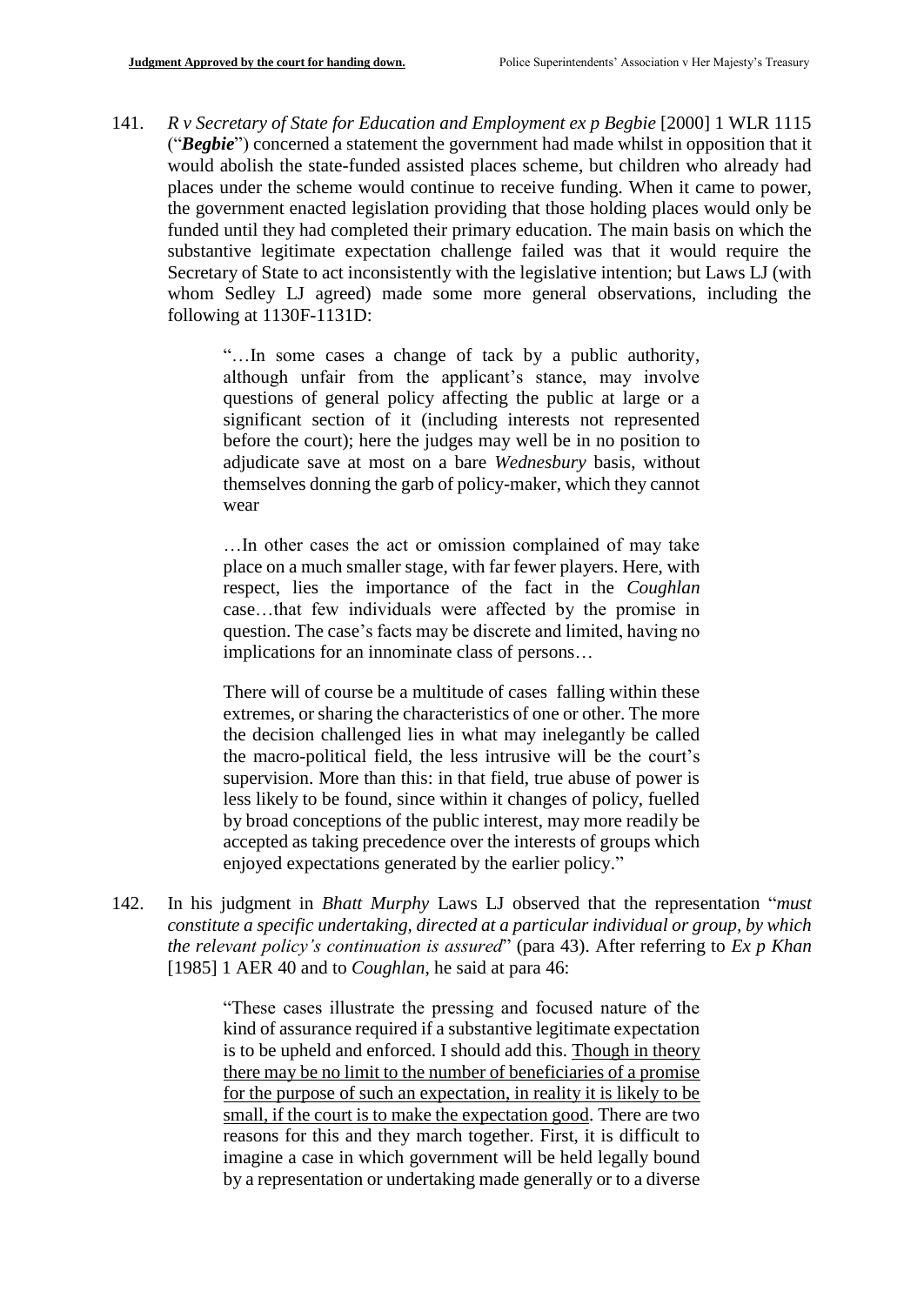141. *R v Secretary of State for Education and Employment ex p Begbie* [2000] 1 WLR 1115 ("***Begbie***") concerned a statement the government had made whilst in opposition that it would abolish the state-funded assisted places scheme, but children who already had places under the scheme would continue to receive funding. When it came to power, the government enacted legislation providing that those holding places would only be funded until they had completed their primary education. The main basis on which the substantive legitimate expectation challenge failed was that it would require the Secretary of State to act inconsistently with the legislative intention; but Laws LJ (with whom Sedley LJ agreed) made some more general observations, including the following at 1130F-1131D:

> "…In some cases a change of tack by a public authority, although unfair from the applicant's stance, may involve questions of general policy affecting the public at large or a significant section of it (including interests not represented before the court); here the judges may well be in no position to adjudicate save at most on a bare *Wednesbury* basis, without themselves donning the garb of policy-maker, which they cannot wear
>
> …In other cases the act or omission complained of may take place on a much smaller stage, with far fewer players. Here, with respect, lies the importance of the fact in the *Coughlan* case…that few individuals were affected by the promise in question. The case's facts may be discrete and limited, having no implications for an innominate class of persons…
>
> There will of course be a multitude of cases falling within these extremes, or sharing the characteristics of one or other. The more the decision challenged lies in what may inelegantly be called the macro-political field, the less intrusive will be the court's supervision. More than this: in that field, true abuse of power is less likely to be found, since within it changes of policy, fuelled by broad conceptions of the public interest, may more readily be accepted as taking precedence over the interests of groups which enjoyed expectations generated by the earlier policy."

142. In his judgment in *Bhatt Murphy* Laws LJ observed that the representation "*must constitute a specific undertaking, directed at a particular individual or group, by which the relevant policy's continuation is assured*" (para 43). After referring to *Ex p Khan* [1985] 1 AER 40 and to *Coughlan*, he said at para 46:

> "These cases illustrate the pressing and focused nature of the kind of assurance required if a substantive legitimate expectation is to be upheld and enforced. I should add this. <u>Though in theory there may be no limit to the number of beneficiaries of a promise for the purpose of such an expectation, in reality it is likely to be small, if the court is to make the expectation good</u>. There are two reasons for this and they march together. First, it is difficult to imagine a case in which government will be held legally bound by a representation or undertaking made generally or to a diverse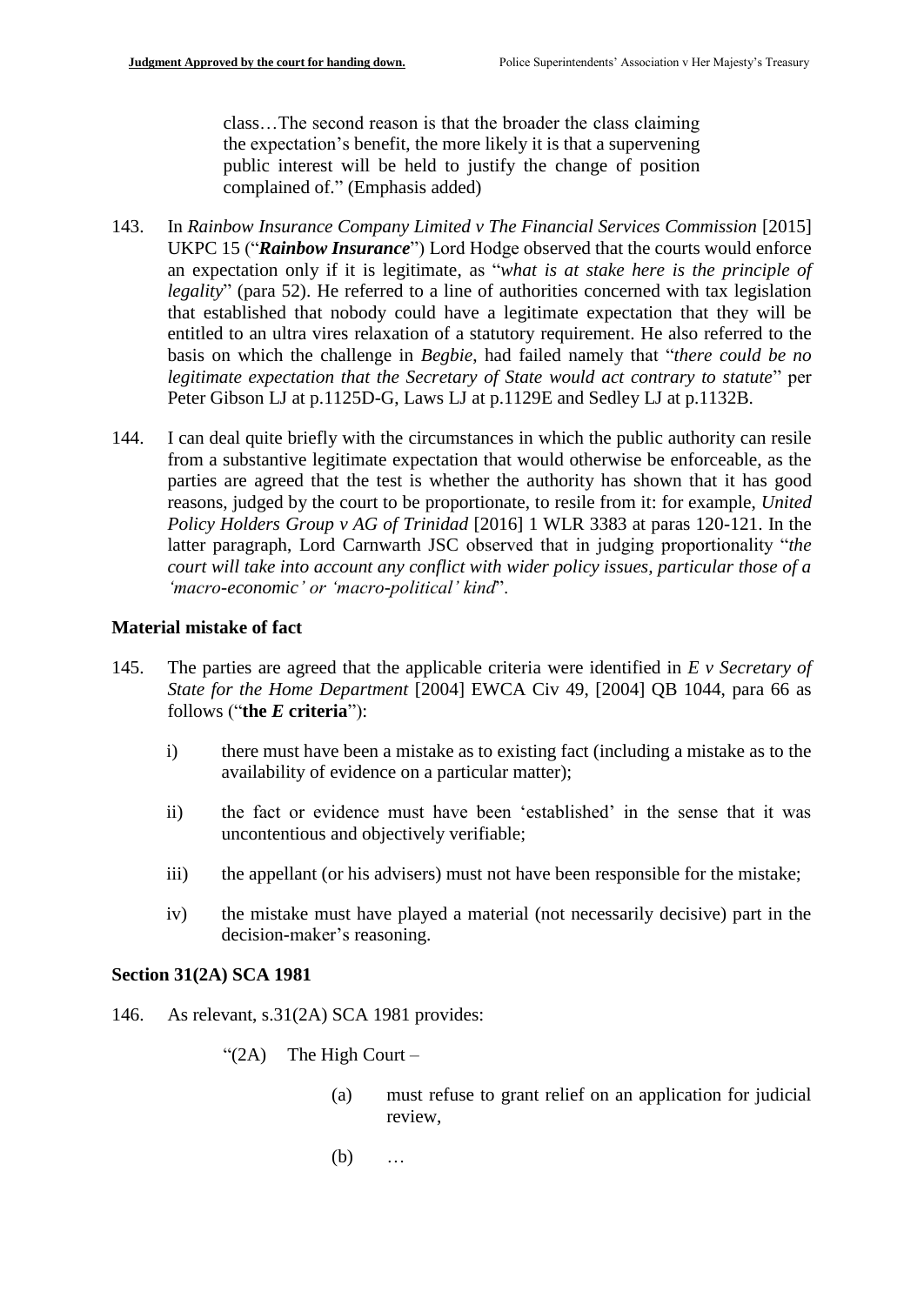> class…The second reason is that the broader the class claiming the expectation's benefit, the more likely it is that a supervening public interest will be held to justify the change of position complained of." (Emphasis added)

143. In *Rainbow Insurance Company Limited v The Financial Services Commission* [2015] UKPC 15 ("***Rainbow Insurance***") Lord Hodge observed that the courts would enforce an expectation only if it is legitimate, as "*what is at stake here is the principle of legality*" (para 52). He referred to a line of authorities concerned with tax legislation that established that nobody could have a legitimate expectation that they will be entitled to an ultra vires relaxation of a statutory requirement. He also referred to the basis on which the challenge in *Begbie*, had failed namely that "*there could be no legitimate expectation that the Secretary of State would act contrary to statute*" per Peter Gibson LJ at p.1125D-G, Laws LJ at p.1129E and Sedley LJ at p.1132B.

144. I can deal quite briefly with the circumstances in which the public authority can resile from a substantive legitimate expectation that would otherwise be enforceable, as the parties are agreed that the test is whether the authority has shown that it has good reasons, judged by the court to be proportionate, to resile from it: for example, *United Policy Holders Group v AG of Trinidad* [2016] 1 WLR 3383 at paras 120-121. In the latter paragraph, Lord Carnwarth JSC observed that in judging proportionality "*the court will take into account any conflict with wider policy issues, particular those of a 'macro-economic' or 'macro-political' kind*".

### Material mistake of fact

145. The parties are agreed that the applicable criteria were identified in *E v Secretary of State for the Home Department* [2004] EWCA Civ 49, [2004] QB 1044, para 66 as follows ("**the *E* criteria**"):

    i) there must have been a mistake as to existing fact (including a mistake as to the availability of evidence on a particular matter);

    ii) the fact or evidence must have been 'established' in the sense that it was uncontentious and objectively verifiable;

    iii) the appellant (or his advisers) must not have been responsible for the mistake;

    iv) the mistake must have played a material (not necessarily decisive) part in the decision-maker's reasoning.

### Section 31(2A) SCA 1981

146. As relevant, s.31(2A) SCA 1981 provides:

> "(2A) The High Court –
>
> (a) must refuse to grant relief on an application for judicial review,
>
> (b) …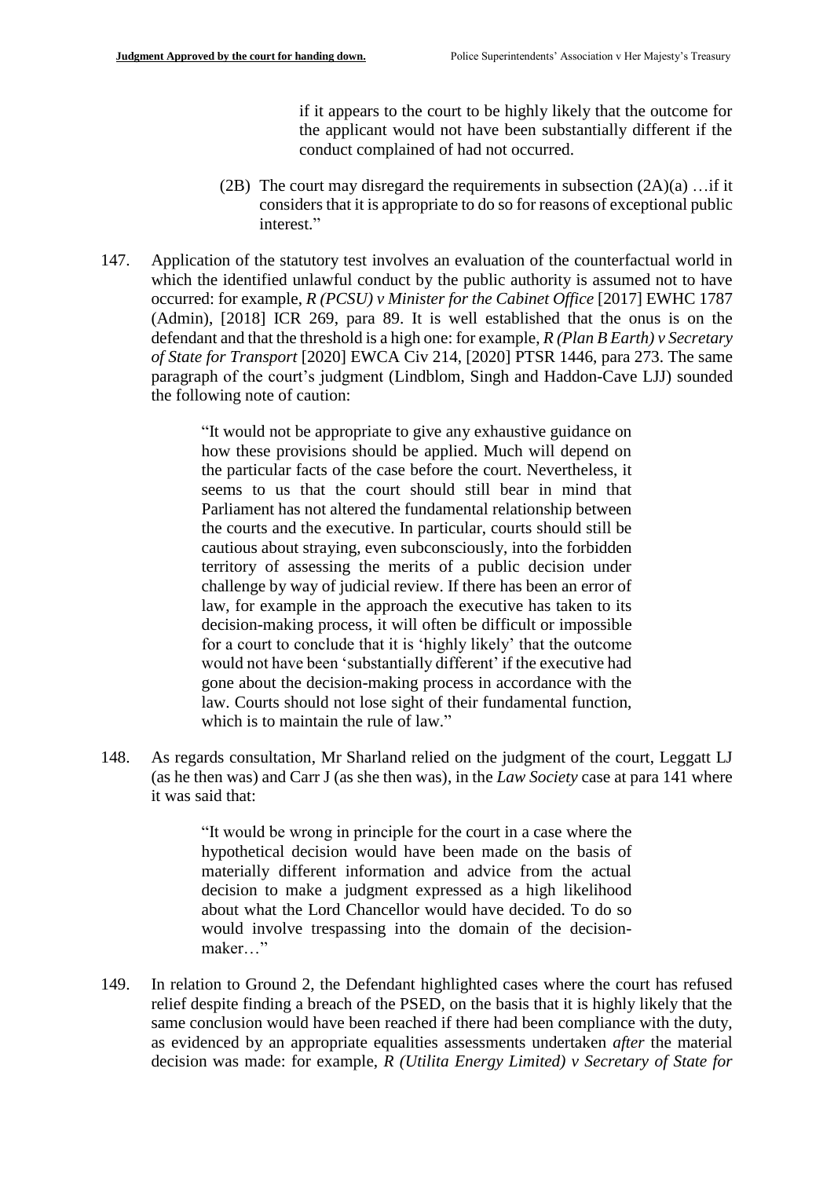if it appears to the court to be highly likely that the outcome for the applicant would not have been substantially different if the conduct complained of had not occurred.

> (2B) The court may disregard the requirements in subsection (2A)(a) …if it considers that it is appropriate to do so for reasons of exceptional public interest."

147. Application of the statutory test involves an evaluation of the counterfactual world in which the identified unlawful conduct by the public authority is assumed not to have occurred: for example, *R (PCSU) v Minister for the Cabinet Office* [2017] EWHC 1787 (Admin), [2018] ICR 269, para 89. It is well established that the onus is on the defendant and that the threshold is a high one: for example, *R (Plan B Earth) v Secretary of State for Transport* [2020] EWCA Civ 214, [2020] PTSR 1446, para 273. The same paragraph of the court's judgment (Lindblom, Singh and Haddon-Cave LJJ) sounded the following note of caution:

> "It would not be appropriate to give any exhaustive guidance on how these provisions should be applied. Much will depend on the particular facts of the case before the court. Nevertheless, it seems to us that the court should still bear in mind that Parliament has not altered the fundamental relationship between the courts and the executive. In particular, courts should still be cautious about straying, even subconsciously, into the forbidden territory of assessing the merits of a public decision under challenge by way of judicial review. If there has been an error of law, for example in the approach the executive has taken to its decision-making process, it will often be difficult or impossible for a court to conclude that it is 'highly likely' that the outcome would not have been 'substantially different' if the executive had gone about the decision-making process in accordance with the law. Courts should not lose sight of their fundamental function, which is to maintain the rule of law."

148. As regards consultation, Mr Sharland relied on the judgment of the court, Leggatt LJ (as he then was) and Carr J (as she then was), in the *Law Society* case at para 141 where it was said that:

> "It would be wrong in principle for the court in a case where the hypothetical decision would have been made on the basis of materially different information and advice from the actual decision to make a judgment expressed as a high likelihood about what the Lord Chancellor would have decided. To do so would involve trespassing into the domain of the decision-maker…"

149. In relation to Ground 2, the Defendant highlighted cases where the court has refused relief despite finding a breach of the PSED, on the basis that it is highly likely that the same conclusion would have been reached if there had been compliance with the duty, as evidenced by an appropriate equalities assessments undertaken *after* the material decision was made: for example, *R (Utilita Energy Limited) v Secretary of State for*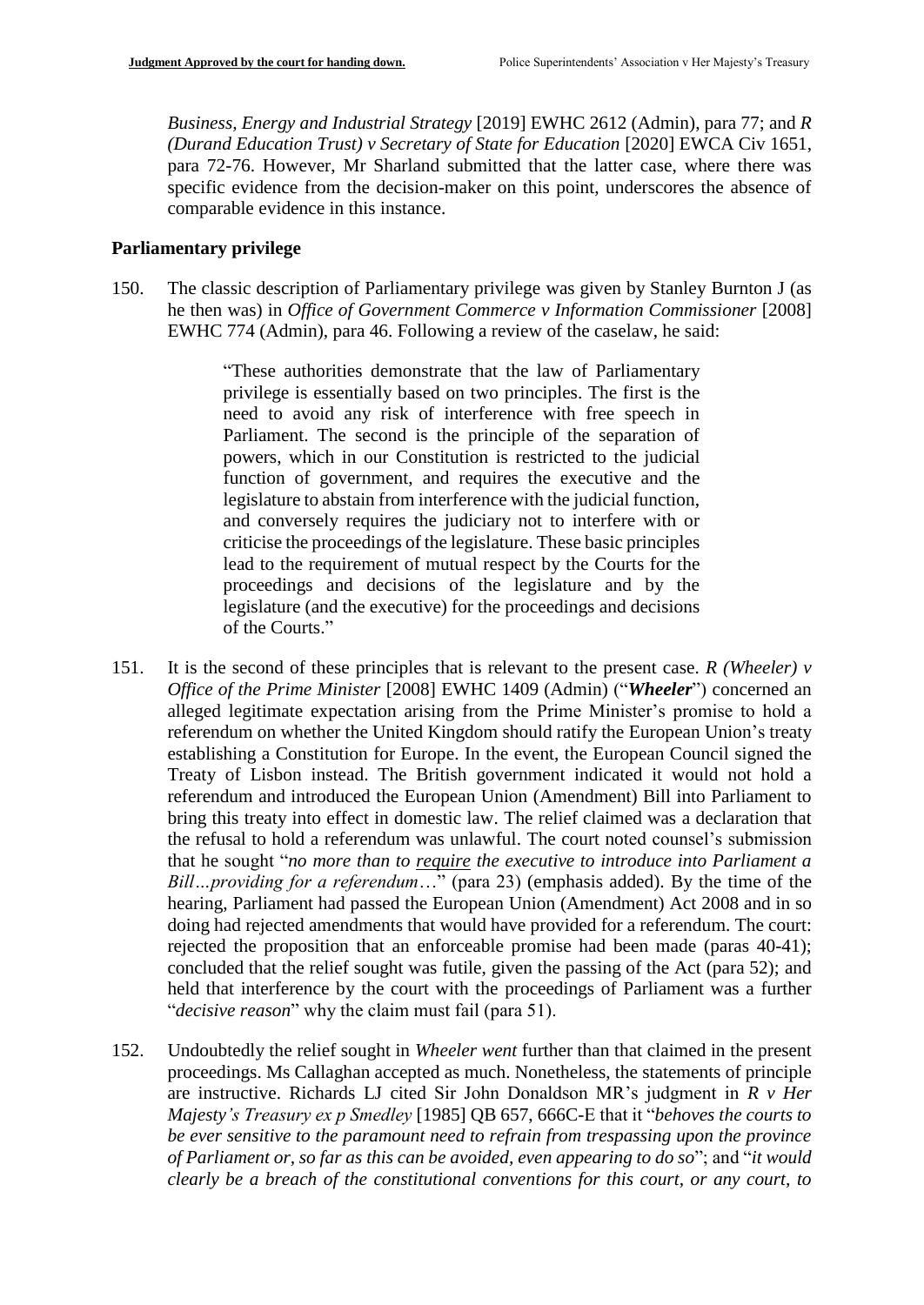*Business, Energy and Industrial Strategy* [2019] EWHC 2612 (Admin), para 77; and *R (Durand Education Trust) v Secretary of State for Education* [2020] EWCA Civ 1651, para 72-76. However, Mr Sharland submitted that the latter case, where there was specific evidence from the decision-maker on this point, underscores the absence of comparable evidence in this instance.

## Parliamentary privilege

150. The classic description of Parliamentary privilege was given by Stanley Burnton J (as he then was) in *Office of Government Commerce v Information Commissioner* [2008] EWHC 774 (Admin), para 46. Following a review of the caselaw, he said:

> "These authorities demonstrate that the law of Parliamentary privilege is essentially based on two principles. The first is the need to avoid any risk of interference with free speech in Parliament. The second is the principle of the separation of powers, which in our Constitution is restricted to the judicial function of government, and requires the executive and the legislature to abstain from interference with the judicial function, and conversely requires the judiciary not to interfere with or criticise the proceedings of the legislature. These basic principles lead to the requirement of mutual respect by the Courts for the proceedings and decisions of the legislature and by the legislature (and the executive) for the proceedings and decisions of the Courts."

151. It is the second of these principles that is relevant to the present case. *R (Wheeler) v Office of the Prime Minister* [2008] EWHC 1409 (Admin) ("***Wheeler***") concerned an alleged legitimate expectation arising from the Prime Minister's promise to hold a referendum on whether the United Kingdom should ratify the European Union's treaty establishing a Constitution for Europe. In the event, the European Council signed the Treaty of Lisbon instead. The British government indicated it would not hold a referendum and introduced the European Union (Amendment) Bill into Parliament to bring this treaty into effect in domestic law. The relief claimed was a declaration that the refusal to hold a referendum was unlawful. The court noted counsel's submission that he sought "*no more than to __require__ the executive to introduce into Parliament a Bill…providing for a referendum…*" (para 23) (emphasis added). By the time of the hearing, Parliament had passed the European Union (Amendment) Act 2008 and in so doing had rejected amendments that would have provided for a referendum. The court: rejected the proposition that an enforceable promise had been made (paras 40-41); concluded that the relief sought was futile, given the passing of the Act (para 52); and held that interference by the court with the proceedings of Parliament was a further "*decisive reason*" why the claim must fail (para 51).

152. Undoubtedly the relief sought in *Wheeler went* further than that claimed in the present proceedings. Ms Callaghan accepted as much. Nonetheless, the statements of principle are instructive. Richards LJ cited Sir John Donaldson MR's judgment in *R v Her Majesty's Treasury ex p Smedley* [1985] QB 657, 666C-E that it "*behoves the courts to be ever sensitive to the paramount need to refrain from trespassing upon the province of Parliament or, so far as this can be avoided, even appearing to do so*"; and "*it would clearly be a breach of the constitutional conventions for this court, or any court, to*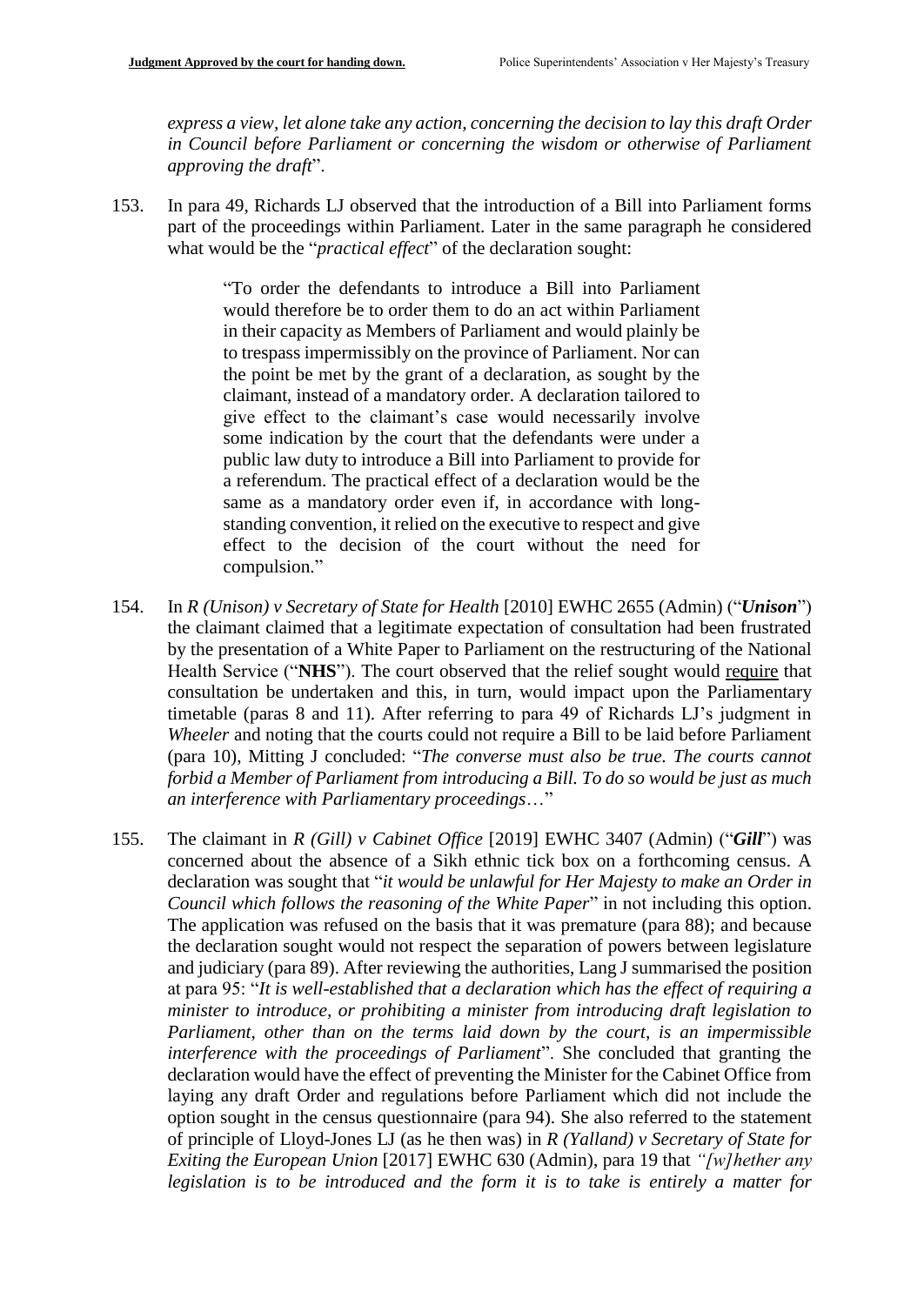*express a view, let alone take any action, concerning the decision to lay this draft Order in Council before Parliament or concerning the wisdom or otherwise of Parliament approving the draft*".

153. In para 49, Richards LJ observed that the introduction of a Bill into Parliament forms part of the proceedings within Parliament. Later in the same paragraph he considered what would be the "*practical effect*" of the declaration sought:

> "To order the defendants to introduce a Bill into Parliament would therefore be to order them to do an act within Parliament in their capacity as Members of Parliament and would plainly be to trespass impermissibly on the province of Parliament. Nor can the point be met by the grant of a declaration, as sought by the claimant, instead of a mandatory order. A declaration tailored to give effect to the claimant's case would necessarily involve some indication by the court that the defendants were under a public law duty to introduce a Bill into Parliament to provide for a referendum. The practical effect of a declaration would be the same as a mandatory order even if, in accordance with long-standing convention, it relied on the executive to respect and give effect to the decision of the court without the need for compulsion."

154. In *R (Unison) v Secretary of State for Health* [2010] EWHC 2655 (Admin) ("***Unison***") the claimant claimed that a legitimate expectation of consultation had been frustrated by the presentation of a White Paper to Parliament on the restructuring of the National Health Service ("**NHS**"). The court observed that the relief sought would require that consultation be undertaken and this, in turn, would impact upon the Parliamentary timetable (paras 8 and 11). After referring to para 49 of Richards LJ's judgment in *Wheeler* and noting that the courts could not require a Bill to be laid before Parliament (para 10), Mitting J concluded: "*The converse must also be true. The courts cannot forbid a Member of Parliament from introducing a Bill. To do so would be just as much an interference with Parliamentary proceedings*…"

155. The claimant in *R (Gill) v Cabinet Office* [2019] EWHC 3407 (Admin) ("***Gill***") was concerned about the absence of a Sikh ethnic tick box on a forthcoming census. A declaration was sought that "*it would be unlawful for Her Majesty to make an Order in Council which follows the reasoning of the White Paper*" in not including this option. The application was refused on the basis that it was premature (para 88); and because the declaration sought would not respect the separation of powers between legislature and judiciary (para 89). After reviewing the authorities, Lang J summarised the position at para 95: "*It is well-established that a declaration which has the effect of requiring a minister to introduce, or prohibiting a minister from introducing draft legislation to Parliament, other than on the terms laid down by the court, is an impermissible interference with the proceedings of Parliament*". She concluded that granting the declaration would have the effect of preventing the Minister for the Cabinet Office from laying any draft Order and regulations before Parliament which did not include the option sought in the census questionnaire (para 94). She also referred to the statement of principle of Lloyd-Jones LJ (as he then was) in *R (Yalland) v Secretary of State for Exiting the European Union* [2017] EWHC 630 (Admin), para 19 that *"[w]hether any legislation is to be introduced and the form it is to take is entirely a matter for*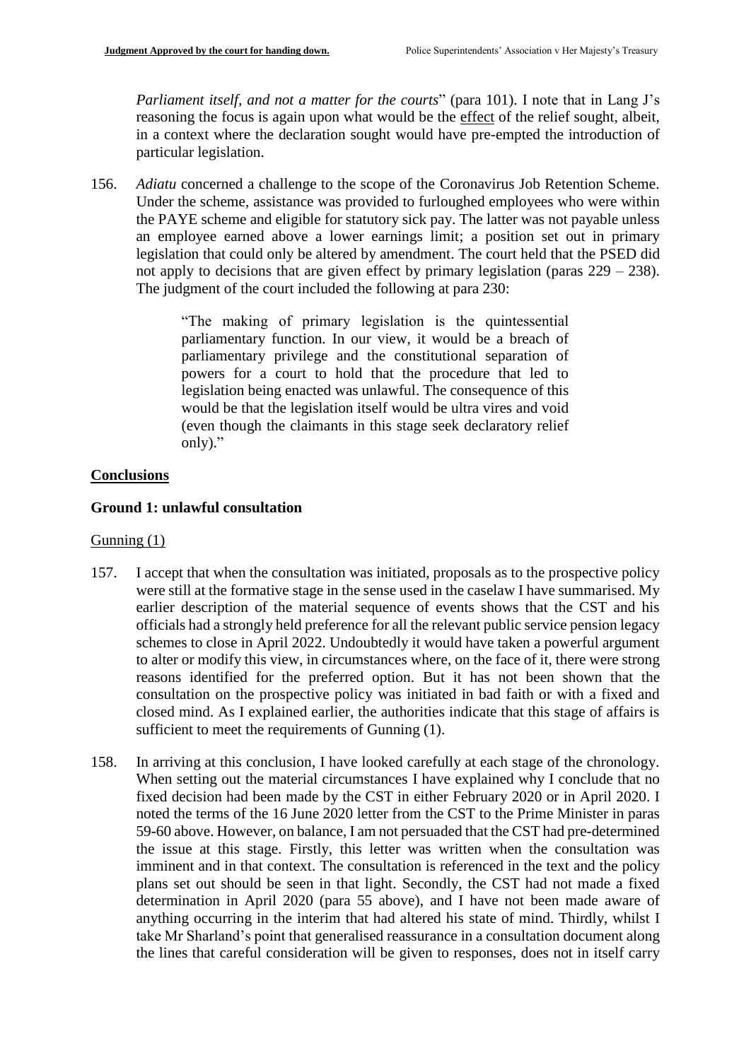*Parliament itself, and not a matter for the courts*" (para 101). I note that in Lang J's reasoning the focus is again upon what would be the effect of the relief sought, albeit, in a context where the declaration sought would have pre-empted the introduction of particular legislation.

156. *Adiatu* concerned a challenge to the scope of the Coronavirus Job Retention Scheme. Under the scheme, assistance was provided to furloughed employees who were within the PAYE scheme and eligible for statutory sick pay. The latter was not payable unless an employee earned above a lower earnings limit; a position set out in primary legislation that could only be altered by amendment. The court held that the PSED did not apply to decisions that are given effect by primary legislation (paras 229 – 238). The judgment of the court included the following at para 230:

> "The making of primary legislation is the quintessential parliamentary function. In our view, it would be a breach of parliamentary privilege and the constitutional separation of powers for a court to hold that the procedure that led to legislation being enacted was unlawful. The consequence of this would be that the legislation itself would be ultra vires and void (even though the claimants in this stage seek declaratory relief only)."

## Conclusions

### Ground 1: unlawful consultation

Gunning (1)

157. I accept that when the consultation was initiated, proposals as to the prospective policy were still at the formative stage in the sense used in the caselaw I have summarised. My earlier description of the material sequence of events shows that the CST and his officials had a strongly held preference for all the relevant public service pension legacy schemes to close in April 2022. Undoubtedly it would have taken a powerful argument to alter or modify this view, in circumstances where, on the face of it, there were strong reasons identified for the preferred option. But it has not been shown that the consultation on the prospective policy was initiated in bad faith or with a fixed and closed mind. As I explained earlier, the authorities indicate that this stage of affairs is sufficient to meet the requirements of Gunning (1).

158. In arriving at this conclusion, I have looked carefully at each stage of the chronology. When setting out the material circumstances I have explained why I conclude that no fixed decision had been made by the CST in either February 2020 or in April 2020. I noted the terms of the 16 June 2020 letter from the CST to the Prime Minister in paras 59-60 above. However, on balance, I am not persuaded that the CST had pre-determined the issue at this stage. Firstly, this letter was written when the consultation was imminent and in that context. The consultation is referenced in the text and the policy plans set out should be seen in that light. Secondly, the CST had not made a fixed determination in April 2020 (para 55 above), and I have not been made aware of anything occurring in the interim that had altered his state of mind. Thirdly, whilst I take Mr Sharland's point that generalised reassurance in a consultation document along the lines that careful consideration will be given to responses, does not in itself carry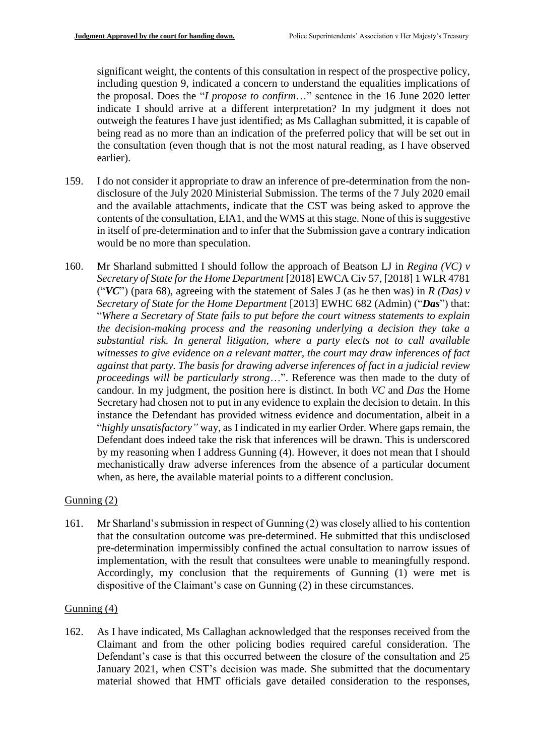significant weight, the contents of this consultation in respect of the prospective policy, including question 9, indicated a concern to understand the equalities implications of the proposal. Does the "*I propose to confirm*…" sentence in the 16 June 2020 letter indicate I should arrive at a different interpretation? In my judgment it does not outweigh the features I have just identified; as Ms Callaghan submitted, it is capable of being read as no more than an indication of the preferred policy that will be set out in the consultation (even though that is not the most natural reading, as I have observed earlier).

159. I do not consider it appropriate to draw an inference of pre-determination from the non-disclosure of the July 2020 Ministerial Submission. The terms of the 7 July 2020 email and the available attachments, indicate that the CST was being asked to approve the contents of the consultation, EIA1, and the WMS at this stage. None of this is suggestive in itself of pre-determination and to infer that the Submission gave a contrary indication would be no more than speculation.

160. Mr Sharland submitted I should follow the approach of Beatson LJ in *Regina (VC) v Secretary of State for the Home Department* [2018] EWCA Civ 57, [2018] 1 WLR 4781 ("***VC***") (para 68), agreeing with the statement of Sales J (as he then was) in *R (Das) v Secretary of State for the Home Department* [2013] EWHC 682 (Admin) ("***Das***") that: "*Where a Secretary of State fails to put before the court witness statements to explain the decision-making process and the reasoning underlying a decision they take a substantial risk. In general litigation, where a party elects not to call available witnesses to give evidence on a relevant matter, the court may draw inferences of fact against that party. The basis for drawing adverse inferences of fact in a judicial review proceedings will be particularly strong*…". Reference was then made to the duty of candour. In my judgment, the position here is distinct. In both *VC* and *Das* the Home Secretary had chosen not to put in any evidence to explain the decision to detain. In this instance the Defendant has provided witness evidence and documentation, albeit in a "*highly unsatisfactory"* way, as I indicated in my earlier Order. Where gaps remain, the Defendant does indeed take the risk that inferences will be drawn. This is underscored by my reasoning when I address Gunning (4). However, it does not mean that I should mechanistically draw adverse inferences from the absence of a particular document when, as here, the available material points to a different conclusion.

Gunning (2)

161. Mr Sharland's submission in respect of Gunning (2) was closely allied to his contention that the consultation outcome was pre-determined. He submitted that this undisclosed pre-determination impermissibly confined the actual consultation to narrow issues of implementation, with the result that consultees were unable to meaningfully respond. Accordingly, my conclusion that the requirements of Gunning (1) were met is dispositive of the Claimant's case on Gunning (2) in these circumstances.

Gunning (4)

162. As I have indicated, Ms Callaghan acknowledged that the responses received from the Claimant and from the other policing bodies required careful consideration. The Defendant's case is that this occurred between the closure of the consultation and 25 January 2021, when CST's decision was made. She submitted that the documentary material showed that HMT officials gave detailed consideration to the responses,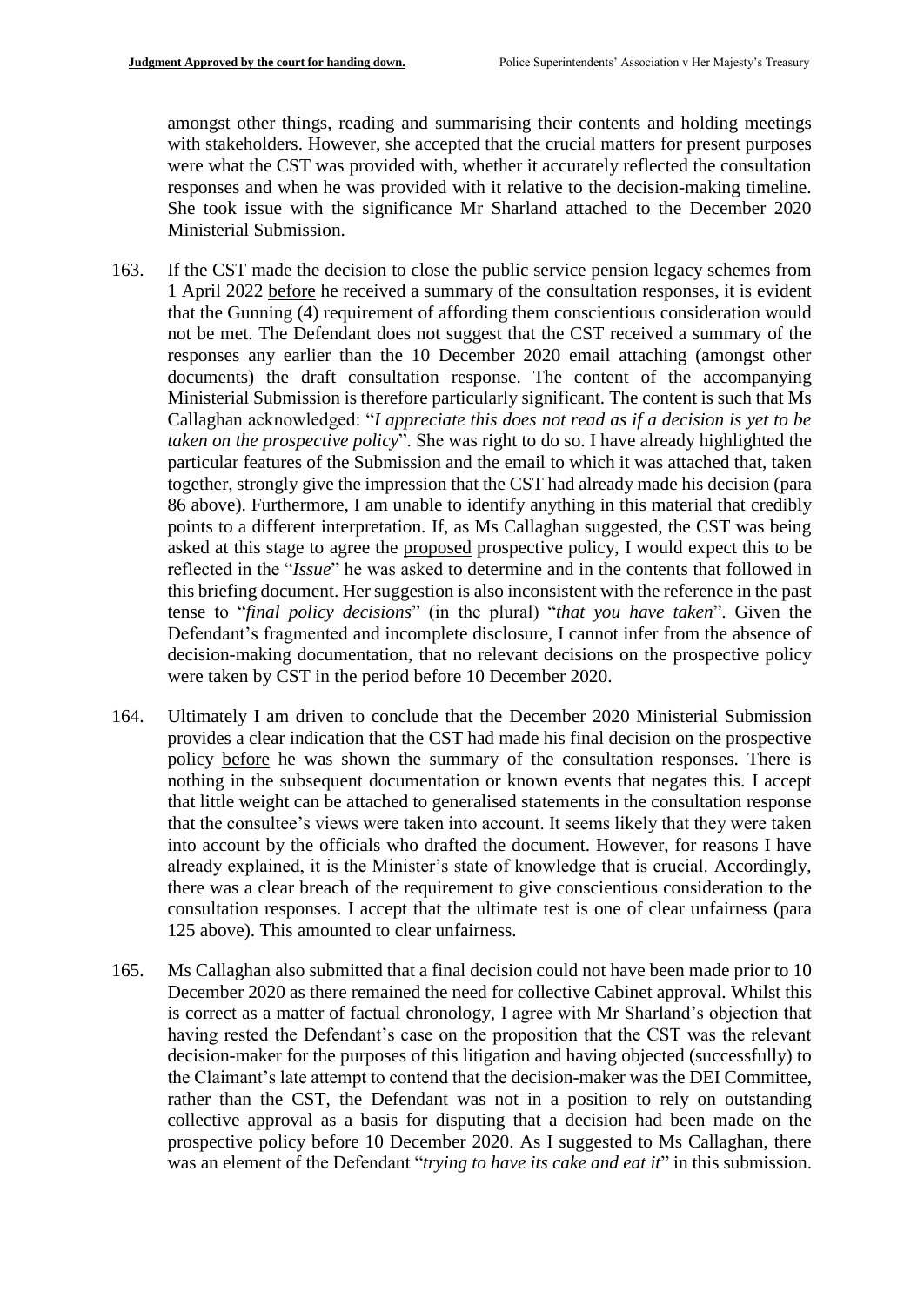amongst other things, reading and summarising their contents and holding meetings with stakeholders. However, she accepted that the crucial matters for present purposes were what the CST was provided with, whether it accurately reflected the consultation responses and when he was provided with it relative to the decision-making timeline. She took issue with the significance Mr Sharland attached to the December 2020 Ministerial Submission.

163. If the CST made the decision to close the public service pension legacy schemes from 1 April 2022 before he received a summary of the consultation responses, it is evident that the Gunning (4) requirement of affording them conscientious consideration would not be met. The Defendant does not suggest that the CST received a summary of the responses any earlier than the 10 December 2020 email attaching (amongst other documents) the draft consultation response. The content of the accompanying Ministerial Submission is therefore particularly significant. The content is such that Ms Callaghan acknowledged: "*I appreciate this does not read as if a decision is yet to be taken on the prospective policy*". She was right to do so. I have already highlighted the particular features of the Submission and the email to which it was attached that, taken together, strongly give the impression that the CST had already made his decision (para 86 above). Furthermore, I am unable to identify anything in this material that credibly points to a different interpretation. If, as Ms Callaghan suggested, the CST was being asked at this stage to agree the proposed prospective policy, I would expect this to be reflected in the "*Issue*" he was asked to determine and in the contents that followed in this briefing document. Her suggestion is also inconsistent with the reference in the past tense to "*final policy decisions*" (in the plural) "*that you have taken*". Given the Defendant's fragmented and incomplete disclosure, I cannot infer from the absence of decision-making documentation, that no relevant decisions on the prospective policy were taken by CST in the period before 10 December 2020.

164. Ultimately I am driven to conclude that the December 2020 Ministerial Submission provides a clear indication that the CST had made his final decision on the prospective policy before he was shown the summary of the consultation responses. There is nothing in the subsequent documentation or known events that negates this. I accept that little weight can be attached to generalised statements in the consultation response that the consultee's views were taken into account. It seems likely that they were taken into account by the officials who drafted the document. However, for reasons I have already explained, it is the Minister's state of knowledge that is crucial. Accordingly, there was a clear breach of the requirement to give conscientious consideration to the consultation responses. I accept that the ultimate test is one of clear unfairness (para 125 above). This amounted to clear unfairness.

165. Ms Callaghan also submitted that a final decision could not have been made prior to 10 December 2020 as there remained the need for collective Cabinet approval. Whilst this is correct as a matter of factual chronology, I agree with Mr Sharland's objection that having rested the Defendant's case on the proposition that the CST was the relevant decision-maker for the purposes of this litigation and having objected (successfully) to the Claimant's late attempt to contend that the decision-maker was the DEI Committee, rather than the CST, the Defendant was not in a position to rely on outstanding collective approval as a basis for disputing that a decision had been made on the prospective policy before 10 December 2020. As I suggested to Ms Callaghan, there was an element of the Defendant "*trying to have its cake and eat it*" in this submission.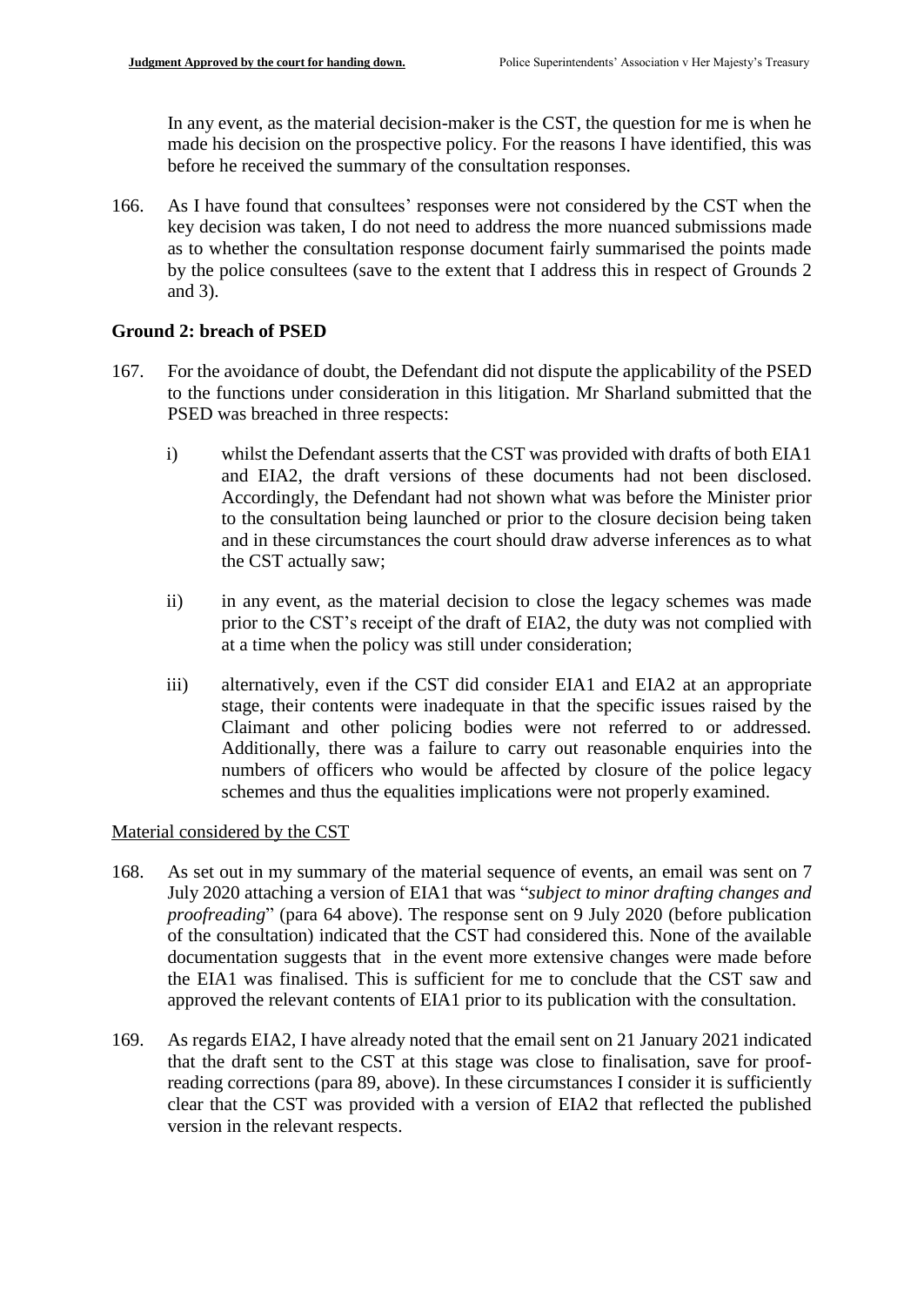In any event, as the material decision-maker is the CST, the question for me is when he made his decision on the prospective policy. For the reasons I have identified, this was before he received the summary of the consultation responses.

166. As I have found that consultees' responses were not considered by the CST when the key decision was taken, I do not need to address the more nuanced submissions made as to whether the consultation response document fairly summarised the points made by the police consultees (save to the extent that I address this in respect of Grounds 2 and 3).

## Ground 2: breach of PSED

167. For the avoidance of doubt, the Defendant did not dispute the applicability of the PSED to the functions under consideration in this litigation. Mr Sharland submitted that the PSED was breached in three respects:

   i) whilst the Defendant asserts that the CST was provided with drafts of both EIA1 and EIA2, the draft versions of these documents had not been disclosed. Accordingly, the Defendant had not shown what was before the Minister prior to the consultation being launched or prior to the closure decision being taken and in these circumstances the court should draw adverse inferences as to what the CST actually saw;

   ii) in any event, as the material decision to close the legacy schemes was made prior to the CST's receipt of the draft of EIA2, the duty was not complied with at a time when the policy was still under consideration;

   iii) alternatively, even if the CST did consider EIA1 and EIA2 at an appropriate stage, their contents were inadequate in that the specific issues raised by the Claimant and other policing bodies were not referred to or addressed. Additionally, there was a failure to carry out reasonable enquiries into the numbers of officers who would be affected by closure of the police legacy schemes and thus the equalities implications were not properly examined.

<u>Material considered by the CST</u>

168. As set out in my summary of the material sequence of events, an email was sent on 7 July 2020 attaching a version of EIA1 that was "*subject to minor drafting changes and proofreading*" (para 64 above). The response sent on 9 July 2020 (before publication of the consultation) indicated that the CST had considered this. None of the available documentation suggests that in the event more extensive changes were made before the EIA1 was finalised. This is sufficient for me to conclude that the CST saw and approved the relevant contents of EIA1 prior to its publication with the consultation.

169. As regards EIA2, I have already noted that the email sent on 21 January 2021 indicated that the draft sent to the CST at this stage was close to finalisation, save for proof-reading corrections (para 89, above). In these circumstances I consider it is sufficiently clear that the CST was provided with a version of EIA2 that reflected the published version in the relevant respects.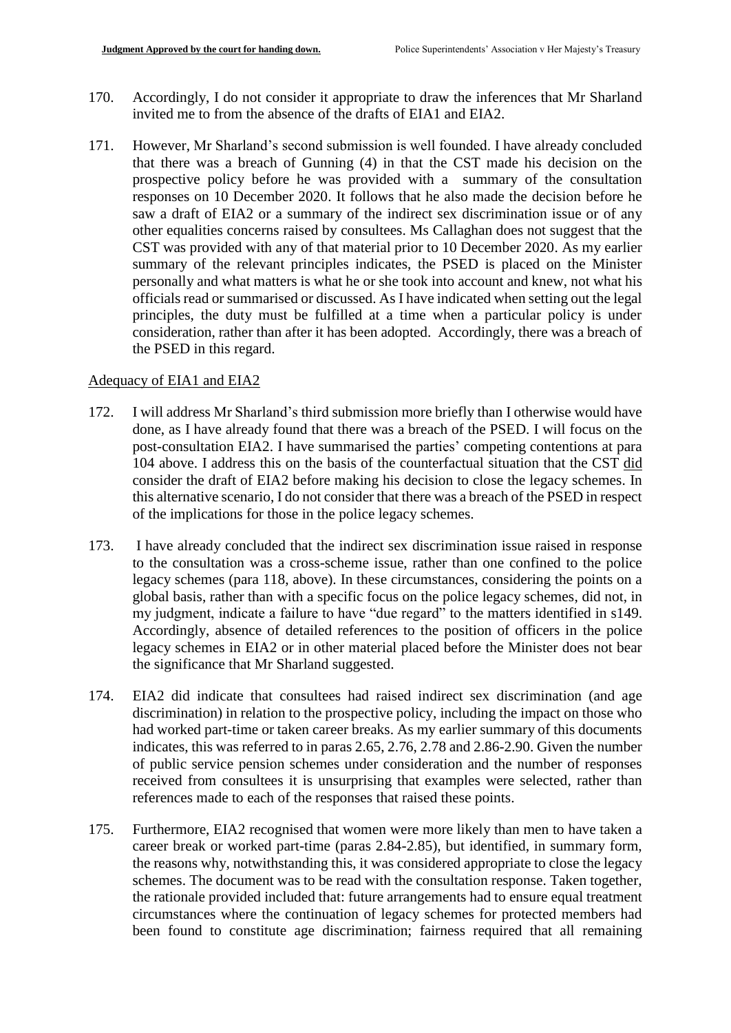170. Accordingly, I do not consider it appropriate to draw the inferences that Mr Sharland invited me to from the absence of the drafts of EIA1 and EIA2.

171. However, Mr Sharland's second submission is well founded. I have already concluded that there was a breach of Gunning (4) in that the CST made his decision on the prospective policy before he was provided with a summary of the consultation responses on 10 December 2020. It follows that he also made the decision before he saw a draft of EIA2 or a summary of the indirect sex discrimination issue or of any other equalities concerns raised by consultees. Ms Callaghan does not suggest that the CST was provided with any of that material prior to 10 December 2020. As my earlier summary of the relevant principles indicates, the PSED is placed on the Minister personally and what matters is what he or she took into account and knew, not what his officials read or summarised or discussed. As I have indicated when setting out the legal principles, the duty must be fulfilled at a time when a particular policy is under consideration, rather than after it has been adopted. Accordingly, there was a breach of the PSED in this regard.

Adequacy of EIA1 and EIA2

172. I will address Mr Sharland's third submission more briefly than I otherwise would have done, as I have already found that there was a breach of the PSED. I will focus on the post-consultation EIA2. I have summarised the parties' competing contentions at para 104 above. I address this on the basis of the counterfactual situation that the CST did consider the draft of EIA2 before making his decision to close the legacy schemes. In this alternative scenario, I do not consider that there was a breach of the PSED in respect of the implications for those in the police legacy schemes.

173. I have already concluded that the indirect sex discrimination issue raised in response to the consultation was a cross-scheme issue, rather than one confined to the police legacy schemes (para 118, above). In these circumstances, considering the points on a global basis, rather than with a specific focus on the police legacy schemes, did not, in my judgment, indicate a failure to have "due regard" to the matters identified in s149. Accordingly, absence of detailed references to the position of officers in the police legacy schemes in EIA2 or in other material placed before the Minister does not bear the significance that Mr Sharland suggested.

174. EIA2 did indicate that consultees had raised indirect sex discrimination (and age discrimination) in relation to the prospective policy, including the impact on those who had worked part-time or taken career breaks. As my earlier summary of this documents indicates, this was referred to in paras 2.65, 2.76, 2.78 and 2.86-2.90. Given the number of public service pension schemes under consideration and the number of responses received from consultees it is unsurprising that examples were selected, rather than references made to each of the responses that raised these points.

175. Furthermore, EIA2 recognised that women were more likely than men to have taken a career break or worked part-time (paras 2.84-2.85), but identified, in summary form, the reasons why, notwithstanding this, it was considered appropriate to close the legacy schemes. The document was to be read with the consultation response. Taken together, the rationale provided included that: future arrangements had to ensure equal treatment circumstances where the continuation of legacy schemes for protected members had been found to constitute age discrimination; fairness required that all remaining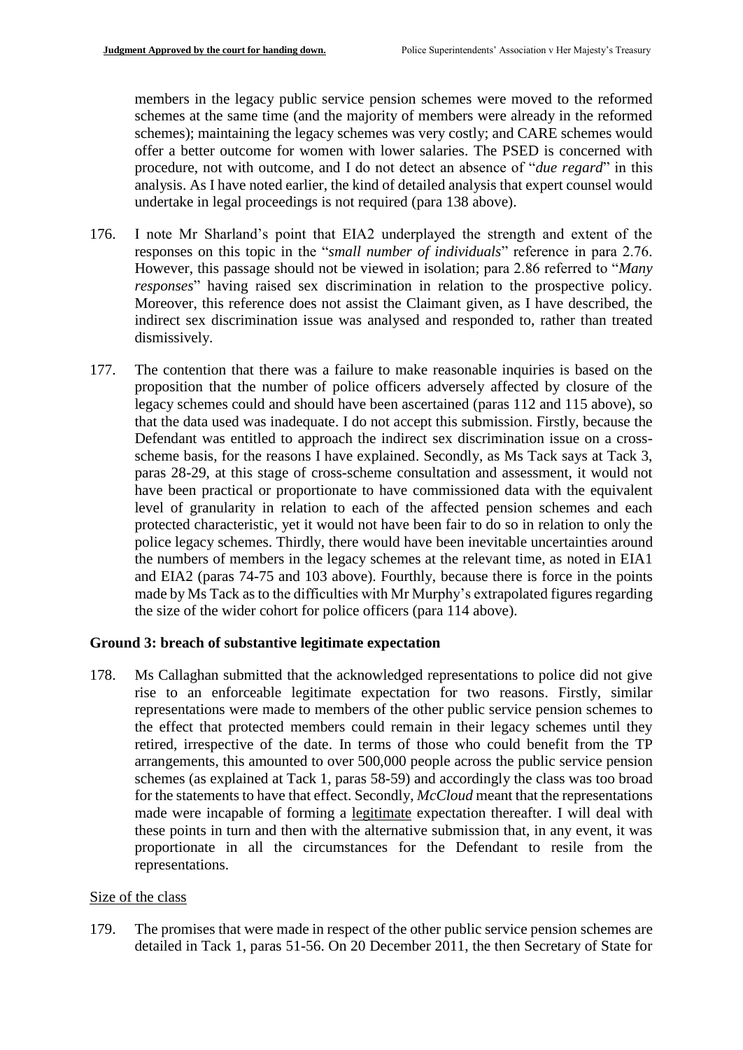members in the legacy public service pension schemes were moved to the reformed schemes at the same time (and the majority of members were already in the reformed schemes); maintaining the legacy schemes was very costly; and CARE schemes would offer a better outcome for women with lower salaries. The PSED is concerned with procedure, not with outcome, and I do not detect an absence of "*due regard*" in this analysis. As I have noted earlier, the kind of detailed analysis that expert counsel would undertake in legal proceedings is not required (para 138 above).

176. I note Mr Sharland's point that EIA2 underplayed the strength and extent of the responses on this topic in the "*small number of individuals*" reference in para 2.76. However, this passage should not be viewed in isolation; para 2.86 referred to "*Many responses*" having raised sex discrimination in relation to the prospective policy. Moreover, this reference does not assist the Claimant given, as I have described, the indirect sex discrimination issue was analysed and responded to, rather than treated dismissively.

177. The contention that there was a failure to make reasonable inquiries is based on the proposition that the number of police officers adversely affected by closure of the legacy schemes could and should have been ascertained (paras 112 and 115 above), so that the data used was inadequate. I do not accept this submission. Firstly, because the Defendant was entitled to approach the indirect sex discrimination issue on a cross-scheme basis, for the reasons I have explained. Secondly, as Ms Tack says at Tack 3, paras 28-29, at this stage of cross-scheme consultation and assessment, it would not have been practical or proportionate to have commissioned data with the equivalent level of granularity in relation to each of the affected pension schemes and each protected characteristic, yet it would not have been fair to do so in relation to only the police legacy schemes. Thirdly, there would have been inevitable uncertainties around the numbers of members in the legacy schemes at the relevant time, as noted in EIA1 and EIA2 (paras 74-75 and 103 above). Fourthly, because there is force in the points made by Ms Tack as to the difficulties with Mr Murphy's extrapolated figures regarding the size of the wider cohort for police officers (para 114 above).

## Ground 3: breach of substantive legitimate expectation

178. Ms Callaghan submitted that the acknowledged representations to police did not give rise to an enforceable legitimate expectation for two reasons. Firstly, similar representations were made to members of the other public service pension schemes to the effect that protected members could remain in their legacy schemes until they retired, irrespective of the date. In terms of those who could benefit from the TP arrangements, this amounted to over 500,000 people across the public service pension schemes (as explained at Tack 1, paras 58-59) and accordingly the class was too broad for the statements to have that effect. Secondly, *McCloud* meant that the representations made were incapable of forming a <u>legitimate</u> expectation thereafter. I will deal with these points in turn and then with the alternative submission that, in any event, it was proportionate in all the circumstances for the Defendant to resile from the representations.

<u>Size of the class</u>

179. The promises that were made in respect of the other public service pension schemes are detailed in Tack 1, paras 51-56. On 20 December 2011, the then Secretary of State for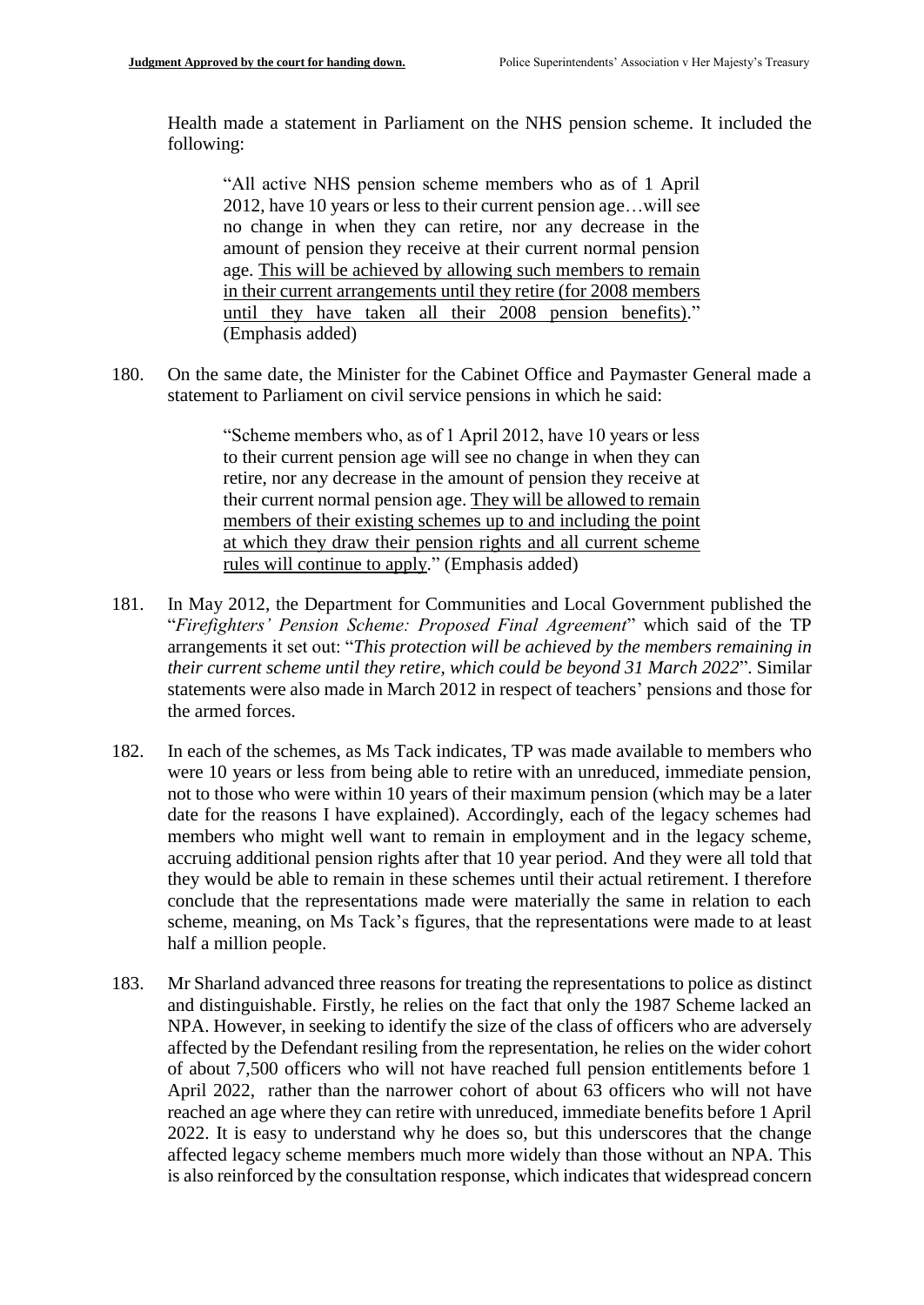Health made a statement in Parliament on the NHS pension scheme. It included the following:

> "All active NHS pension scheme members who as of 1 April 2012, have 10 years or less to their current pension age…will see no change in when they can retire, nor any decrease in the amount of pension they receive at their current normal pension age. <u>This will be achieved by allowing such members to remain in their current arrangements until they retire (for 2008 members until they have taken all their 2008 pension benefits)</u>." (Emphasis added)

180. On the same date, the Minister for the Cabinet Office and Paymaster General made a statement to Parliament on civil service pensions in which he said:

> "Scheme members who, as of 1 April 2012, have 10 years or less to their current pension age will see no change in when they can retire, nor any decrease in the amount of pension they receive at their current normal pension age. <u>They will be allowed to remain members of their existing schemes up to and including the point at which they draw their pension rights and all current scheme rules will continue to apply</u>." (Emphasis added)

181. In May 2012, the Department for Communities and Local Government published the "*Firefighters' Pension Scheme: Proposed Final Agreement*" which said of the TP arrangements it set out: "*This protection will be achieved by the members remaining in their current scheme until they retire, which could be beyond 31 March 2022*". Similar statements were also made in March 2012 in respect of teachers' pensions and those for the armed forces.

182. In each of the schemes, as Ms Tack indicates, TP was made available to members who were 10 years or less from being able to retire with an unreduced, immediate pension, not to those who were within 10 years of their maximum pension (which may be a later date for the reasons I have explained). Accordingly, each of the legacy schemes had members who might well want to remain in employment and in the legacy scheme, accruing additional pension rights after that 10 year period. And they were all told that they would be able to remain in these schemes until their actual retirement. I therefore conclude that the representations made were materially the same in relation to each scheme, meaning, on Ms Tack's figures, that the representations were made to at least half a million people.

183. Mr Sharland advanced three reasons for treating the representations to police as distinct and distinguishable. Firstly, he relies on the fact that only the 1987 Scheme lacked an NPA. However, in seeking to identify the size of the class of officers who are adversely affected by the Defendant resiling from the representation, he relies on the wider cohort of about 7,500 officers who will not have reached full pension entitlements before 1 April 2022, rather than the narrower cohort of about 63 officers who will not have reached an age where they can retire with unreduced, immediate benefits before 1 April 2022. It is easy to understand why he does so, but this underscores that the change affected legacy scheme members much more widely than those without an NPA. This is also reinforced by the consultation response, which indicates that widespread concern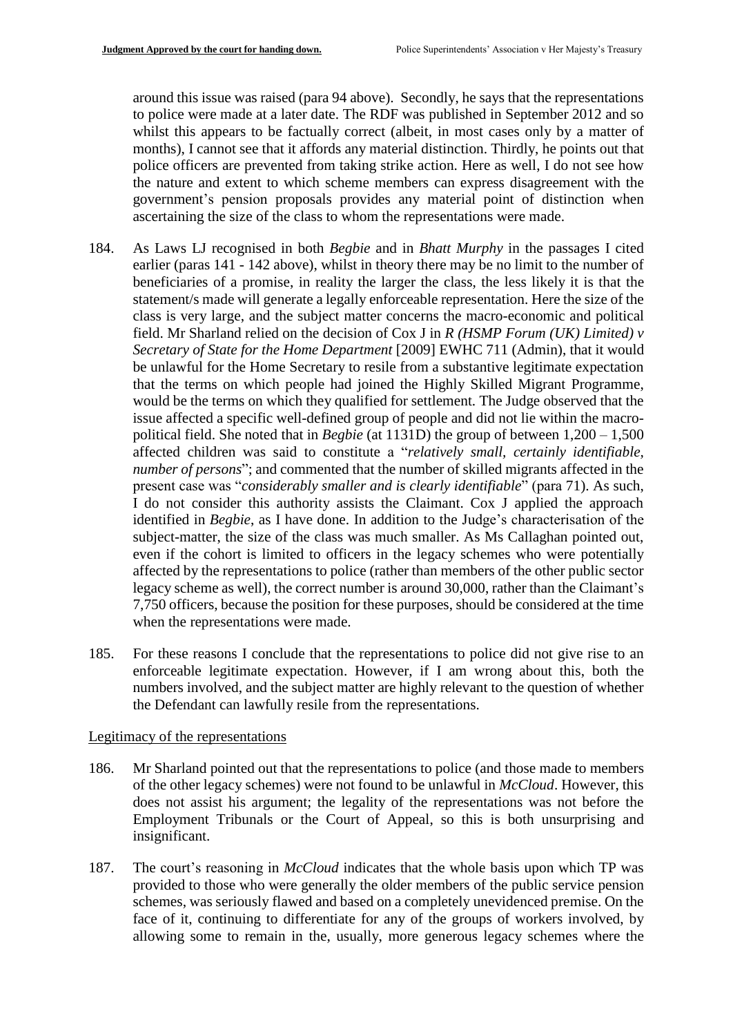around this issue was raised (para 94 above). Secondly, he says that the representations to police were made at a later date. The RDF was published in September 2012 and so whilst this appears to be factually correct (albeit, in most cases only by a matter of months), I cannot see that it affords any material distinction. Thirdly, he points out that police officers are prevented from taking strike action. Here as well, I do not see how the nature and extent to which scheme members can express disagreement with the government's pension proposals provides any material point of distinction when ascertaining the size of the class to whom the representations were made.

184. As Laws LJ recognised in both *Begbie* and in *Bhatt Murphy* in the passages I cited earlier (paras 141 - 142 above), whilst in theory there may be no limit to the number of beneficiaries of a promise, in reality the larger the class, the less likely it is that the statement/s made will generate a legally enforceable representation. Here the size of the class is very large, and the subject matter concerns the macro-economic and political field. Mr Sharland relied on the decision of Cox J in *R (HSMP Forum (UK) Limited) v Secretary of State for the Home Department* [2009] EWHC 711 (Admin), that it would be unlawful for the Home Secretary to resile from a substantive legitimate expectation that the terms on which people had joined the Highly Skilled Migrant Programme, would be the terms on which they qualified for settlement. The Judge observed that the issue affected a specific well-defined group of people and did not lie within the macro-political field. She noted that in *Begbie* (at 1131D) the group of between 1,200 – 1,500 affected children was said to constitute a "*relatively small, certainly identifiable, number of persons*"; and commented that the number of skilled migrants affected in the present case was "*considerably smaller and is clearly identifiable*" (para 71). As such, I do not consider this authority assists the Claimant. Cox J applied the approach identified in *Begbie*, as I have done. In addition to the Judge's characterisation of the subject-matter, the size of the class was much smaller. As Ms Callaghan pointed out, even if the cohort is limited to officers in the legacy schemes who were potentially affected by the representations to police (rather than members of the other public sector legacy scheme as well), the correct number is around 30,000, rather than the Claimant's 7,750 officers, because the position for these purposes, should be considered at the time when the representations were made.

185. For these reasons I conclude that the representations to police did not give rise to an enforceable legitimate expectation. However, if I am wrong about this, both the numbers involved, and the subject matter are highly relevant to the question of whether the Defendant can lawfully resile from the representations.

Legitimacy of the representations

186. Mr Sharland pointed out that the representations to police (and those made to members of the other legacy schemes) were not found to be unlawful in *McCloud*. However, this does not assist his argument; the legality of the representations was not before the Employment Tribunals or the Court of Appeal, so this is both unsurprising and insignificant.

187. The court's reasoning in *McCloud* indicates that the whole basis upon which TP was provided to those who were generally the older members of the public service pension schemes, was seriously flawed and based on a completely unevidenced premise. On the face of it, continuing to differentiate for any of the groups of workers involved, by allowing some to remain in the, usually, more generous legacy schemes where the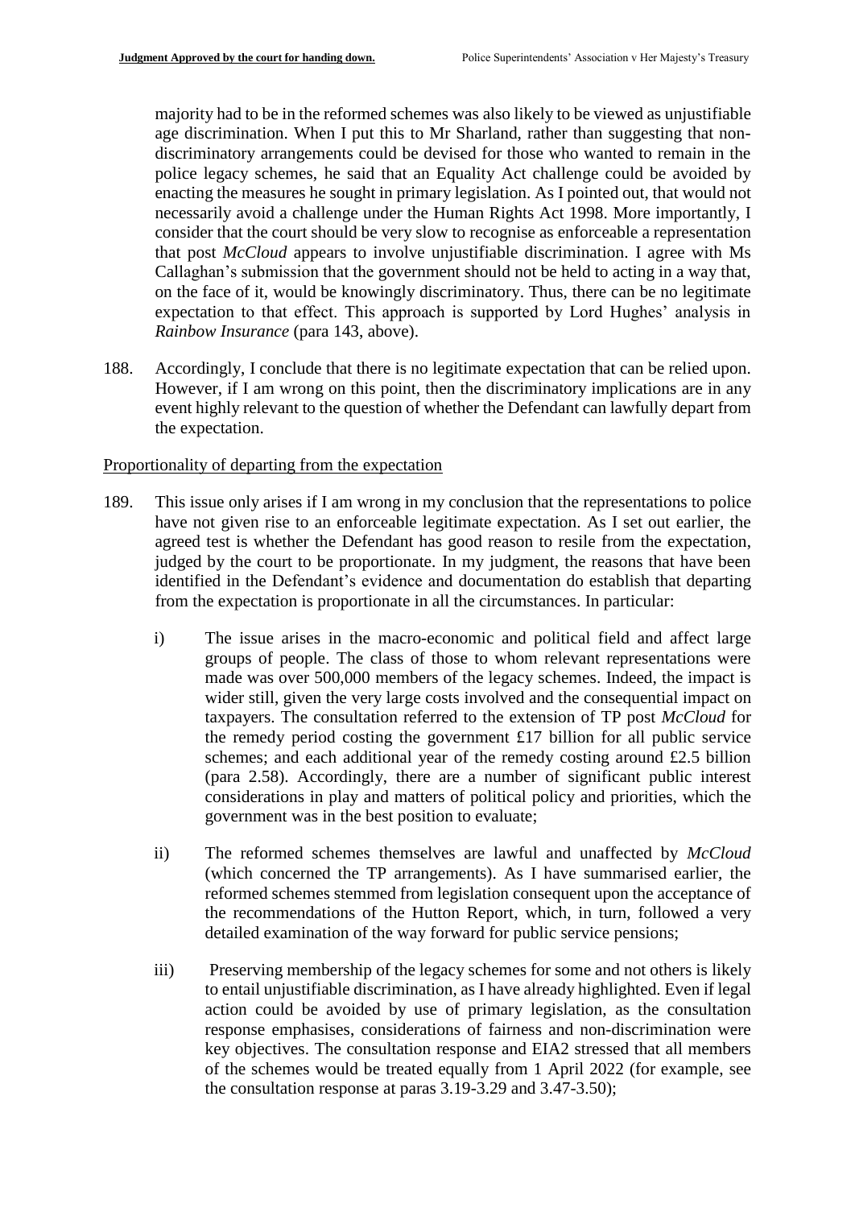majority had to be in the reformed schemes was also likely to be viewed as unjustifiable age discrimination. When I put this to Mr Sharland, rather than suggesting that non-discriminatory arrangements could be devised for those who wanted to remain in the police legacy schemes, he said that an Equality Act challenge could be avoided by enacting the measures he sought in primary legislation. As I pointed out, that would not necessarily avoid a challenge under the Human Rights Act 1998. More importantly, I consider that the court should be very slow to recognise as enforceable a representation that post *McCloud* appears to involve unjustifiable discrimination. I agree with Ms Callaghan's submission that the government should not be held to acting in a way that, on the face of it, would be knowingly discriminatory. Thus, there can be no legitimate expectation to that effect. This approach is supported by Lord Hughes' analysis in *Rainbow Insurance* (para 143, above).

188. Accordingly, I conclude that there is no legitimate expectation that can be relied upon. However, if I am wrong on this point, then the discriminatory implications are in any event highly relevant to the question of whether the Defendant can lawfully depart from the expectation.

<u>Proportionality of departing from the expectation</u>

189. This issue only arises if I am wrong in my conclusion that the representations to police have not given rise to an enforceable legitimate expectation. As I set out earlier, the agreed test is whether the Defendant has good reason to resile from the expectation, judged by the court to be proportionate. In my judgment, the reasons that have been identified in the Defendant's evidence and documentation do establish that departing from the expectation is proportionate in all the circumstances. In particular:

    i) The issue arises in the macro-economic and political field and affect large groups of people. The class of those to whom relevant representations were made was over 500,000 members of the legacy schemes. Indeed, the impact is wider still, given the very large costs involved and the consequential impact on taxpayers. The consultation referred to the extension of TP post *McCloud* for the remedy period costing the government £17 billion for all public service schemes; and each additional year of the remedy costing around £2.5 billion (para 2.58). Accordingly, there are a number of significant public interest considerations in play and matters of political policy and priorities, which the government was in the best position to evaluate;

    ii) The reformed schemes themselves are lawful and unaffected by *McCloud* (which concerned the TP arrangements). As I have summarised earlier, the reformed schemes stemmed from legislation consequent upon the acceptance of the recommendations of the Hutton Report, which, in turn, followed a very detailed examination of the way forward for public service pensions;

    iii) Preserving membership of the legacy schemes for some and not others is likely to entail unjustifiable discrimination, as I have already highlighted. Even if legal action could be avoided by use of primary legislation, as the consultation response emphasises, considerations of fairness and non-discrimination were key objectives. The consultation response and EIA2 stressed that all members of the schemes would be treated equally from 1 April 2022 (for example, see the consultation response at paras 3.19-3.29 and 3.47-3.50);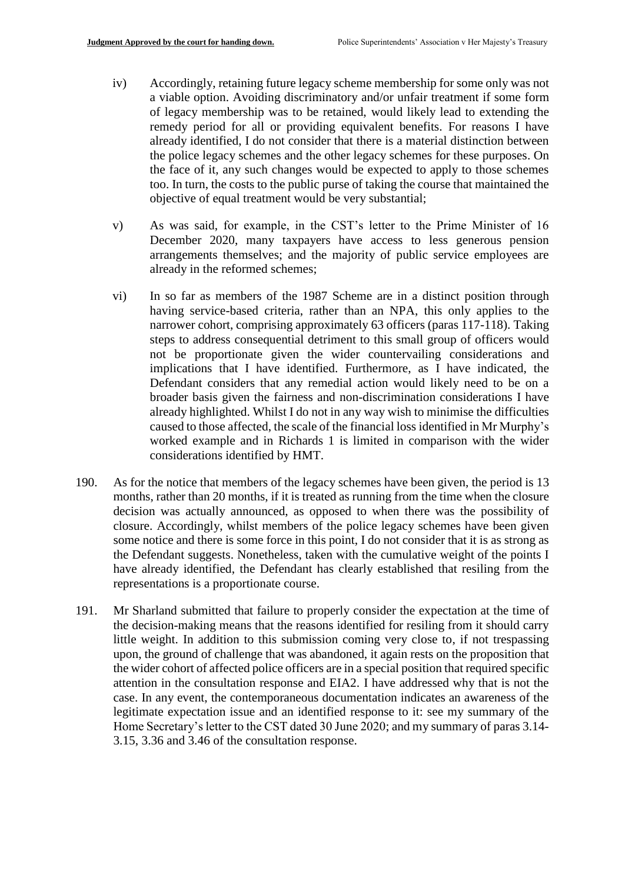iv) Accordingly, retaining future legacy scheme membership for some only was not a viable option. Avoiding discriminatory and/or unfair treatment if some form of legacy membership was to be retained, would likely lead to extending the remedy period for all or providing equivalent benefits. For reasons I have already identified, I do not consider that there is a material distinction between the police legacy schemes and the other legacy schemes for these purposes. On the face of it, any such changes would be expected to apply to those schemes too. In turn, the costs to the public purse of taking the course that maintained the objective of equal treatment would be very substantial;

v) As was said, for example, in the CST's letter to the Prime Minister of 16 December 2020, many taxpayers have access to less generous pension arrangements themselves; and the majority of public service employees are already in the reformed schemes;

vi) In so far as members of the 1987 Scheme are in a distinct position through having service-based criteria, rather than an NPA, this only applies to the narrower cohort, comprising approximately 63 officers (paras 117-118). Taking steps to address consequential detriment to this small group of officers would not be proportionate given the wider countervailing considerations and implications that I have identified. Furthermore, as I have indicated, the Defendant considers that any remedial action would likely need to be on a broader basis given the fairness and non-discrimination considerations I have already highlighted. Whilst I do not in any way wish to minimise the difficulties caused to those affected, the scale of the financial loss identified in Mr Murphy's worked example and in Richards 1 is limited in comparison with the wider considerations identified by HMT.

190. As for the notice that members of the legacy schemes have been given, the period is 13 months, rather than 20 months, if it is treated as running from the time when the closure decision was actually announced, as opposed to when there was the possibility of closure. Accordingly, whilst members of the police legacy schemes have been given some notice and there is some force in this point, I do not consider that it is as strong as the Defendant suggests. Nonetheless, taken with the cumulative weight of the points I have already identified, the Defendant has clearly established that resiling from the representations is a proportionate course.

191. Mr Sharland submitted that failure to properly consider the expectation at the time of the decision-making means that the reasons identified for resiling from it should carry little weight. In addition to this submission coming very close to, if not trespassing upon, the ground of challenge that was abandoned, it again rests on the proposition that the wider cohort of affected police officers are in a special position that required specific attention in the consultation response and EIA2. I have addressed why that is not the case. In any event, the contemporaneous documentation indicates an awareness of the legitimate expectation issue and an identified response to it: see my summary of the Home Secretary's letter to the CST dated 30 June 2020; and my summary of paras 3.14-3.15, 3.36 and 3.46 of the consultation response.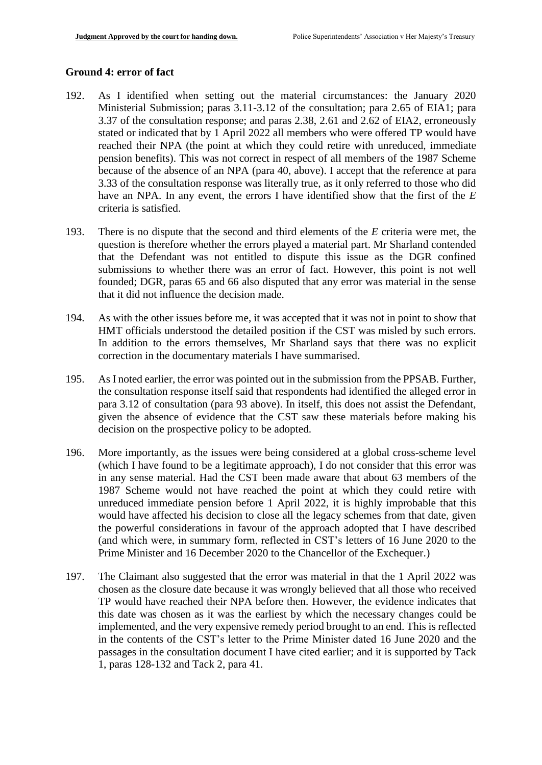## Ground 4: error of fact

192. As I identified when setting out the material circumstances: the January 2020 Ministerial Submission; paras 3.11-3.12 of the consultation; para 2.65 of EIA1; para 3.37 of the consultation response; and paras 2.38, 2.61 and 2.62 of EIA2, erroneously stated or indicated that by 1 April 2022 all members who were offered TP would have reached their NPA (the point at which they could retire with unreduced, immediate pension benefits). This was not correct in respect of all members of the 1987 Scheme because of the absence of an NPA (para 40, above). I accept that the reference at para 3.33 of the consultation response was literally true, as it only referred to those who did have an NPA. In any event, the errors I have identified show that the first of the *E* criteria is satisfied.

193. There is no dispute that the second and third elements of the *E* criteria were met, the question is therefore whether the errors played a material part. Mr Sharland contended that the Defendant was not entitled to dispute this issue as the DGR confined submissions to whether there was an error of fact. However, this point is not well founded; DGR, paras 65 and 66 also disputed that any error was material in the sense that it did not influence the decision made.

194. As with the other issues before me, it was accepted that it was not in point to show that HMT officials understood the detailed position if the CST was misled by such errors. In addition to the errors themselves, Mr Sharland says that there was no explicit correction in the documentary materials I have summarised.

195. As I noted earlier, the error was pointed out in the submission from the PPSAB. Further, the consultation response itself said that respondents had identified the alleged error in para 3.12 of consultation (para 93 above). In itself, this does not assist the Defendant, given the absence of evidence that the CST saw these materials before making his decision on the prospective policy to be adopted.

196. More importantly, as the issues were being considered at a global cross-scheme level (which I have found to be a legitimate approach), I do not consider that this error was in any sense material. Had the CST been made aware that about 63 members of the 1987 Scheme would not have reached the point at which they could retire with unreduced immediate pension before 1 April 2022, it is highly improbable that this would have affected his decision to close all the legacy schemes from that date, given the powerful considerations in favour of the approach adopted that I have described (and which were, in summary form, reflected in CST's letters of 16 June 2020 to the Prime Minister and 16 December 2020 to the Chancellor of the Exchequer.)

197. The Claimant also suggested that the error was material in that the 1 April 2022 was chosen as the closure date because it was wrongly believed that all those who received TP would have reached their NPA before then. However, the evidence indicates that this date was chosen as it was the earliest by which the necessary changes could be implemented, and the very expensive remedy period brought to an end. This is reflected in the contents of the CST's letter to the Prime Minister dated 16 June 2020 and the passages in the consultation document I have cited earlier; and it is supported by Tack 1, paras 128-132 and Tack 2, para 41.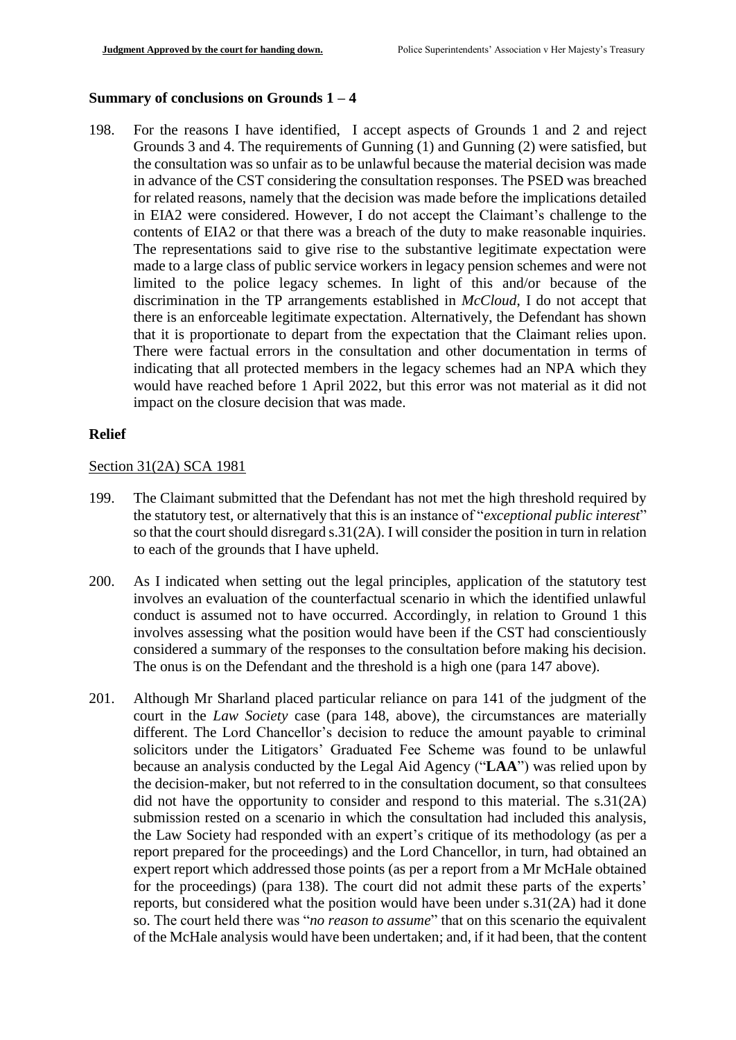## Summary of conclusions on Grounds 1 – 4

198. For the reasons I have identified, I accept aspects of Grounds 1 and 2 and reject Grounds 3 and 4. The requirements of Gunning (1) and Gunning (2) were satisfied, but the consultation was so unfair as to be unlawful because the material decision was made in advance of the CST considering the consultation responses. The PSED was breached for related reasons, namely that the decision was made before the implications detailed in EIA2 were considered. However, I do not accept the Claimant's challenge to the contents of EIA2 or that there was a breach of the duty to make reasonable inquiries. The representations said to give rise to the substantive legitimate expectation were made to a large class of public service workers in legacy pension schemes and were not limited to the police legacy schemes. In light of this and/or because of the discrimination in the TP arrangements established in *McCloud*, I do not accept that there is an enforceable legitimate expectation. Alternatively, the Defendant has shown that it is proportionate to depart from the expectation that the Claimant relies upon. There were factual errors in the consultation and other documentation in terms of indicating that all protected members in the legacy schemes had an NPA which they would have reached before 1 April 2022, but this error was not material as it did not impact on the closure decision that was made.

## Relief

### Section 31(2A) SCA 1981

199. The Claimant submitted that the Defendant has not met the high threshold required by the statutory test, or alternatively that this is an instance of "*exceptional public interest*" so that the court should disregard s.31(2A). I will consider the position in turn in relation to each of the grounds that I have upheld.

200. As I indicated when setting out the legal principles, application of the statutory test involves an evaluation of the counterfactual scenario in which the identified unlawful conduct is assumed not to have occurred. Accordingly, in relation to Ground 1 this involves assessing what the position would have been if the CST had conscientiously considered a summary of the responses to the consultation before making his decision. The onus is on the Defendant and the threshold is a high one (para 147 above).

201. Although Mr Sharland placed particular reliance on para 141 of the judgment of the court in the *Law Society* case (para 148, above), the circumstances are materially different. The Lord Chancellor's decision to reduce the amount payable to criminal solicitors under the Litigators' Graduated Fee Scheme was found to be unlawful because an analysis conducted by the Legal Aid Agency ("**LAA**") was relied upon by the decision-maker, but not referred to in the consultation document, so that consultees did not have the opportunity to consider and respond to this material. The s.31(2A) submission rested on a scenario in which the consultation had included this analysis, the Law Society had responded with an expert's critique of its methodology (as per a report prepared for the proceedings) and the Lord Chancellor, in turn, had obtained an expert report which addressed those points (as per a report from a Mr McHale obtained for the proceedings) (para 138). The court did not admit these parts of the experts' reports, but considered what the position would have been under s.31(2A) had it done so. The court held there was "*no reason to assume*" that on this scenario the equivalent of the McHale analysis would have been undertaken; and, if it had been, that the content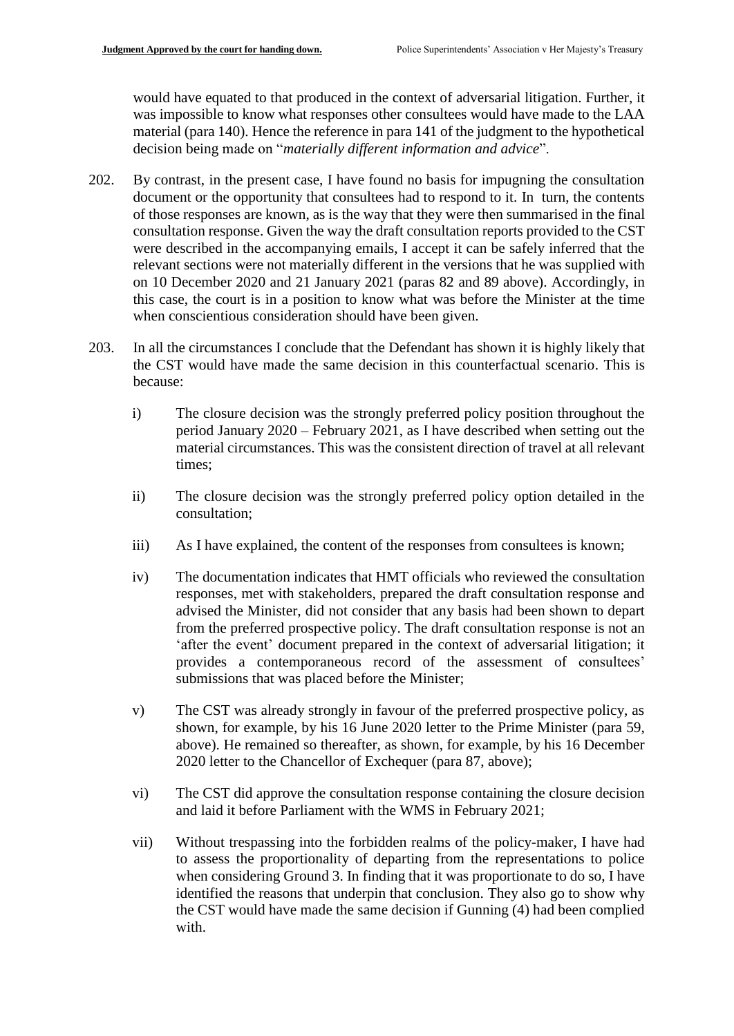would have equated to that produced in the context of adversarial litigation. Further, it was impossible to know what responses other consultees would have made to the LAA material (para 140). Hence the reference in para 141 of the judgment to the hypothetical decision being made on "*materially different information and advice*".

202. By contrast, in the present case, I have found no basis for impugning the consultation document or the opportunity that consultees had to respond to it. In turn, the contents of those responses are known, as is the way that they were then summarised in the final consultation response. Given the way the draft consultation reports provided to the CST were described in the accompanying emails, I accept it can be safely inferred that the relevant sections were not materially different in the versions that he was supplied with on 10 December 2020 and 21 January 2021 (paras 82 and 89 above). Accordingly, in this case, the court is in a position to know what was before the Minister at the time when conscientious consideration should have been given.

203. In all the circumstances I conclude that the Defendant has shown it is highly likely that the CST would have made the same decision in this counterfactual scenario. This is because:

    i) The closure decision was the strongly preferred policy position throughout the period January 2020 – February 2021, as I have described when setting out the material circumstances. This was the consistent direction of travel at all relevant times;

    ii) The closure decision was the strongly preferred policy option detailed in the consultation;

    iii) As I have explained, the content of the responses from consultees is known;

    iv) The documentation indicates that HMT officials who reviewed the consultation responses, met with stakeholders, prepared the draft consultation response and advised the Minister, did not consider that any basis had been shown to depart from the preferred prospective policy. The draft consultation response is not an 'after the event' document prepared in the context of adversarial litigation; it provides a contemporaneous record of the assessment of consultees' submissions that was placed before the Minister;

    v) The CST was already strongly in favour of the preferred prospective policy, as shown, for example, by his 16 June 2020 letter to the Prime Minister (para 59, above). He remained so thereafter, as shown, for example, by his 16 December 2020 letter to the Chancellor of Exchequer (para 87, above);

    vi) The CST did approve the consultation response containing the closure decision and laid it before Parliament with the WMS in February 2021;

    vii) Without trespassing into the forbidden realms of the policy-maker, I have had to assess the proportionality of departing from the representations to police when considering Ground 3. In finding that it was proportionate to do so, I have identified the reasons that underpin that conclusion. They also go to show why the CST would have made the same decision if Gunning (4) had been complied with.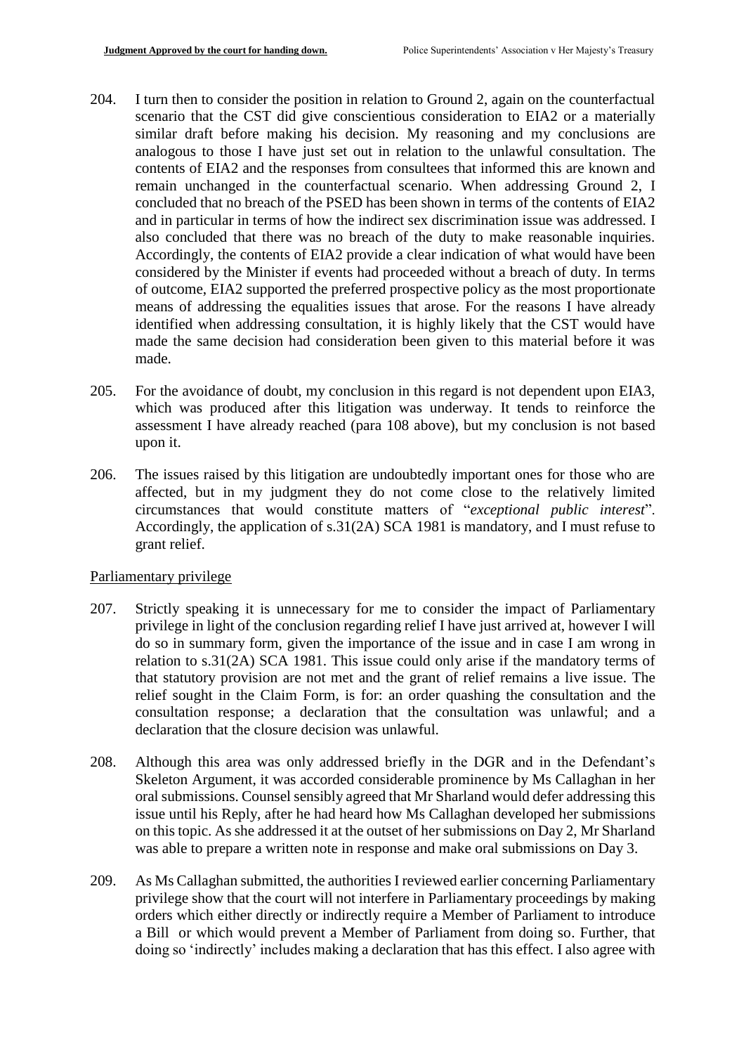204. I turn then to consider the position in relation to Ground 2, again on the counterfactual scenario that the CST did give conscientious consideration to EIA2 or a materially similar draft before making his decision. My reasoning and my conclusions are analogous to those I have just set out in relation to the unlawful consultation. The contents of EIA2 and the responses from consultees that informed this are known and remain unchanged in the counterfactual scenario. When addressing Ground 2, I concluded that no breach of the PSED has been shown in terms of the contents of EIA2 and in particular in terms of how the indirect sex discrimination issue was addressed. I also concluded that there was no breach of the duty to make reasonable inquiries. Accordingly, the contents of EIA2 provide a clear indication of what would have been considered by the Minister if events had proceeded without a breach of duty. In terms of outcome, EIA2 supported the preferred prospective policy as the most proportionate means of addressing the equalities issues that arose. For the reasons I have already identified when addressing consultation, it is highly likely that the CST would have made the same decision had consideration been given to this material before it was made.

205. For the avoidance of doubt, my conclusion in this regard is not dependent upon EIA3, which was produced after this litigation was underway. It tends to reinforce the assessment I have already reached (para 108 above), but my conclusion is not based upon it.

206. The issues raised by this litigation are undoubtedly important ones for those who are affected, but in my judgment they do not come close to the relatively limited circumstances that would constitute matters of "*exceptional public interest*". Accordingly, the application of s.31(2A) SCA 1981 is mandatory, and I must refuse to grant relief.

Parliamentary privilege

207. Strictly speaking it is unnecessary for me to consider the impact of Parliamentary privilege in light of the conclusion regarding relief I have just arrived at, however I will do so in summary form, given the importance of the issue and in case I am wrong in relation to s.31(2A) SCA 1981. This issue could only arise if the mandatory terms of that statutory provision are not met and the grant of relief remains a live issue. The relief sought in the Claim Form, is for: an order quashing the consultation and the consultation response; a declaration that the consultation was unlawful; and a declaration that the closure decision was unlawful.

208. Although this area was only addressed briefly in the DGR and in the Defendant's Skeleton Argument, it was accorded considerable prominence by Ms Callaghan in her oral submissions. Counsel sensibly agreed that Mr Sharland would defer addressing this issue until his Reply, after he had heard how Ms Callaghan developed her submissions on this topic. As she addressed it at the outset of her submissions on Day 2, Mr Sharland was able to prepare a written note in response and make oral submissions on Day 3.

209. As Ms Callaghan submitted, the authorities I reviewed earlier concerning Parliamentary privilege show that the court will not interfere in Parliamentary proceedings by making orders which either directly or indirectly require a Member of Parliament to introduce a Bill or which would prevent a Member of Parliament from doing so. Further, that doing so 'indirectly' includes making a declaration that has this effect. I also agree with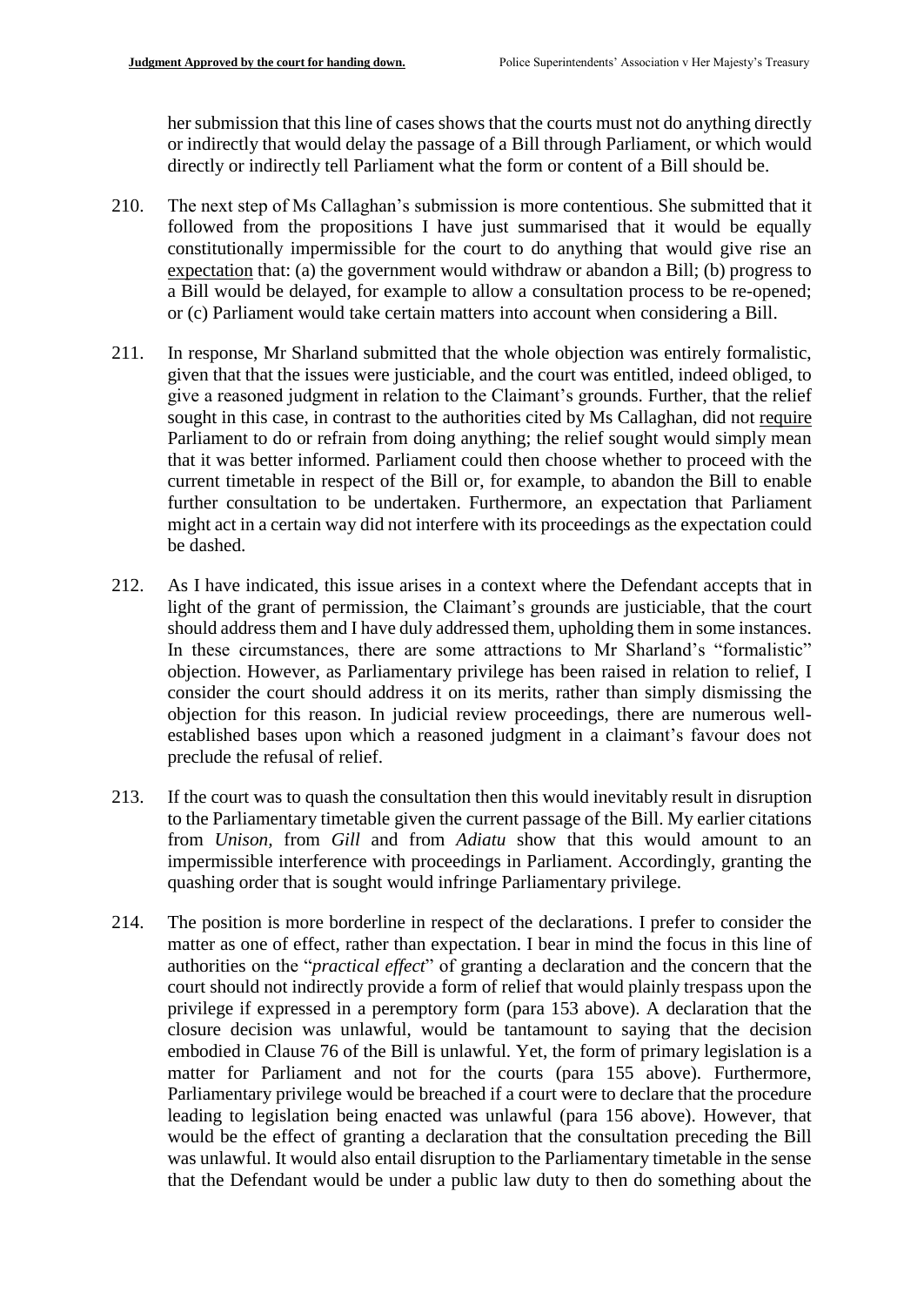her submission that this line of cases shows that the courts must not do anything directly or indirectly that would delay the passage of a Bill through Parliament, or which would directly or indirectly tell Parliament what the form or content of a Bill should be.

210. The next step of Ms Callaghan's submission is more contentious. She submitted that it followed from the propositions I have just summarised that it would be equally constitutionally impermissible for the court to do anything that would give rise an expectation that: (a) the government would withdraw or abandon a Bill; (b) progress to a Bill would be delayed, for example to allow a consultation process to be re-opened; or (c) Parliament would take certain matters into account when considering a Bill.

211. In response, Mr Sharland submitted that the whole objection was entirely formalistic, given that that the issues were justiciable, and the court was entitled, indeed obliged, to give a reasoned judgment in relation to the Claimant's grounds. Further, that the relief sought in this case, in contrast to the authorities cited by Ms Callaghan, did not require Parliament to do or refrain from doing anything; the relief sought would simply mean that it was better informed. Parliament could then choose whether to proceed with the current timetable in respect of the Bill or, for example, to abandon the Bill to enable further consultation to be undertaken. Furthermore, an expectation that Parliament might act in a certain way did not interfere with its proceedings as the expectation could be dashed.

212. As I have indicated, this issue arises in a context where the Defendant accepts that in light of the grant of permission, the Claimant's grounds are justiciable, that the court should address them and I have duly addressed them, upholding them in some instances. In these circumstances, there are some attractions to Mr Sharland's "formalistic" objection. However, as Parliamentary privilege has been raised in relation to relief, I consider the court should address it on its merits, rather than simply dismissing the objection for this reason. In judicial review proceedings, there are numerous well-established bases upon which a reasoned judgment in a claimant's favour does not preclude the refusal of relief.

213. If the court was to quash the consultation then this would inevitably result in disruption to the Parliamentary timetable given the current passage of the Bill. My earlier citations from *Unison*, from *Gill* and from *Adiatu* show that this would amount to an impermissible interference with proceedings in Parliament. Accordingly, granting the quashing order that is sought would infringe Parliamentary privilege.

214. The position is more borderline in respect of the declarations. I prefer to consider the matter as one of effect, rather than expectation. I bear in mind the focus in this line of authorities on the "*practical effect*" of granting a declaration and the concern that the court should not indirectly provide a form of relief that would plainly trespass upon the privilege if expressed in a peremptory form (para 153 above). A declaration that the closure decision was unlawful, would be tantamount to saying that the decision embodied in Clause 76 of the Bill is unlawful. Yet, the form of primary legislation is a matter for Parliament and not for the courts (para 155 above). Furthermore, Parliamentary privilege would be breached if a court were to declare that the procedure leading to legislation being enacted was unlawful (para 156 above). However, that would be the effect of granting a declaration that the consultation preceding the Bill was unlawful. It would also entail disruption to the Parliamentary timetable in the sense that the Defendant would be under a public law duty to then do something about the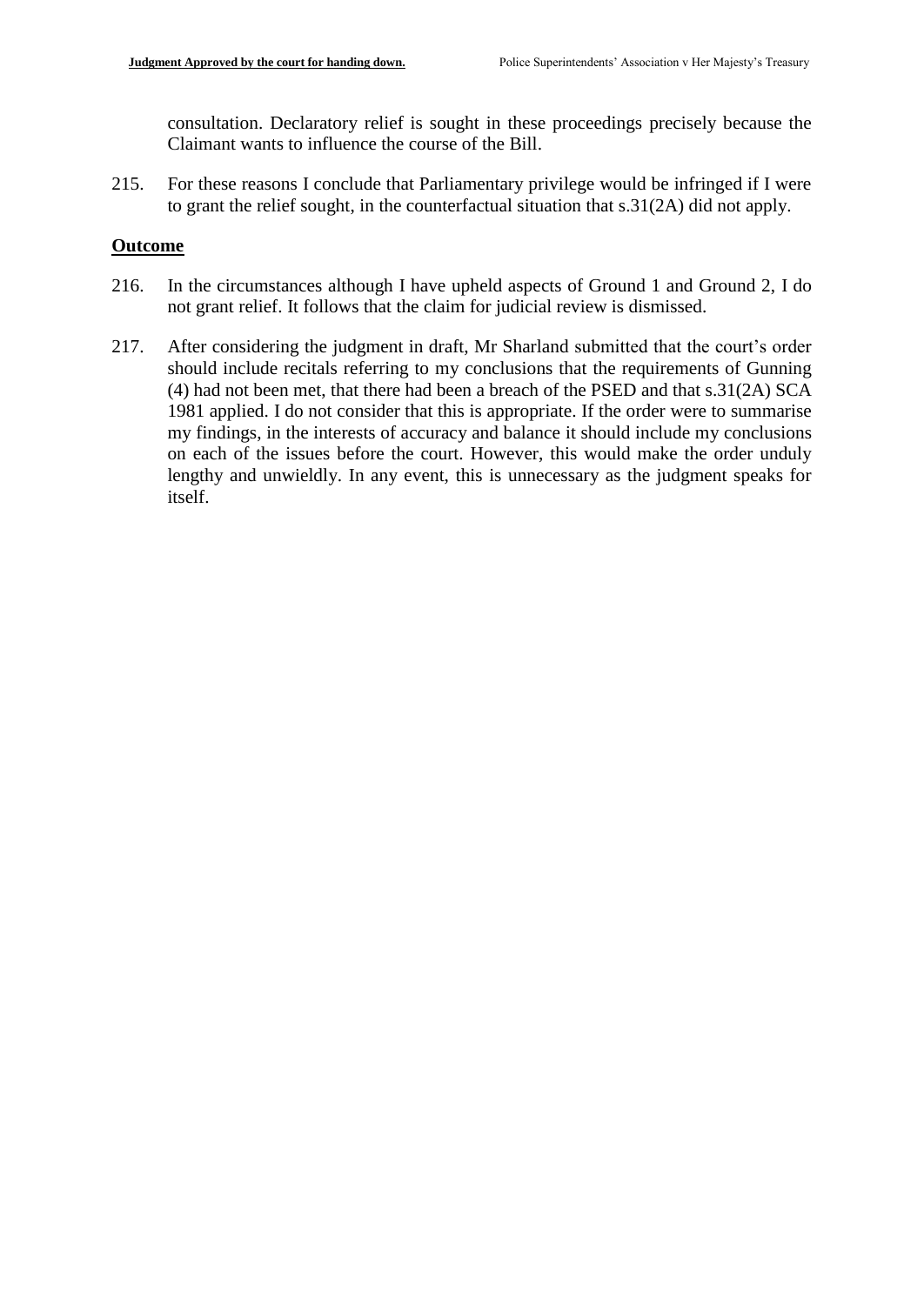consultation. Declaratory relief is sought in these proceedings precisely because the Claimant wants to influence the course of the Bill.

215. For these reasons I conclude that Parliamentary privilege would be infringed if I were to grant the relief sought, in the counterfactual situation that s.31(2A) did not apply.

## Outcome

216. In the circumstances although I have upheld aspects of Ground 1 and Ground 2, I do not grant relief. It follows that the claim for judicial review is dismissed.

217. After considering the judgment in draft, Mr Sharland submitted that the court's order should include recitals referring to my conclusions that the requirements of Gunning (4) had not been met, that there had been a breach of the PSED and that s.31(2A) SCA 1981 applied. I do not consider that this is appropriate. If the order were to summarise my findings, in the interests of accuracy and balance it should include my conclusions on each of the issues before the court. However, this would make the order unduly lengthy and unwieldly. In any event, this is unnecessary as the judgment speaks for itself.